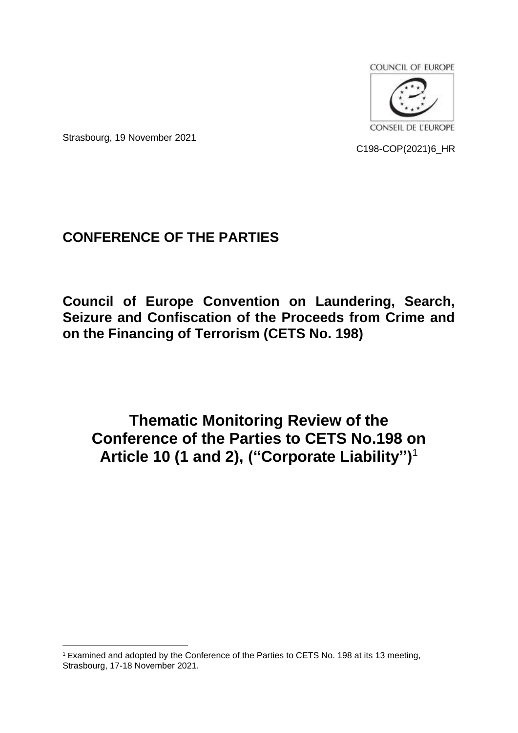COUNCIL OF EUROPE

CONSEIL DE L'EUROPE

Strasbourg, 19 November 2021

C198-COP(2021)6_HR

**CONFERENCE OF THE PARTIES**

**Council of Europe Convention on Laundering, Search, Seizure and Confiscation of the Proceeds from Crime and on the Financing of Terrorism (CETS No. 198)**

# Thematic Monitoring Review of the Conference of the Parties to CETS No.198 on Article 10 (1 and 2), ("Corporate Liability")[1]

[1] Examined and adopted by the Conference of the Parties to CETS No. 198 at its 13 meeting, Strasbourg, 17-18 November 2021.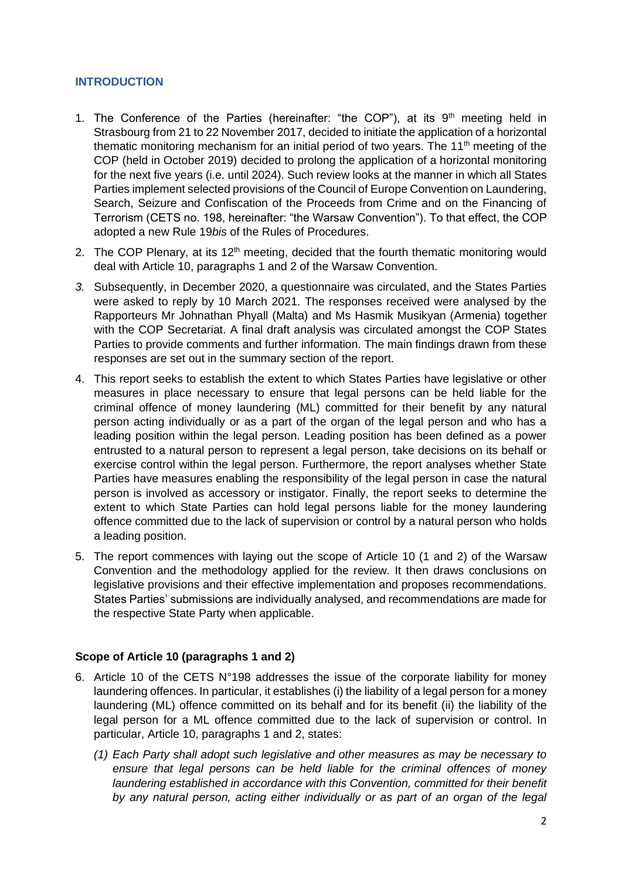## INTRODUCTION

1. The Conference of the Parties (hereinafter: "the COP"), at its 9th meeting held in Strasbourg from 21 to 22 November 2017, decided to initiate the application of a horizontal thematic monitoring mechanism for an initial period of two years. The 11th meeting of the COP (held in October 2019) decided to prolong the application of a horizontal monitoring for the next five years (i.e. until 2024). Such review looks at the manner in which all States Parties implement selected provisions of the Council of Europe Convention on Laundering, Search, Seizure and Confiscation of the Proceeds from Crime and on the Financing of Terrorism (CETS no. 198, hereinafter: "the Warsaw Convention"). To that effect, the COP adopted a new Rule 19*bis* of the Rules of Procedures.
2. The COP Plenary, at its 12th meeting, decided that the fourth thematic monitoring would deal with Article 10, paragraphs 1 and 2 of the Warsaw Convention.
3. Subsequently, in December 2020, a questionnaire was circulated, and the States Parties were asked to reply by 10 March 2021. The responses received were analysed by the Rapporteurs Mr Johnathan Phyall (Malta) and Ms Hasmik Musikyan (Armenia) together with the COP Secretariat. A final draft analysis was circulated amongst the COP States Parties to provide comments and further information. The main findings drawn from these responses are set out in the summary section of the report.
4. This report seeks to establish the extent to which States Parties have legislative or other measures in place necessary to ensure that legal persons can be held liable for the criminal offence of money laundering (ML) committed for their benefit by any natural person acting individually or as a part of the organ of the legal person and who has a leading position within the legal person. Leading position has been defined as a power entrusted to a natural person to represent a legal person, take decisions on its behalf or exercise control within the legal person. Furthermore, the report analyses whether State Parties have measures enabling the responsibility of the legal person in case the natural person is involved as accessory or instigator. Finally, the report seeks to determine the extent to which State Parties can hold legal persons liable for the money laundering offence committed due to the lack of supervision or control by a natural person who holds a leading position.
5. The report commences with laying out the scope of Article 10 (1 and 2) of the Warsaw Convention and the methodology applied for the review. It then draws conclusions on legislative provisions and their effective implementation and proposes recommendations. States Parties' submissions are individually analysed, and recommendations are made for the respective State Party when applicable.

### Scope of Article 10 (paragraphs 1 and 2)

6. Article 10 of the CETS N°198 addresses the issue of the corporate liability for money laundering offences. In particular, it establishes (i) the liability of a legal person for a money laundering (ML) offence committed on its behalf and for its benefit (ii) the liability of the legal person for a ML offence committed due to the lack of supervision or control. In particular, Article 10, paragraphs 1 and 2, states:

   *(1) Each Party shall adopt such legislative and other measures as may be necessary to ensure that legal persons can be held liable for the criminal offences of money laundering established in accordance with this Convention, committed for their benefit by any natural person, acting either individually or as part of an organ of the legal*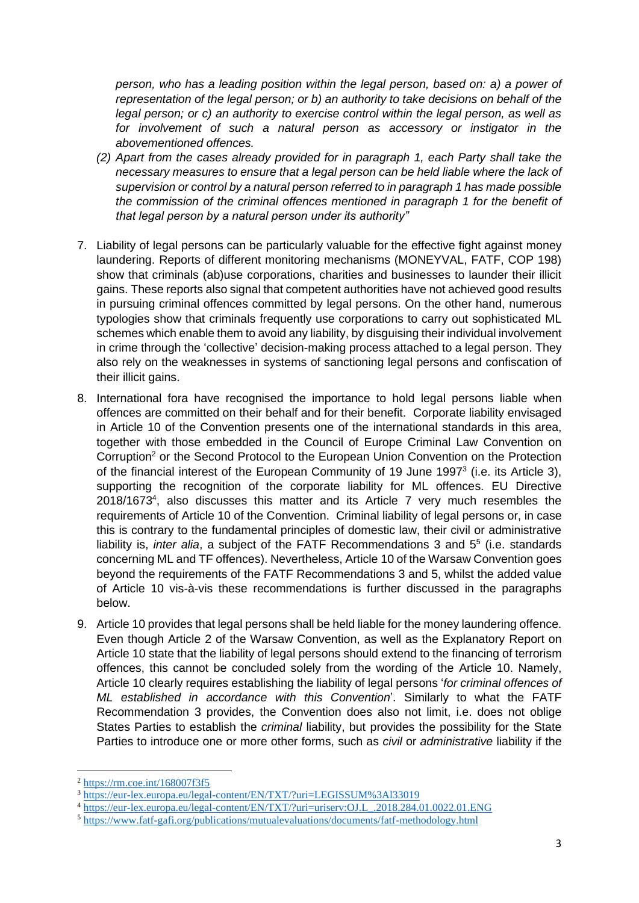*person, who has a leading position within the legal person, based on: a) a power of representation of the legal person; or b) an authority to take decisions on behalf of the legal person; or c) an authority to exercise control within the legal person, as well as for involvement of such a natural person as accessory or instigator in the abovementioned offences.*

*(2) Apart from the cases already provided for in paragraph 1, each Party shall take the necessary measures to ensure that a legal person can be held liable where the lack of supervision or control by a natural person referred to in paragraph 1 has made possible the commission of the criminal offences mentioned in paragraph 1 for the benefit of that legal person by a natural person under its authority"*

7. Liability of legal persons can be particularly valuable for the effective fight against money laundering. Reports of different monitoring mechanisms (MONEYVAL, FATF, COP 198) show that criminals (ab)use corporations, charities and businesses to launder their illicit gains. These reports also signal that competent authorities have not achieved good results in pursuing criminal offences committed by legal persons. On the other hand, numerous typologies show that criminals frequently use corporations to carry out sophisticated ML schemes which enable them to avoid any liability, by disguising their individual involvement in crime through the 'collective' decision-making process attached to a legal person. They also rely on the weaknesses in systems of sanctioning legal persons and confiscation of their illicit gains.

8. International fora have recognised the importance to hold legal persons liable when offences are committed on their behalf and for their benefit. Corporate liability envisaged in Article 10 of the Convention presents one of the international standards in this area, together with those embedded in the Council of Europe Criminal Law Convention on Corruption[2] or the Second Protocol to the European Union Convention on the Protection of the financial interest of the European Community of 19 June 1997[3] (i.e. its Article 3), supporting the recognition of the corporate liability for ML offences. EU Directive 2018/1673[4], also discusses this matter and its Article 7 very much resembles the requirements of Article 10 of the Convention. Criminal liability of legal persons or, in case this is contrary to the fundamental principles of domestic law, their civil or administrative liability is, *inter alia*, a subject of the FATF Recommendations 3 and 5[5] (i.e. standards concerning ML and TF offences). Nevertheless, Article 10 of the Warsaw Convention goes beyond the requirements of the FATF Recommendations 3 and 5, whilst the added value of Article 10 vis-à-vis these recommendations is further discussed in the paragraphs below.

9. Article 10 provides that legal persons shall be held liable for the money laundering offence. Even though Article 2 of the Warsaw Convention, as well as the Explanatory Report on Article 10 state that the liability of legal persons should extend to the financing of terrorism offences, this cannot be concluded solely from the wording of the Article 10. Namely, Article 10 clearly requires establishing the liability of legal persons '*for criminal offences of ML established in accordance with this Convention*'. Similarly to what the FATF Recommendation 3 provides, the Convention does also not limit, i.e. does not oblige States Parties to establish the *criminal* liability, but provides the possibility for the State Parties to introduce one or more other forms, such as *civil* or *administrative* liability if the

[2] https://rm.coe.int/168007f3f5
[3] https://eur-lex.europa.eu/legal-content/EN/TXT/?uri=LEGISSUM%3Al33019
[4] https://eur-lex.europa.eu/legal-content/EN/TXT/?uri=uriserv:OJ.L_.2018.284.01.0022.01.ENG
[5] https://www.fatf-gafi.org/publications/mutualevaluations/documents/fatf-methodology.html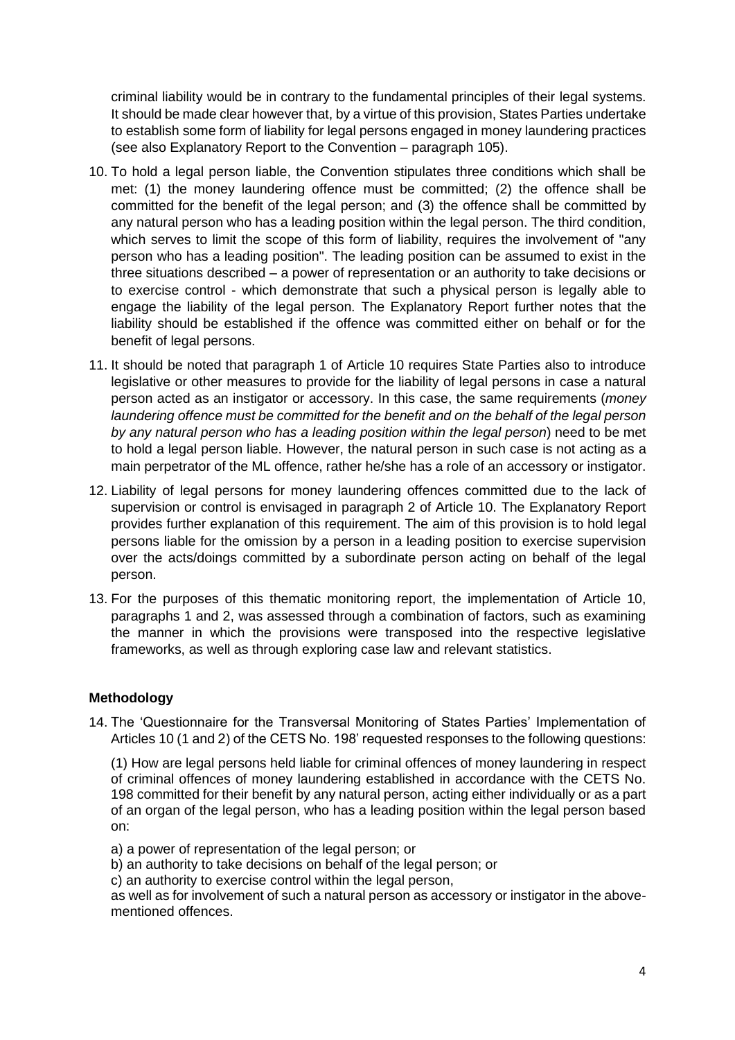criminal liability would be in contrary to the fundamental principles of their legal systems. It should be made clear however that, by a virtue of this provision, States Parties undertake to establish some form of liability for legal persons engaged in money laundering practices (see also Explanatory Report to the Convention – paragraph 105).

10. To hold a legal person liable, the Convention stipulates three conditions which shall be met: (1) the money laundering offence must be committed; (2) the offence shall be committed for the benefit of the legal person; and (3) the offence shall be committed by any natural person who has a leading position within the legal person. The third condition, which serves to limit the scope of this form of liability, requires the involvement of "any person who has a leading position". The leading position can be assumed to exist in the three situations described – a power of representation or an authority to take decisions or to exercise control - which demonstrate that such a physical person is legally able to engage the liability of the legal person. The Explanatory Report further notes that the liability should be established if the offence was committed either on behalf or for the benefit of legal persons.

11. It should be noted that paragraph 1 of Article 10 requires State Parties also to introduce legislative or other measures to provide for the liability of legal persons in case a natural person acted as an instigator or accessory. In this case, the same requirements (*money laundering offence must be committed for the benefit and on the behalf of the legal person by any natural person who has a leading position within the legal person*) need to be met to hold a legal person liable. However, the natural person in such case is not acting as a main perpetrator of the ML offence, rather he/she has a role of an accessory or instigator.

12. Liability of legal persons for money laundering offences committed due to the lack of supervision or control is envisaged in paragraph 2 of Article 10. The Explanatory Report provides further explanation of this requirement. The aim of this provision is to hold legal persons liable for the omission by a person in a leading position to exercise supervision over the acts/doings committed by a subordinate person acting on behalf of the legal person.

13. For the purposes of this thematic monitoring report, the implementation of Article 10, paragraphs 1 and 2, was assessed through a combination of factors, such as examining the manner in which the provisions were transposed into the respective legislative frameworks, as well as through exploring case law and relevant statistics.

### Methodology

14. The 'Questionnaire for the Transversal Monitoring of States Parties' Implementation of Articles 10 (1 and 2) of the CETS No. 198' requested responses to the following questions:

(1) How are legal persons held liable for criminal offences of money laundering in respect of criminal offences of money laundering established in accordance with the CETS No. 198 committed for their benefit by any natural person, acting either individually or as a part of an organ of the legal person, who has a leading position within the legal person based on:

a) a power of representation of the legal person; or

b) an authority to take decisions on behalf of the legal person; or

c) an authority to exercise control within the legal person,

as well as for involvement of such a natural person as accessory or instigator in the above-mentioned offences.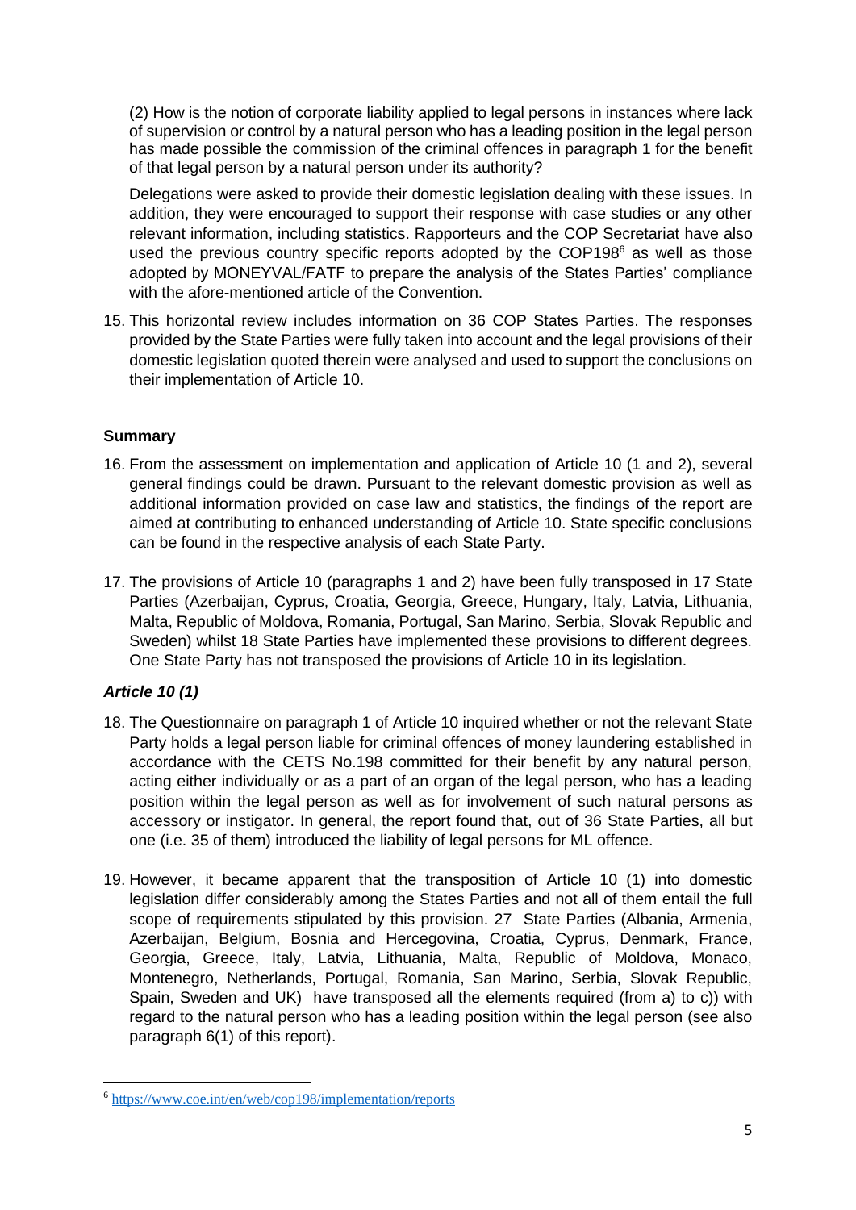(2) How is the notion of corporate liability applied to legal persons in instances where lack of supervision or control by a natural person who has a leading position in the legal person has made possible the commission of the criminal offences in paragraph 1 for the benefit of that legal person by a natural person under its authority?

Delegations were asked to provide their domestic legislation dealing with these issues. In addition, they were encouraged to support their response with case studies or any other relevant information, including statistics. Rapporteurs and the COP Secretariat have also used the previous country specific reports adopted by the COP198[6] as well as those adopted by MONEYVAL/FATF to prepare the analysis of the States Parties' compliance with the afore-mentioned article of the Convention.

15. This horizontal review includes information on 36 COP States Parties. The responses provided by the State Parties were fully taken into account and the legal provisions of their domestic legislation quoted therein were analysed and used to support the conclusions on their implementation of Article 10.

**Summary**

16. From the assessment on implementation and application of Article 10 (1 and 2), several general findings could be drawn. Pursuant to the relevant domestic provision as well as additional information provided on case law and statistics, the findings of the report are aimed at contributing to enhanced understanding of Article 10. State specific conclusions can be found in the respective analysis of each State Party.

17. The provisions of Article 10 (paragraphs 1 and 2) have been fully transposed in 17 State Parties (Azerbaijan, Cyprus, Croatia, Georgia, Greece, Hungary, Italy, Latvia, Lithuania, Malta, Republic of Moldova, Romania, Portugal, San Marino, Serbia, Slovak Republic and Sweden) whilst 18 State Parties have implemented these provisions to different degrees. One State Party has not transposed the provisions of Article 10 in its legislation.

***Article 10 (1)***

18. The Questionnaire on paragraph 1 of Article 10 inquired whether or not the relevant State Party holds a legal person liable for criminal offences of money laundering established in accordance with the CETS No.198 committed for their benefit by any natural person, acting either individually or as a part of an organ of the legal person, who has a leading position within the legal person as well as for involvement of such natural persons as accessory or instigator. In general, the report found that, out of 36 State Parties, all but one (i.e. 35 of them) introduced the liability of legal persons for ML offence.

19. However, it became apparent that the transposition of Article 10 (1) into domestic legislation differ considerably among the States Parties and not all of them entail the full scope of requirements stipulated by this provision. 27 State Parties (Albania, Armenia, Azerbaijan, Belgium, Bosnia and Hercegovina, Croatia, Cyprus, Denmark, France, Georgia, Greece, Italy, Latvia, Lithuania, Malta, Republic of Moldova, Monaco, Montenegro, Netherlands, Portugal, Romania, San Marino, Serbia, Slovak Republic, Spain, Sweden and UK) have transposed all the elements required (from a) to c)) with regard to the natural person who has a leading position within the legal person (see also paragraph 6(1) of this report).

---

[6] https://www.coe.int/en/web/cop198/implementation/reports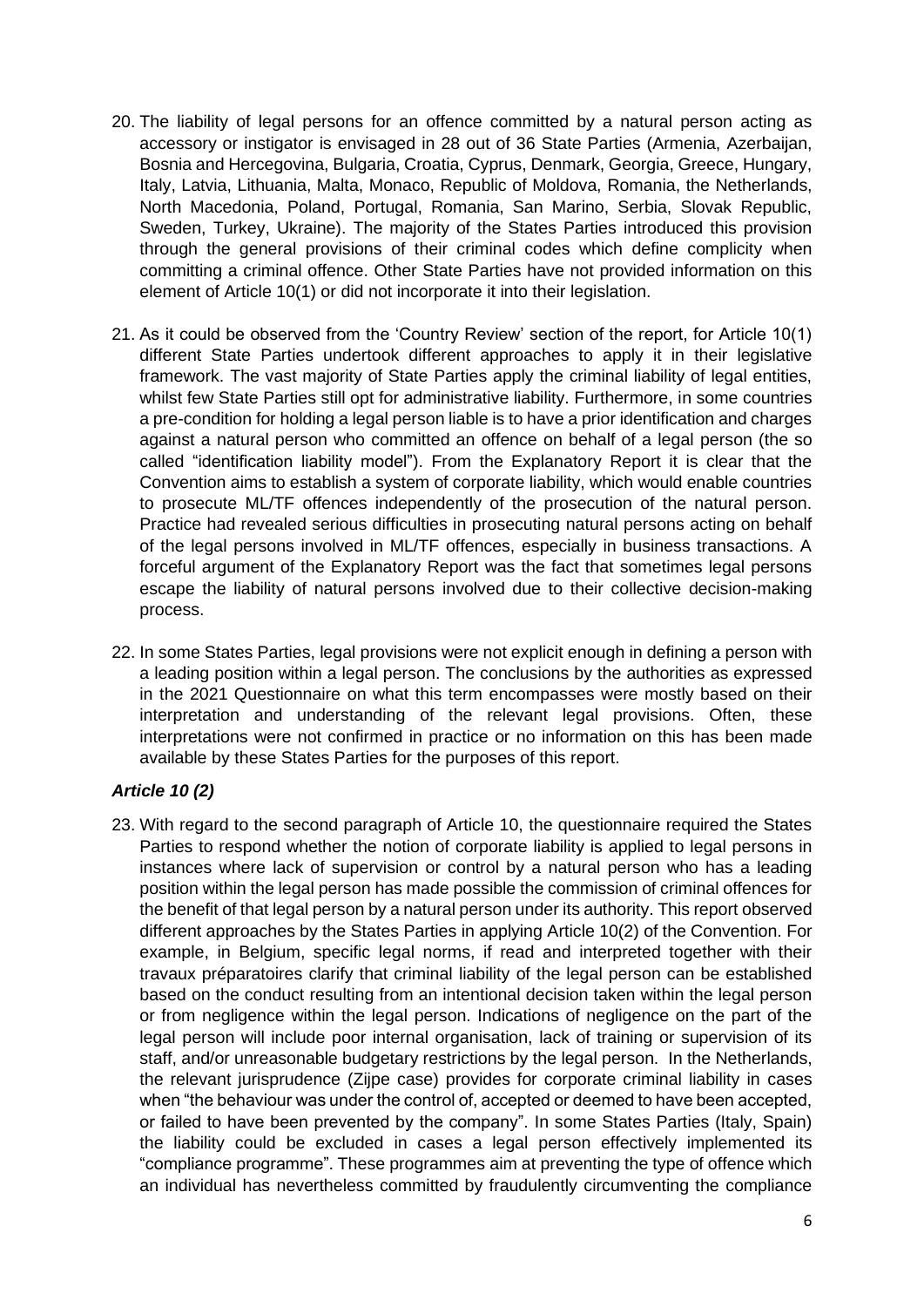20. The liability of legal persons for an offence committed by a natural person acting as accessory or instigator is envisaged in 28 out of 36 State Parties (Armenia, Azerbaijan, Bosnia and Hercegovina, Bulgaria, Croatia, Cyprus, Denmark, Georgia, Greece, Hungary, Italy, Latvia, Lithuania, Malta, Monaco, Republic of Moldova, Romania, the Netherlands, North Macedonia, Poland, Portugal, Romania, San Marino, Serbia, Slovak Republic, Sweden, Turkey, Ukraine). The majority of the States Parties introduced this provision through the general provisions of their criminal codes which define complicity when committing a criminal offence. Other State Parties have not provided information on this element of Article 10(1) or did not incorporate it into their legislation.

21. As it could be observed from the 'Country Review' section of the report, for Article 10(1) different State Parties undertook different approaches to apply it in their legislative framework. The vast majority of State Parties apply the criminal liability of legal entities, whilst few State Parties still opt for administrative liability. Furthermore, in some countries a pre-condition for holding a legal person liable is to have a prior identification and charges against a natural person who committed an offence on behalf of a legal person (the so called "identification liability model"). From the Explanatory Report it is clear that the Convention aims to establish a system of corporate liability, which would enable countries to prosecute ML/TF offences independently of the prosecution of the natural person. Practice had revealed serious difficulties in prosecuting natural persons acting on behalf of the legal persons involved in ML/TF offences, especially in business transactions. A forceful argument of the Explanatory Report was the fact that sometimes legal persons escape the liability of natural persons involved due to their collective decision-making process.

22. In some States Parties, legal provisions were not explicit enough in defining a person with a leading position within a legal person. The conclusions by the authorities as expressed in the 2021 Questionnaire on what this term encompasses were mostly based on their interpretation and understanding of the relevant legal provisions. Often, these interpretations were not confirmed in practice or no information on this has been made available by these States Parties for the purposes of this report.

### *Article 10 (2)*

23. With regard to the second paragraph of Article 10, the questionnaire required the States Parties to respond whether the notion of corporate liability is applied to legal persons in instances where lack of supervision or control by a natural person who has a leading position within the legal person has made possible the commission of criminal offences for the benefit of that legal person by a natural person under its authority. This report observed different approaches by the States Parties in applying Article 10(2) of the Convention. For example, in Belgium, specific legal norms, if read and interpreted together with their travaux préparatoires clarify that criminal liability of the legal person can be established based on the conduct resulting from an intentional decision taken within the legal person or from negligence within the legal person. Indications of negligence on the part of the legal person will include poor internal organisation, lack of training or supervision of its staff, and/or unreasonable budgetary restrictions by the legal person. In the Netherlands, the relevant jurisprudence (Zijpe case) provides for corporate criminal liability in cases when "the behaviour was under the control of, accepted or deemed to have been accepted, or failed to have been prevented by the company". In some States Parties (Italy, Spain) the liability could be excluded in cases a legal person effectively implemented its "compliance programme". These programmes aim at preventing the type of offence which an individual has nevertheless committed by fraudulently circumventing the compliance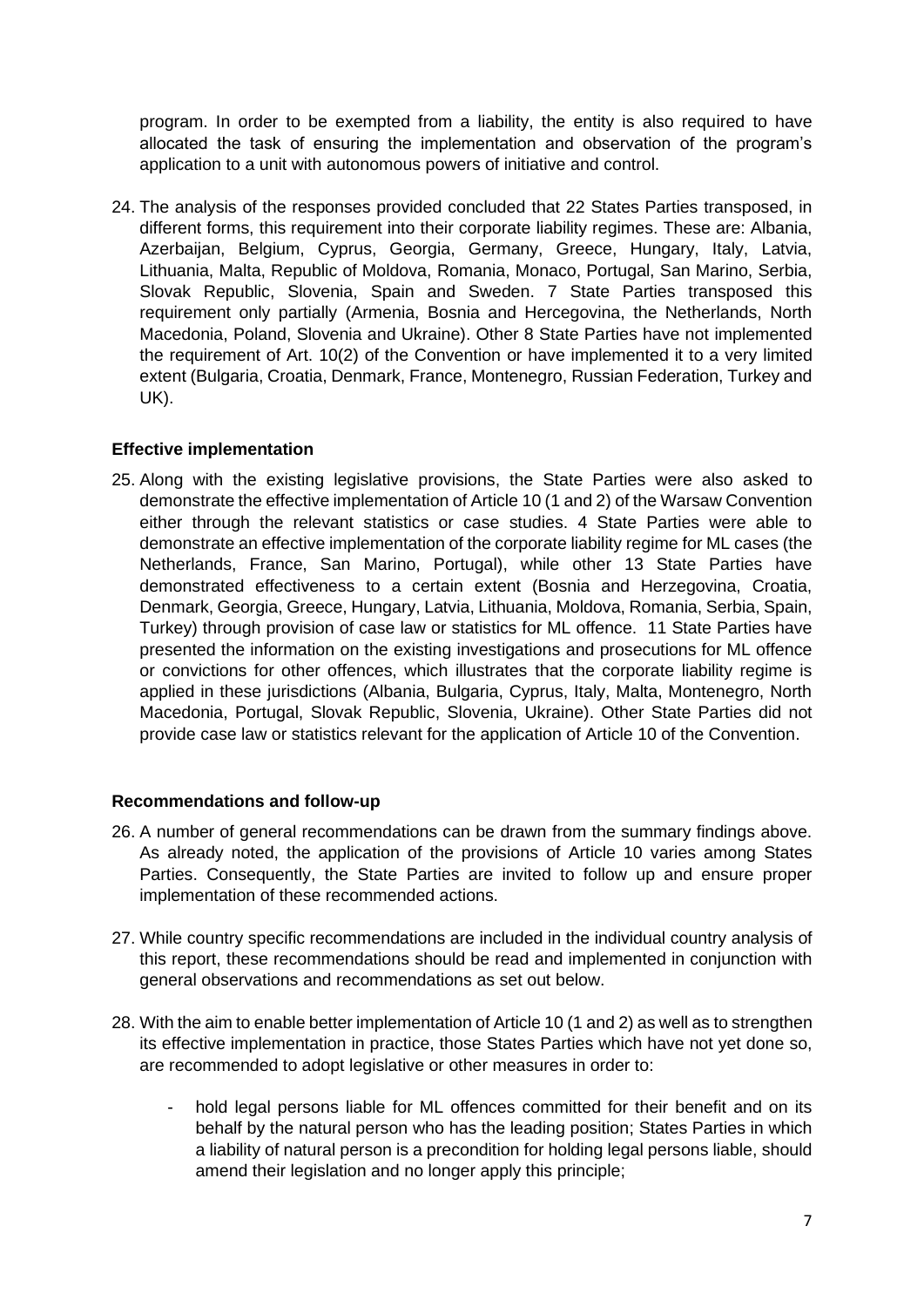program. In order to be exempted from a liability, the entity is also required to have allocated the task of ensuring the implementation and observation of the program's application to a unit with autonomous powers of initiative and control.

24. The analysis of the responses provided concluded that 22 States Parties transposed, in different forms, this requirement into their corporate liability regimes. These are: Albania, Azerbaijan, Belgium, Cyprus, Georgia, Germany, Greece, Hungary, Italy, Latvia, Lithuania, Malta, Republic of Moldova, Romania, Monaco, Portugal, San Marino, Serbia, Slovak Republic, Slovenia, Spain and Sweden. 7 State Parties transposed this requirement only partially (Armenia, Bosnia and Hercegovina, the Netherlands, North Macedonia, Poland, Slovenia and Ukraine). Other 8 State Parties have not implemented the requirement of Art. 10(2) of the Convention or have implemented it to a very limited extent (Bulgaria, Croatia, Denmark, France, Montenegro, Russian Federation, Turkey and UK).

### Effective implementation

25. Along with the existing legislative provisions, the State Parties were also asked to demonstrate the effective implementation of Article 10 (1 and 2) of the Warsaw Convention either through the relevant statistics or case studies. 4 State Parties were able to demonstrate an effective implementation of the corporate liability regime for ML cases (the Netherlands, France, San Marino, Portugal), while other 13 State Parties have demonstrated effectiveness to a certain extent (Bosnia and Herzegovina, Croatia, Denmark, Georgia, Greece, Hungary, Latvia, Lithuania, Moldova, Romania, Serbia, Spain, Turkey) through provision of case law or statistics for ML offence. 11 State Parties have presented the information on the existing investigations and prosecutions for ML offence or convictions for other offences, which illustrates that the corporate liability regime is applied in these jurisdictions (Albania, Bulgaria, Cyprus, Italy, Malta, Montenegro, North Macedonia, Portugal, Slovak Republic, Slovenia, Ukraine). Other State Parties did not provide case law or statistics relevant for the application of Article 10 of the Convention.

### Recommendations and follow-up

26. A number of general recommendations can be drawn from the summary findings above. As already noted, the application of the provisions of Article 10 varies among States Parties. Consequently, the State Parties are invited to follow up and ensure proper implementation of these recommended actions.

27. While country specific recommendations are included in the individual country analysis of this report, these recommendations should be read and implemented in conjunction with general observations and recommendations as set out below.

28. With the aim to enable better implementation of Article 10 (1 and 2) as well as to strengthen its effective implementation in practice, those States Parties which have not yet done so, are recommended to adopt legislative or other measures in order to:

    - hold legal persons liable for ML offences committed for their benefit and on its behalf by the natural person who has the leading position; States Parties in which a liability of natural person is a precondition for holding legal persons liable, should amend their legislation and no longer apply this principle;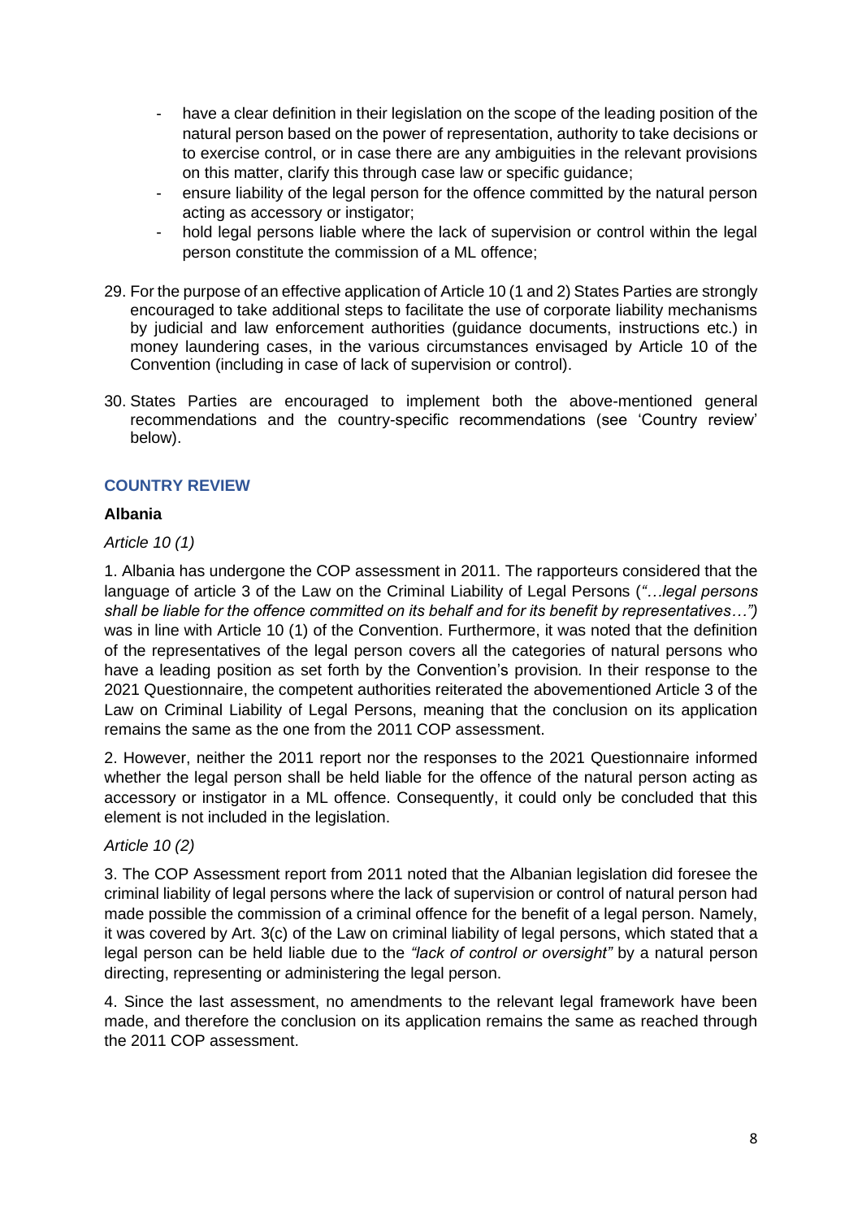- have a clear definition in their legislation on the scope of the leading position of the natural person based on the power of representation, authority to take decisions or to exercise control, or in case there are any ambiguities in the relevant provisions on this matter, clarify this through case law or specific guidance;
- ensure liability of the legal person for the offence committed by the natural person acting as accessory or instigator;
- hold legal persons liable where the lack of supervision or control within the legal person constitute the commission of a ML offence;

29. For the purpose of an effective application of Article 10 (1 and 2) States Parties are strongly encouraged to take additional steps to facilitate the use of corporate liability mechanisms by judicial and law enforcement authorities (guidance documents, instructions etc.) in money laundering cases, in the various circumstances envisaged by Article 10 of the Convention (including in case of lack of supervision or control).

30. States Parties are encouraged to implement both the above-mentioned general recommendations and the country-specific recommendations (see 'Country review' below).

## COUNTRY REVIEW

### Albania

*Article 10 (1)*

1. Albania has undergone the COP assessment in 2011. The rapporteurs considered that the language of article 3 of the Law on the Criminal Liability of Legal Persons (*"…legal persons shall be liable for the offence committed on its behalf and for its benefit by representatives…")* was in line with Article 10 (1) of the Convention. Furthermore, it was noted that the definition of the representatives of the legal person covers all the categories of natural persons who have a leading position as set forth by the Convention's provision. In their response to the 2021 Questionnaire, the competent authorities reiterated the abovementioned Article 3 of the Law on Criminal Liability of Legal Persons, meaning that the conclusion on its application remains the same as the one from the 2011 COP assessment.

2. However, neither the 2011 report nor the responses to the 2021 Questionnaire informed whether the legal person shall be held liable for the offence of the natural person acting as accessory or instigator in a ML offence. Consequently, it could only be concluded that this element is not included in the legislation.

*Article 10 (2)*

3. The COP Assessment report from 2011 noted that the Albanian legislation did foresee the criminal liability of legal persons where the lack of supervision or control of natural person had made possible the commission of a criminal offence for the benefit of a legal person. Namely, it was covered by Art. 3(c) of the Law on criminal liability of legal persons, which stated that a legal person can be held liable due to the *"lack of control or oversight"* by a natural person directing, representing or administering the legal person.

4. Since the last assessment, no amendments to the relevant legal framework have been made, and therefore the conclusion on its application remains the same as reached through the 2011 COP assessment.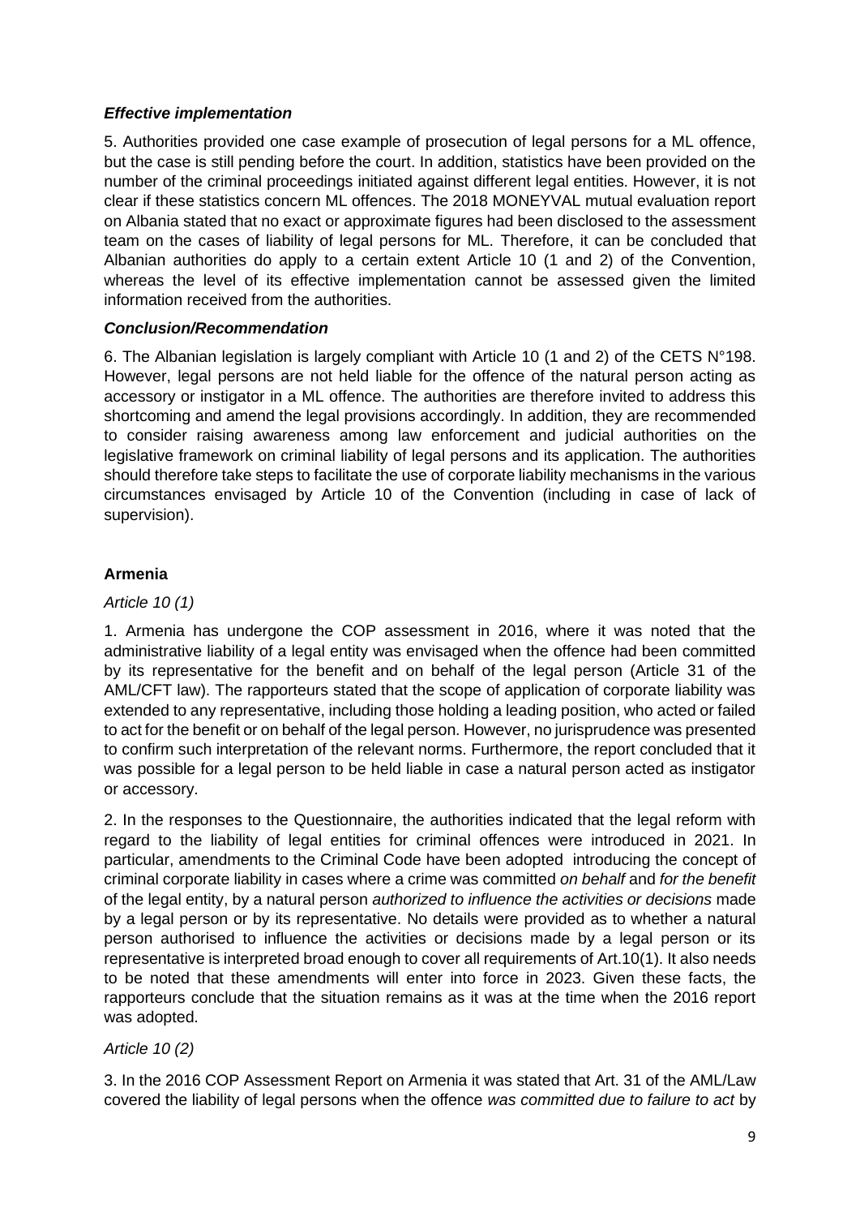### *Effective implementation*

5. Authorities provided one case example of prosecution of legal persons for a ML offence, but the case is still pending before the court. In addition, statistics have been provided on the number of the criminal proceedings initiated against different legal entities. However, it is not clear if these statistics concern ML offences. The 2018 MONEYVAL mutual evaluation report on Albania stated that no exact or approximate figures had been disclosed to the assessment team on the cases of liability of legal persons for ML. Therefore, it can be concluded that Albanian authorities do apply to a certain extent Article 10 (1 and 2) of the Convention, whereas the level of its effective implementation cannot be assessed given the limited information received from the authorities.

### *Conclusion/Recommendation*

6. The Albanian legislation is largely compliant with Article 10 (1 and 2) of the CETS N°198. However, legal persons are not held liable for the offence of the natural person acting as accessory or instigator in a ML offence. The authorities are therefore invited to address this shortcoming and amend the legal provisions accordingly. In addition, they are recommended to consider raising awareness among law enforcement and judicial authorities on the legislative framework on criminal liability of legal persons and its application. The authorities should therefore take steps to facilitate the use of corporate liability mechanisms in the various circumstances envisaged by Article 10 of the Convention (including in case of lack of supervision).

## Armenia

*Article 10 (1)*

1. Armenia has undergone the COP assessment in 2016, where it was noted that the administrative liability of a legal entity was envisaged when the offence had been committed by its representative for the benefit and on behalf of the legal person (Article 31 of the AML/CFT law). The rapporteurs stated that the scope of application of corporate liability was extended to any representative, including those holding a leading position, who acted or failed to act for the benefit or on behalf of the legal person. However, no jurisprudence was presented to confirm such interpretation of the relevant norms. Furthermore, the report concluded that it was possible for a legal person to be held liable in case a natural person acted as instigator or accessory.

2. In the responses to the Questionnaire, the authorities indicated that the legal reform with regard to the liability of legal entities for criminal offences were introduced in 2021. In particular, amendments to the Criminal Code have been adopted introducing the concept of criminal corporate liability in cases where a crime was committed *on behalf* and *for the benefit* of the legal entity, by a natural person *authorized to influence the activities or decisions* made by a legal person or by its representative. No details were provided as to whether a natural person authorised to influence the activities or decisions made by a legal person or its representative is interpreted broad enough to cover all requirements of Art.10(1). It also needs to be noted that these amendments will enter into force in 2023. Given these facts, the rapporteurs conclude that the situation remains as it was at the time when the 2016 report was adopted.

*Article 10 (2)*

3. In the 2016 COP Assessment Report on Armenia it was stated that Art. 31 of the AML/Law covered the liability of legal persons when the offence *was committed due to failure to act* by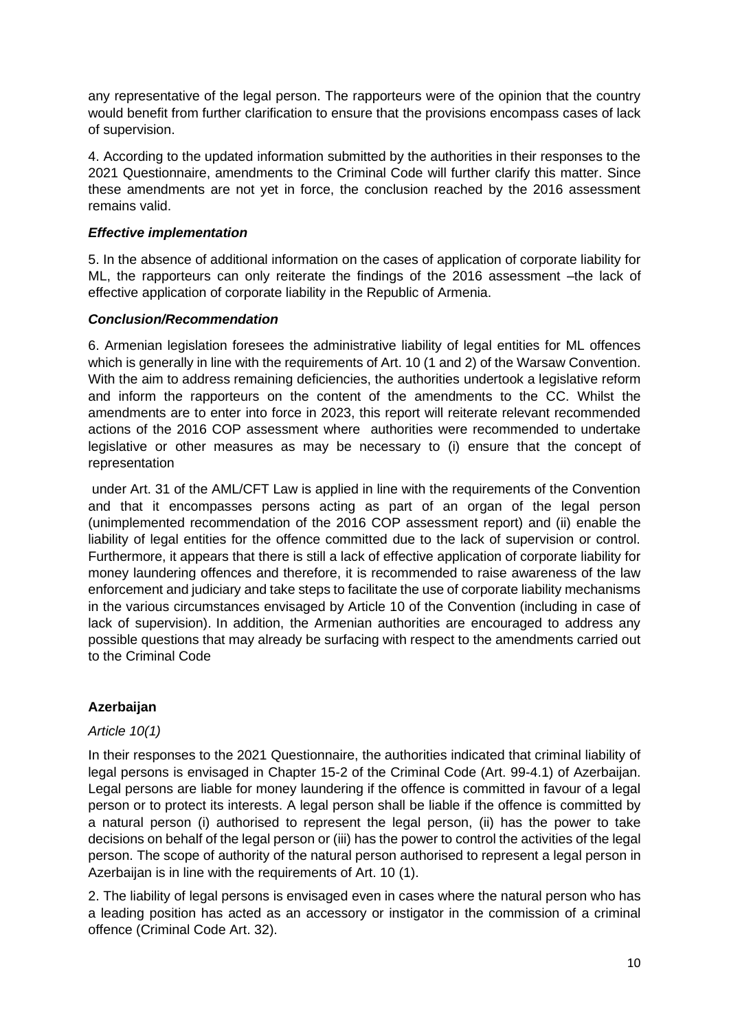any representative of the legal person. The rapporteurs were of the opinion that the country would benefit from further clarification to ensure that the provisions encompass cases of lack of supervision.

4. According to the updated information submitted by the authorities in their responses to the 2021 Questionnaire, amendments to the Criminal Code will further clarify this matter. Since these amendments are not yet in force, the conclusion reached by the 2016 assessment remains valid.

***Effective implementation***

5. In the absence of additional information on the cases of application of corporate liability for ML, the rapporteurs can only reiterate the findings of the 2016 assessment –the lack of effective application of corporate liability in the Republic of Armenia.

***Conclusion/Recommendation***

6. Armenian legislation foresees the administrative liability of legal entities for ML offences which is generally in line with the requirements of Art. 10 (1 and 2) of the Warsaw Convention. With the aim to address remaining deficiencies, the authorities undertook a legislative reform and inform the rapporteurs on the content of the amendments to the CC. Whilst the amendments are to enter into force in 2023, this report will reiterate relevant recommended actions of the 2016 COP assessment where authorities were recommended to undertake legislative or other measures as may be necessary to (i) ensure that the concept of representation

under Art. 31 of the AML/CFT Law is applied in line with the requirements of the Convention and that it encompasses persons acting as part of an organ of the legal person (unimplemented recommendation of the 2016 COP assessment report) and (ii) enable the liability of legal entities for the offence committed due to the lack of supervision or control. Furthermore, it appears that there is still a lack of effective application of corporate liability for money laundering offences and therefore, it is recommended to raise awareness of the law enforcement and judiciary and take steps to facilitate the use of corporate liability mechanisms in the various circumstances envisaged by Article 10 of the Convention (including in case of lack of supervision). In addition, the Armenian authorities are encouraged to address any possible questions that may already be surfacing with respect to the amendments carried out to the Criminal Code

### Azerbaijan

*Article 10(1)*

In their responses to the 2021 Questionnaire, the authorities indicated that criminal liability of legal persons is envisaged in Chapter 15-2 of the Criminal Code (Art. 99-4.1) of Azerbaijan. Legal persons are liable for money laundering if the offence is committed in favour of a legal person or to protect its interests. A legal person shall be liable if the offence is committed by a natural person (i) authorised to represent the legal person, (ii) has the power to take decisions on behalf of the legal person or (iii) has the power to control the activities of the legal person. The scope of authority of the natural person authorised to represent a legal person in Azerbaijan is in line with the requirements of Art. 10 (1).

2. The liability of legal persons is envisaged even in cases where the natural person who has a leading position has acted as an accessory or instigator in the commission of a criminal offence (Criminal Code Art. 32).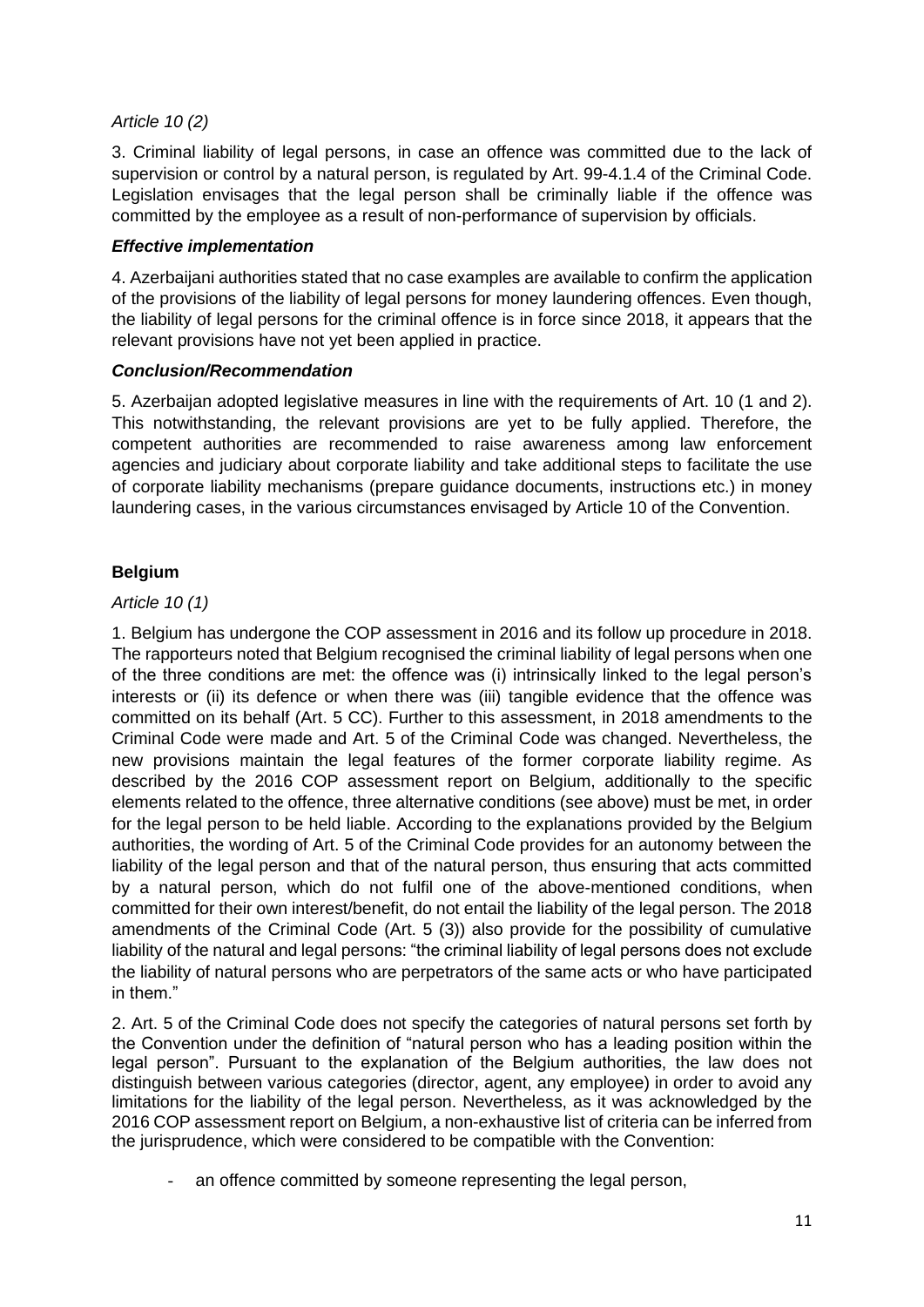*Article 10 (2)*

3. Criminal liability of legal persons, in case an offence was committed due to the lack of supervision or control by a natural person, is regulated by Art. 99-4.1.4 of the Criminal Code. Legislation envisages that the legal person shall be criminally liable if the offence was committed by the employee as a result of non-performance of supervision by officials.

***Effective implementation***

4. Azerbaijani authorities stated that no case examples are available to confirm the application of the provisions of the liability of legal persons for money laundering offences. Even though, the liability of legal persons for the criminal offence is in force since 2018, it appears that the relevant provisions have not yet been applied in practice.

***Conclusion/Recommendation***

5. Azerbaijan adopted legislative measures in line with the requirements of Art. 10 (1 and 2). This notwithstanding, the relevant provisions are yet to be fully applied. Therefore, the competent authorities are recommended to raise awareness among law enforcement agencies and judiciary about corporate liability and take additional steps to facilitate the use of corporate liability mechanisms (prepare guidance documents, instructions etc.) in money laundering cases, in the various circumstances envisaged by Article 10 of the Convention.

**Belgium**

*Article 10 (1)*

1. Belgium has undergone the COP assessment in 2016 and its follow up procedure in 2018. The rapporteurs noted that Belgium recognised the criminal liability of legal persons when one of the three conditions are met: the offence was (i) intrinsically linked to the legal person's interests or (ii) its defence or when there was (iii) tangible evidence that the offence was committed on its behalf (Art. 5 CC). Further to this assessment, in 2018 amendments to the Criminal Code were made and Art. 5 of the Criminal Code was changed. Nevertheless, the new provisions maintain the legal features of the former corporate liability regime. As described by the 2016 COP assessment report on Belgium, additionally to the specific elements related to the offence, three alternative conditions (see above) must be met, in order for the legal person to be held liable. According to the explanations provided by the Belgium authorities, the wording of Art. 5 of the Criminal Code provides for an autonomy between the liability of the legal person and that of the natural person, thus ensuring that acts committed by a natural person, which do not fulfil one of the above-mentioned conditions, when committed for their own interest/benefit, do not entail the liability of the legal person. The 2018 amendments of the Criminal Code (Art. 5 (3)) also provide for the possibility of cumulative liability of the natural and legal persons: "the criminal liability of legal persons does not exclude the liability of natural persons who are perpetrators of the same acts or who have participated in them."

2. Art. 5 of the Criminal Code does not specify the categories of natural persons set forth by the Convention under the definition of "natural person who has a leading position within the legal person". Pursuant to the explanation of the Belgium authorities, the law does not distinguish between various categories (director, agent, any employee) in order to avoid any limitations for the liability of the legal person. Nevertheless, as it was acknowledged by the 2016 COP assessment report on Belgium, a non-exhaustive list of criteria can be inferred from the jurisprudence, which were considered to be compatible with the Convention:

- an offence committed by someone representing the legal person,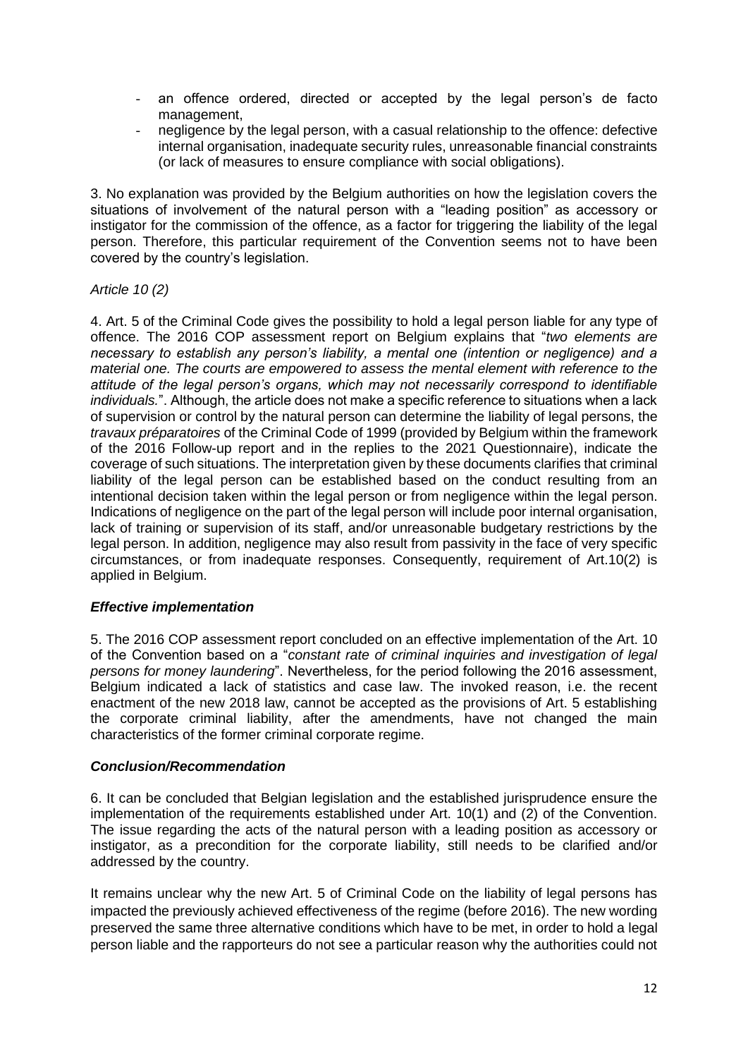- an offence ordered, directed or accepted by the legal person's de facto management,
- negligence by the legal person, with a casual relationship to the offence: defective internal organisation, inadequate security rules, unreasonable financial constraints (or lack of measures to ensure compliance with social obligations).

3. No explanation was provided by the Belgium authorities on how the legislation covers the situations of involvement of the natural person with a "leading position" as accessory or instigator for the commission of the offence, as a factor for triggering the liability of the legal person. Therefore, this particular requirement of the Convention seems not to have been covered by the country's legislation.

*Article 10 (2)*

4. Art. 5 of the Criminal Code gives the possibility to hold a legal person liable for any type of offence. The 2016 COP assessment report on Belgium explains that "*two elements are necessary to establish any person's liability, a mental one (intention or negligence) and a material one. The courts are empowered to assess the mental element with reference to the attitude of the legal person's organs, which may not necessarily correspond to identifiable individuals.*". Although, the article does not make a specific reference to situations when a lack of supervision or control by the natural person can determine the liability of legal persons, the *travaux préparatoires* of the Criminal Code of 1999 (provided by Belgium within the framework of the 2016 Follow-up report and in the replies to the 2021 Questionnaire), indicate the coverage of such situations. The interpretation given by these documents clarifies that criminal liability of the legal person can be established based on the conduct resulting from an intentional decision taken within the legal person or from negligence within the legal person. Indications of negligence on the part of the legal person will include poor internal organisation, lack of training or supervision of its staff, and/or unreasonable budgetary restrictions by the legal person. In addition, negligence may also result from passivity in the face of very specific circumstances, or from inadequate responses. Consequently, requirement of Art.10(2) is applied in Belgium.

### *Effective implementation*

5. The 2016 COP assessment report concluded on an effective implementation of the Art. 10 of the Convention based on a "*constant rate of criminal inquiries and investigation of legal persons for money laundering*". Nevertheless, for the period following the 2016 assessment, Belgium indicated a lack of statistics and case law. The invoked reason, i.e. the recent enactment of the new 2018 law, cannot be accepted as the provisions of Art. 5 establishing the corporate criminal liability, after the amendments, have not changed the main characteristics of the former criminal corporate regime.

### *Conclusion/Recommendation*

6. It can be concluded that Belgian legislation and the established jurisprudence ensure the implementation of the requirements established under Art. 10(1) and (2) of the Convention. The issue regarding the acts of the natural person with a leading position as accessory or instigator, as a precondition for the corporate liability, still needs to be clarified and/or addressed by the country.

It remains unclear why the new Art. 5 of Criminal Code on the liability of legal persons has impacted the previously achieved effectiveness of the regime (before 2016). The new wording preserved the same three alternative conditions which have to be met, in order to hold a legal person liable and the rapporteurs do not see a particular reason why the authorities could not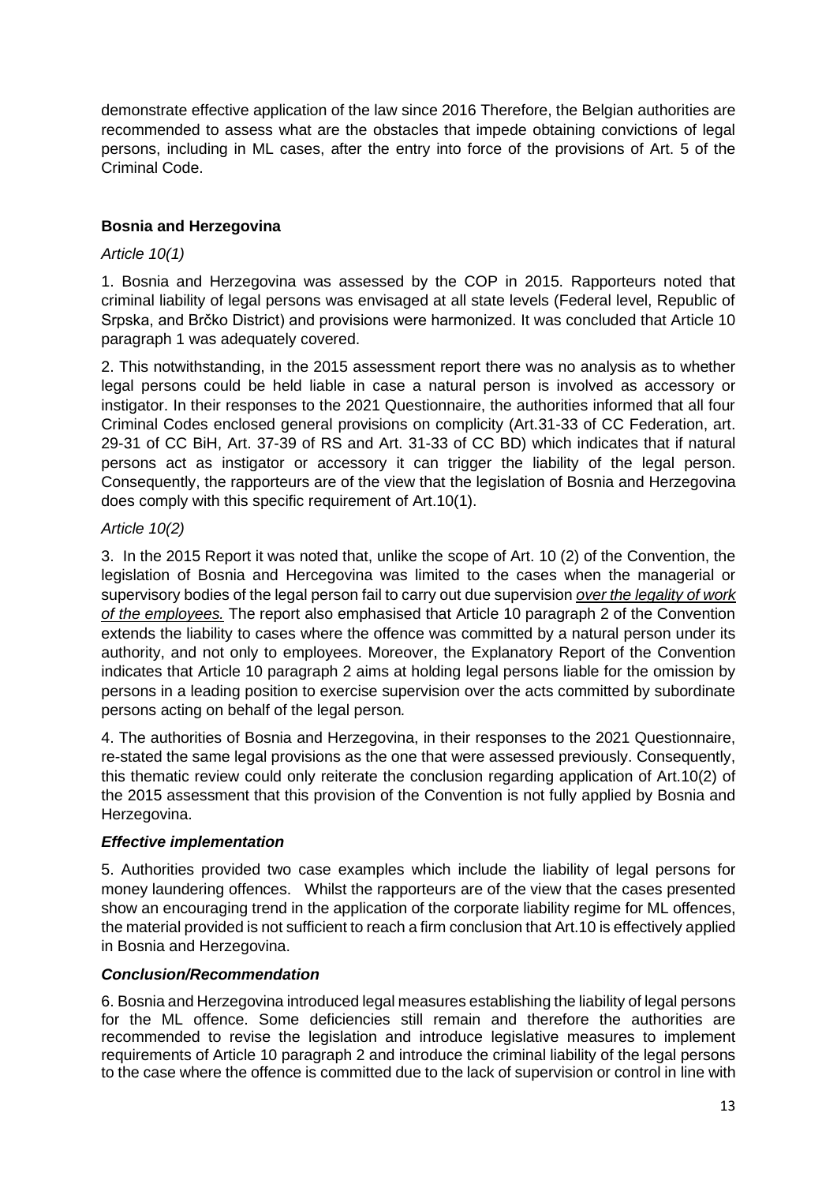demonstrate effective application of the law since 2016 Therefore, the Belgian authorities are recommended to assess what are the obstacles that impede obtaining convictions of legal persons, including in ML cases, after the entry into force of the provisions of Art. 5 of the Criminal Code.

### Bosnia and Herzegovina

*Article 10(1)*

1. Bosnia and Herzegovina was assessed by the COP in 2015. Rapporteurs noted that criminal liability of legal persons was envisaged at all state levels (Federal level, Republic of Srpska, and Brčko District) and provisions were harmonized. It was concluded that Article 10 paragraph 1 was adequately covered.

2. This notwithstanding, in the 2015 assessment report there was no analysis as to whether legal persons could be held liable in case a natural person is involved as accessory or instigator. In their responses to the 2021 Questionnaire, the authorities informed that all four Criminal Codes enclosed general provisions on complicity (Art.31-33 of CC Federation, art. 29-31 of CC BiH, Art. 37-39 of RS and Art. 31-33 of CC BD) which indicates that if natural persons act as instigator or accessory it can trigger the liability of the legal person. Consequently, the rapporteurs are of the view that the legislation of Bosnia and Herzegovina does comply with this specific requirement of Art.10(1).

*Article 10(2)*

3. In the 2015 Report it was noted that, unlike the scope of Art. 10 (2) of the Convention, the legislation of Bosnia and Hercegovina was limited to the cases when the managerial or supervisory bodies of the legal person fail to carry out due supervision *over the legality of work of the employees.* The report also emphasised that Article 10 paragraph 2 of the Convention extends the liability to cases where the offence was committed by a natural person under its authority, and not only to employees. Moreover, the Explanatory Report of the Convention indicates that Article 10 paragraph 2 aims at holding legal persons liable for the omission by persons in a leading position to exercise supervision over the acts committed by subordinate persons acting on behalf of the legal person*.*

4. The authorities of Bosnia and Herzegovina, in their responses to the 2021 Questionnaire, re-stated the same legal provisions as the one that were assessed previously. Consequently, this thematic review could only reiterate the conclusion regarding application of Art.10(2) of the 2015 assessment that this provision of the Convention is not fully applied by Bosnia and Herzegovina.

***Effective implementation***

5. Authorities provided two case examples which include the liability of legal persons for money laundering offences. Whilst the rapporteurs are of the view that the cases presented show an encouraging trend in the application of the corporate liability regime for ML offences, the material provided is not sufficient to reach a firm conclusion that Art.10 is effectively applied in Bosnia and Herzegovina.

***Conclusion/Recommendation***

6. Bosnia and Herzegovina introduced legal measures establishing the liability of legal persons for the ML offence. Some deficiencies still remain and therefore the authorities are recommended to revise the legislation and introduce legislative measures to implement requirements of Article 10 paragraph 2 and introduce the criminal liability of the legal persons to the case where the offence is committed due to the lack of supervision or control in line with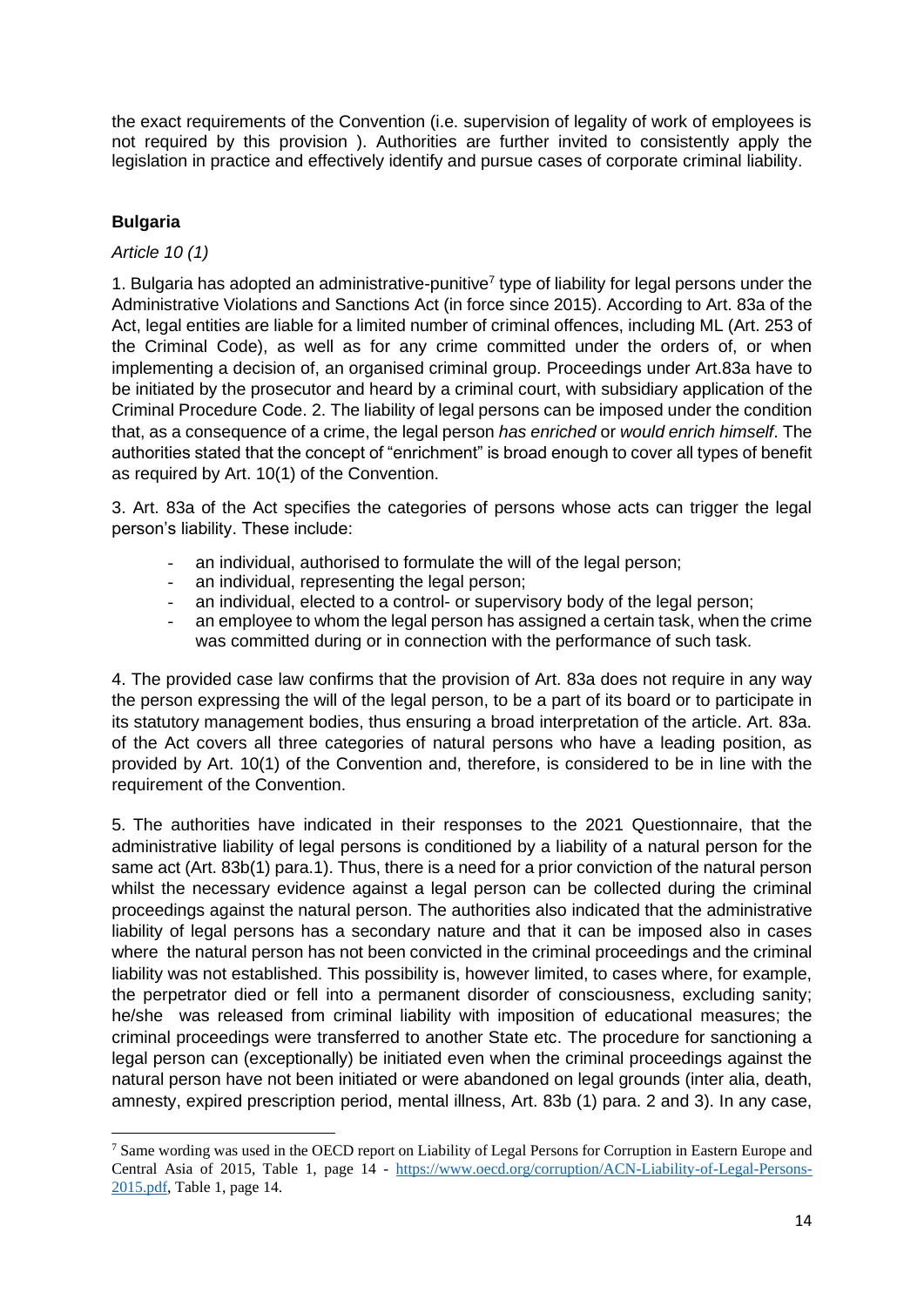the exact requirements of the Convention (i.e. supervision of legality of work of employees is not required by this provision ). Authorities are further invited to consistently apply the legislation in practice and effectively identify and pursue cases of corporate criminal liability.

## Bulgaria

*Article 10 (1)*

1. Bulgaria has adopted an administrative-punitive[7] type of liability for legal persons under the Administrative Violations and Sanctions Act (in force since 2015). According to Art. 83a of the Act, legal entities are liable for a limited number of criminal offences, including ML (Art. 253 of the Criminal Code), as well as for any crime committed under the orders of, or when implementing a decision of, an organised criminal group. Proceedings under Art.83a have to be initiated by the prosecutor and heard by a criminal court, with subsidiary application of the Criminal Procedure Code. 2. The liability of legal persons can be imposed under the condition that, as a consequence of a crime, the legal person *has enriched* or *would enrich himself*. The authorities stated that the concept of "enrichment" is broad enough to cover all types of benefit as required by Art. 10(1) of the Convention.

3. Art. 83a of the Act specifies the categories of persons whose acts can trigger the legal person's liability. These include:

- an individual, authorised to formulate the will of the legal person;
- an individual, representing the legal person;
- an individual, elected to a control- or supervisory body of the legal person;
- an employee to whom the legal person has assigned a certain task, when the crime was committed during or in connection with the performance of such task.

4. The provided case law confirms that the provision of Art. 83a does not require in any way the person expressing the will of the legal person, to be a part of its board or to participate in its statutory management bodies, thus ensuring a broad interpretation of the article. Art. 83a. of the Act covers all three categories of natural persons who have a leading position, as provided by Art. 10(1) of the Convention and, therefore, is considered to be in line with the requirement of the Convention.

5. The authorities have indicated in their responses to the 2021 Questionnaire, that the administrative liability of legal persons is conditioned by a liability of a natural person for the same act (Art. 83b(1) para.1). Thus, there is a need for a prior conviction of the natural person whilst the necessary evidence against a legal person can be collected during the criminal proceedings against the natural person. The authorities also indicated that the administrative liability of legal persons has a secondary nature and that it can be imposed also in cases where the natural person has not been convicted in the criminal proceedings and the criminal liability was not established. This possibility is, however limited, to cases where, for example, the perpetrator died or fell into a permanent disorder of consciousness, excluding sanity; he/she was released from criminal liability with imposition of educational measures; the criminal proceedings were transferred to another State etc. The procedure for sanctioning a legal person can (exceptionally) be initiated even when the criminal proceedings against the natural person have not been initiated or were abandoned on legal grounds (inter alia, death, amnesty, expired prescription period, mental illness, Art. 83b (1) para. 2 and 3). In any case,

[7] Same wording was used in the OECD report on Liability of Legal Persons for Corruption in Eastern Europe and Central Asia of 2015, Table 1, page 14 - https://www.oecd.org/corruption/ACN-Liability-of-Legal-Persons-2015.pdf, Table 1, page 14.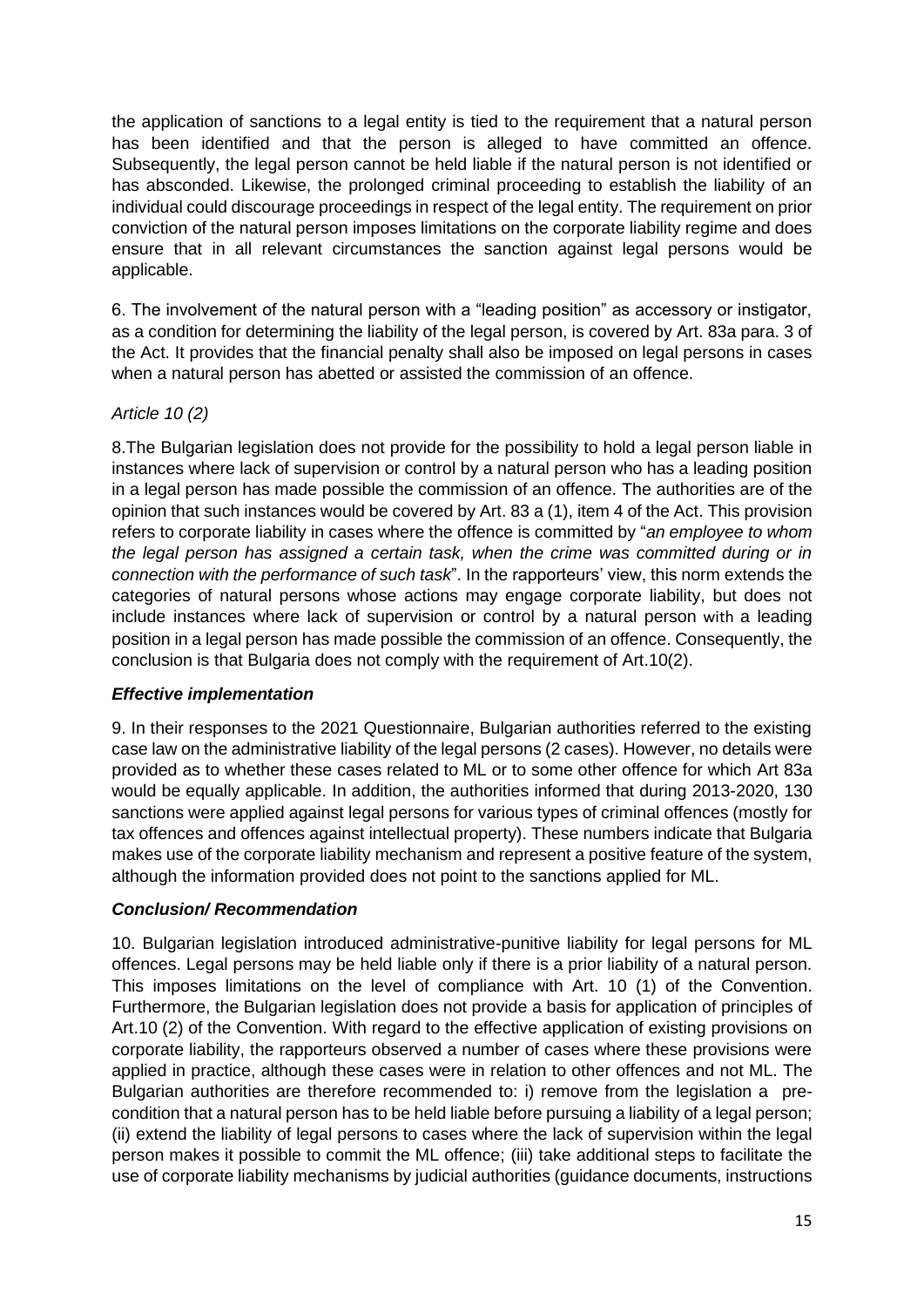the application of sanctions to a legal entity is tied to the requirement that a natural person has been identified and that the person is alleged to have committed an offence. Subsequently, the legal person cannot be held liable if the natural person is not identified or has absconded. Likewise, the prolonged criminal proceeding to establish the liability of an individual could discourage proceedings in respect of the legal entity. The requirement on prior conviction of the natural person imposes limitations on the corporate liability regime and does ensure that in all relevant circumstances the sanction against legal persons would be applicable.

6. The involvement of the natural person with a "leading position" as accessory or instigator, as a condition for determining the liability of the legal person, is covered by Art. 83a para. 3 of the Act. It provides that the financial penalty shall also be imposed on legal persons in cases when a natural person has abetted or assisted the commission of an offence.

*Article 10 (2)*

8.The Bulgarian legislation does not provide for the possibility to hold a legal person liable in instances where lack of supervision or control by a natural person who has a leading position in a legal person has made possible the commission of an offence. The authorities are of the opinion that such instances would be covered by Art. 83 a (1), item 4 of the Act. This provision refers to corporate liability in cases where the offence is committed by "*an employee to whom the legal person has assigned a certain task, when the crime was committed during or in connection with the performance of such task*". In the rapporteurs' view, this norm extends the categories of natural persons whose actions may engage corporate liability, but does not include instances where lack of supervision or control by a natural person with a leading position in a legal person has made possible the commission of an offence. Consequently, the conclusion is that Bulgaria does not comply with the requirement of Art.10(2).

***Effective implementation***

9. In their responses to the 2021 Questionnaire, Bulgarian authorities referred to the existing case law on the administrative liability of the legal persons (2 cases). However, no details were provided as to whether these cases related to ML or to some other offence for which Art 83a would be equally applicable. In addition, the authorities informed that during 2013-2020, 130 sanctions were applied against legal persons for various types of criminal offences (mostly for tax offences and offences against intellectual property). These numbers indicate that Bulgaria makes use of the corporate liability mechanism and represent a positive feature of the system, although the information provided does not point to the sanctions applied for ML.

***Conclusion/ Recommendation***

10. Bulgarian legislation introduced administrative-punitive liability for legal persons for ML offences. Legal persons may be held liable only if there is a prior liability of a natural person. This imposes limitations on the level of compliance with Art. 10 (1) of the Convention. Furthermore, the Bulgarian legislation does not provide a basis for application of principles of Art.10 (2) of the Convention. With regard to the effective application of existing provisions on corporate liability, the rapporteurs observed a number of cases where these provisions were applied in practice, although these cases were in relation to other offences and not ML. The Bulgarian authorities are therefore recommended to: i) remove from the legislation a pre-condition that a natural person has to be held liable before pursuing a liability of a legal person; (ii) extend the liability of legal persons to cases where the lack of supervision within the legal person makes it possible to commit the ML offence; (iii) take additional steps to facilitate the use of corporate liability mechanisms by judicial authorities (guidance documents, instructions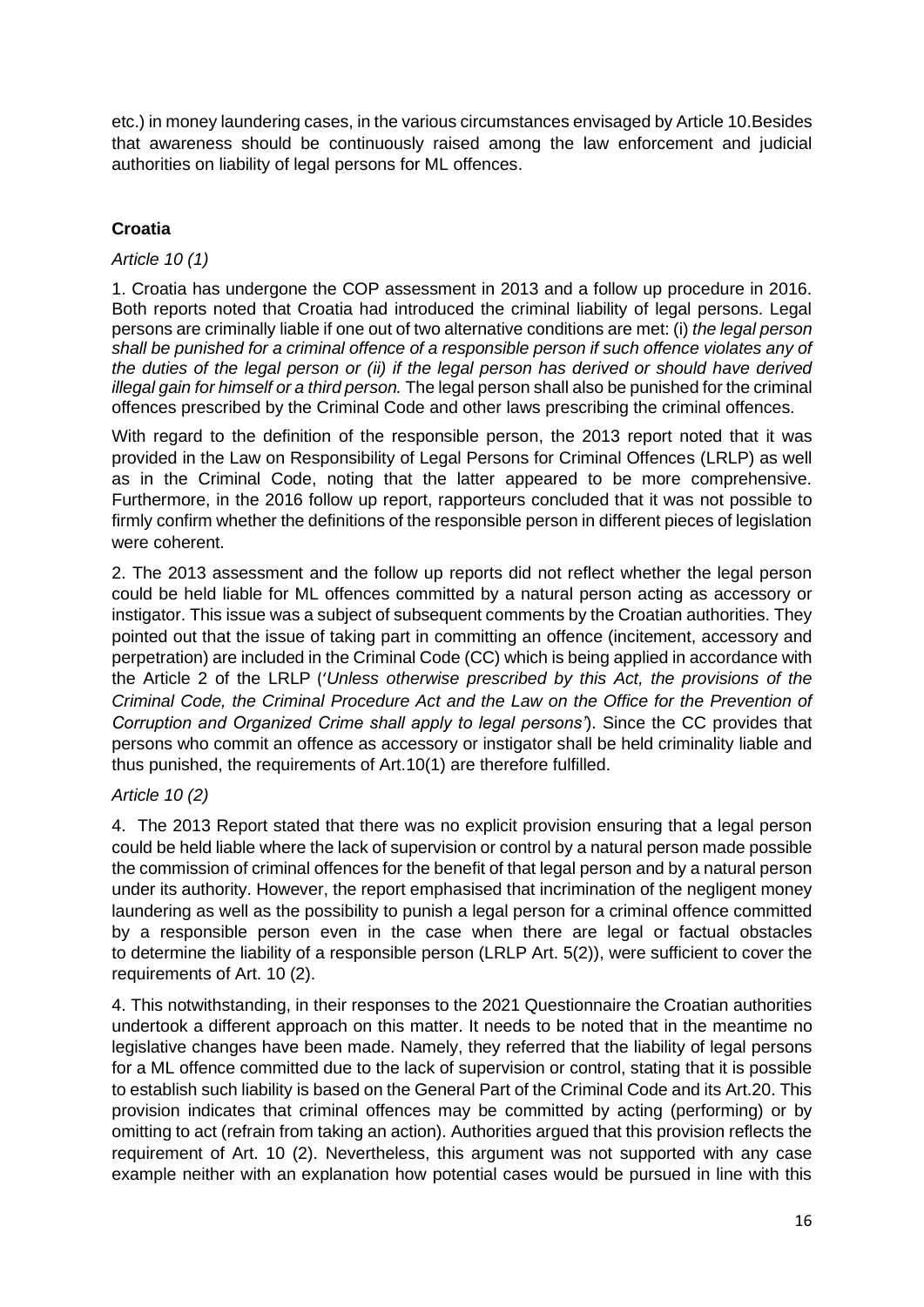etc.) in money laundering cases, in the various circumstances envisaged by Article 10.Besides that awareness should be continuously raised among the law enforcement and judicial authorities on liability of legal persons for ML offences.

### Croatia

*Article 10 (1)*

1. Croatia has undergone the COP assessment in 2013 and a follow up procedure in 2016. Both reports noted that Croatia had introduced the criminal liability of legal persons. Legal persons are criminally liable if one out of two alternative conditions are met: (i) *the legal person shall be punished for a criminal offence of a responsible person if such offence violates any of the duties of the legal person or (ii) if the legal person has derived or should have derived illegal gain for himself or a third person.* The legal person shall also be punished for the criminal offences prescribed by the Criminal Code and other laws prescribing the criminal offences.

With regard to the definition of the responsible person, the 2013 report noted that it was provided in the Law on Responsibility of Legal Persons for Criminal Offences (LRLP) as well as in the Criminal Code, noting that the latter appeared to be more comprehensive. Furthermore, in the 2016 follow up report, rapporteurs concluded that it was not possible to firmly confirm whether the definitions of the responsible person in different pieces of legislation were coherent.

2. The 2013 assessment and the follow up reports did not reflect whether the legal person could be held liable for ML offences committed by a natural person acting as accessory or instigator. This issue was a subject of subsequent comments by the Croatian authorities. They pointed out that the issue of taking part in committing an offence (incitement, accessory and perpetration) are included in the Criminal Code (CC) which is being applied in accordance with the Article 2 of the LRLP ('*Unless otherwise prescribed by this Act, the provisions of the Criminal Code, the Criminal Procedure Act and the Law on the Office for the Prevention of Corruption and Organized Crime shall apply to legal persons'*). Since the CC provides that persons who commit an offence as accessory or instigator shall be held criminality liable and thus punished, the requirements of Art.10(1) are therefore fulfilled.

*Article 10 (2)*

4. The 2013 Report stated that there was no explicit provision ensuring that a legal person could be held liable where the lack of supervision or control by a natural person made possible the commission of criminal offences for the benefit of that legal person and by a natural person under its authority. However, the report emphasised that incrimination of the negligent money laundering as well as the possibility to punish a legal person for a criminal offence committed by a responsible person even in the case when there are legal or factual obstacles to determine the liability of a responsible person (LRLP Art. 5(2)), were sufficient to cover the requirements of Art. 10 (2).

4. This notwithstanding, in their responses to the 2021 Questionnaire the Croatian authorities undertook a different approach on this matter. It needs to be noted that in the meantime no legislative changes have been made. Namely, they referred that the liability of legal persons for a ML offence committed due to the lack of supervision or control, stating that it is possible to establish such liability is based on the General Part of the Criminal Code and its Art.20. This provision indicates that criminal offences may be committed by acting (performing) or by omitting to act (refrain from taking an action). Authorities argued that this provision reflects the requirement of Art. 10 (2). Nevertheless, this argument was not supported with any case example neither with an explanation how potential cases would be pursued in line with this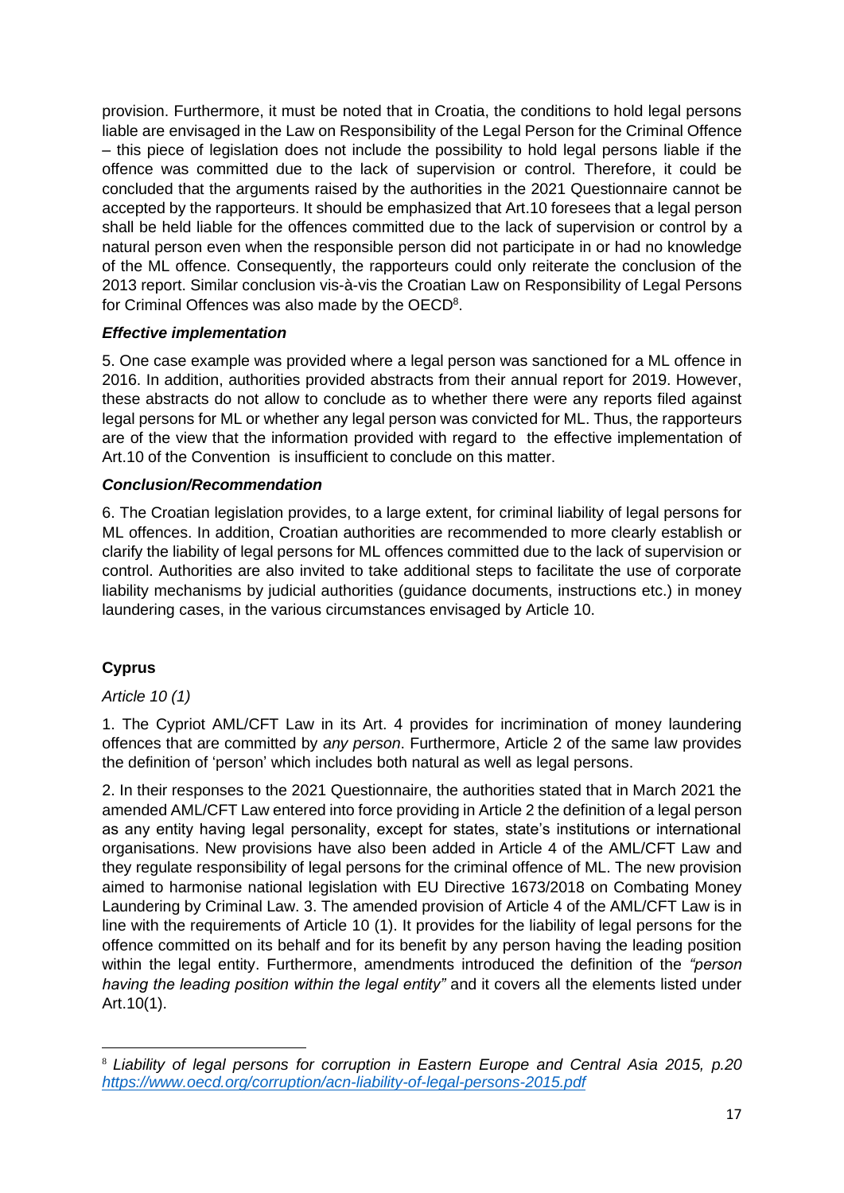provision. Furthermore, it must be noted that in Croatia, the conditions to hold legal persons liable are envisaged in the Law on Responsibility of the Legal Person for the Criminal Offence – this piece of legislation does not include the possibility to hold legal persons liable if the offence was committed due to the lack of supervision or control. Therefore, it could be concluded that the arguments raised by the authorities in the 2021 Questionnaire cannot be accepted by the rapporteurs. It should be emphasized that Art.10 foresees that a legal person shall be held liable for the offences committed due to the lack of supervision or control by a natural person even when the responsible person did not participate in or had no knowledge of the ML offence. Consequently, the rapporteurs could only reiterate the conclusion of the 2013 report. Similar conclusion vis-à-vis the Croatian Law on Responsibility of Legal Persons for Criminal Offences was also made by the OECD[8].

***Effective implementation***

5. One case example was provided where a legal person was sanctioned for a ML offence in 2016. In addition, authorities provided abstracts from their annual report for 2019. However, these abstracts do not allow to conclude as to whether there were any reports filed against legal persons for ML or whether any legal person was convicted for ML. Thus, the rapporteurs are of the view that the information provided with regard to the effective implementation of Art.10 of the Convention is insufficient to conclude on this matter.

***Conclusion/Recommendation***

6. The Croatian legislation provides, to a large extent, for criminal liability of legal persons for ML offences. In addition, Croatian authorities are recommended to more clearly establish or clarify the liability of legal persons for ML offences committed due to the lack of supervision or control. Authorities are also invited to take additional steps to facilitate the use of corporate liability mechanisms by judicial authorities (guidance documents, instructions etc.) in money laundering cases, in the various circumstances envisaged by Article 10.

**Cyprus**

*Article 10 (1)*

1. The Cypriot AML/CFT Law in its Art. 4 provides for incrimination of money laundering offences that are committed by *any person*. Furthermore, Article 2 of the same law provides the definition of 'person' which includes both natural as well as legal persons.

2. In their responses to the 2021 Questionnaire, the authorities stated that in March 2021 the amended AML/CFT Law entered into force providing in Article 2 the definition of a legal person as any entity having legal personality, except for states, state's institutions or international organisations. New provisions have also been added in Article 4 of the AML/CFT Law and they regulate responsibility of legal persons for the criminal offence of ML. The new provision aimed to harmonise national legislation with EU Directive 1673/2018 on Combating Money Laundering by Criminal Law. 3. The amended provision of Article 4 of the AML/CFT Law is in line with the requirements of Article 10 (1). It provides for the liability of legal persons for the offence committed on its behalf and for its benefit by any person having the leading position within the legal entity. Furthermore, amendments introduced the definition of the *"person having the leading position within the legal entity"* and it covers all the elements listed under Art.10(1).

---

[8] *Liability of legal persons for corruption in Eastern Europe and Central Asia 2015, p.20* *https://www.oecd.org/corruption/acn-liability-of-legal-persons-2015.pdf*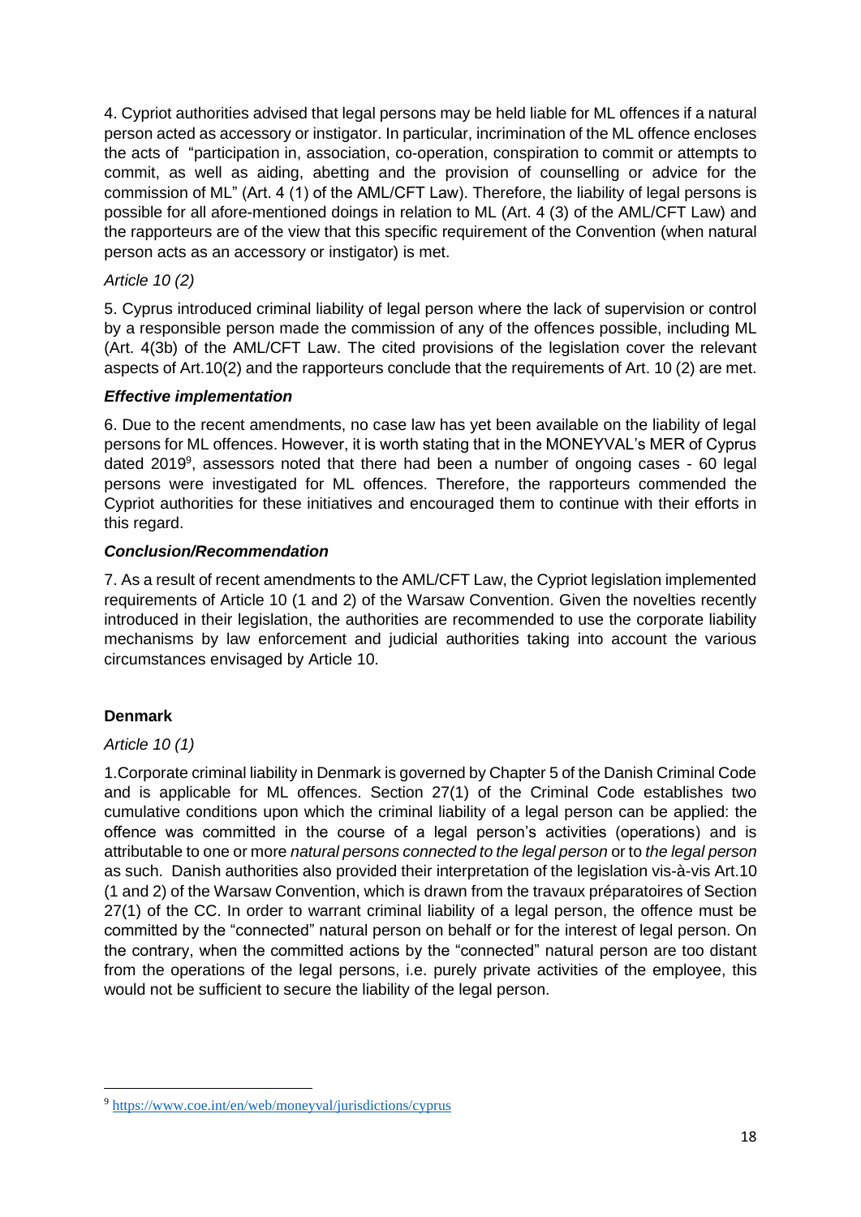4. Cypriot authorities advised that legal persons may be held liable for ML offences if a natural person acted as accessory or instigator. In particular, incrimination of the ML offence encloses the acts of "participation in, association, co-operation, conspiration to commit or attempts to commit, as well as aiding, abetting and the provision of counselling or advice for the commission of ML" (Art. 4 (1) of the AML/CFT Law). Therefore, the liability of legal persons is possible for all afore-mentioned doings in relation to ML (Art. 4 (3) of the AML/CFT Law) and the rapporteurs are of the view that this specific requirement of the Convention (when natural person acts as an accessory or instigator) is met.

*Article 10 (2)*

5. Cyprus introduced criminal liability of legal person where the lack of supervision or control by a responsible person made the commission of any of the offences possible, including ML (Art. 4(3b) of the AML/CFT Law. The cited provisions of the legislation cover the relevant aspects of Art.10(2) and the rapporteurs conclude that the requirements of Art. 10 (2) are met.

***Effective implementation***

6. Due to the recent amendments, no case law has yet been available on the liability of legal persons for ML offences. However, it is worth stating that in the MONEYVAL's MER of Cyprus dated 2019[9], assessors noted that there had been a number of ongoing cases - 60 legal persons were investigated for ML offences. Therefore, the rapporteurs commended the Cypriot authorities for these initiatives and encouraged them to continue with their efforts in this regard.

***Conclusion/Recommendation***

7. As a result of recent amendments to the AML/CFT Law, the Cypriot legislation implemented requirements of Article 10 (1 and 2) of the Warsaw Convention. Given the novelties recently introduced in their legislation, the authorities are recommended to use the corporate liability mechanisms by law enforcement and judicial authorities taking into account the various circumstances envisaged by Article 10.

**Denmark**

*Article 10 (1)*

1.Corporate criminal liability in Denmark is governed by Chapter 5 of the Danish Criminal Code and is applicable for ML offences. Section 27(1) of the Criminal Code establishes two cumulative conditions upon which the criminal liability of a legal person can be applied: the offence was committed in the course of a legal person's activities (operations) and is attributable to one or more *natural persons connected to the legal person* or to *the legal person* as such. Danish authorities also provided their interpretation of the legislation vis-à-vis Art.10 (1 and 2) of the Warsaw Convention, which is drawn from the travaux préparatoires of Section 27(1) of the CC. In order to warrant criminal liability of a legal person, the offence must be committed by the "connected" natural person on behalf or for the interest of legal person. On the contrary, when the committed actions by the "connected" natural person are too distant from the operations of the legal persons, i.e. purely private activities of the employee, this would not be sufficient to secure the liability of the legal person.

[9] https://www.coe.int/en/web/moneyval/jurisdictions/cyprus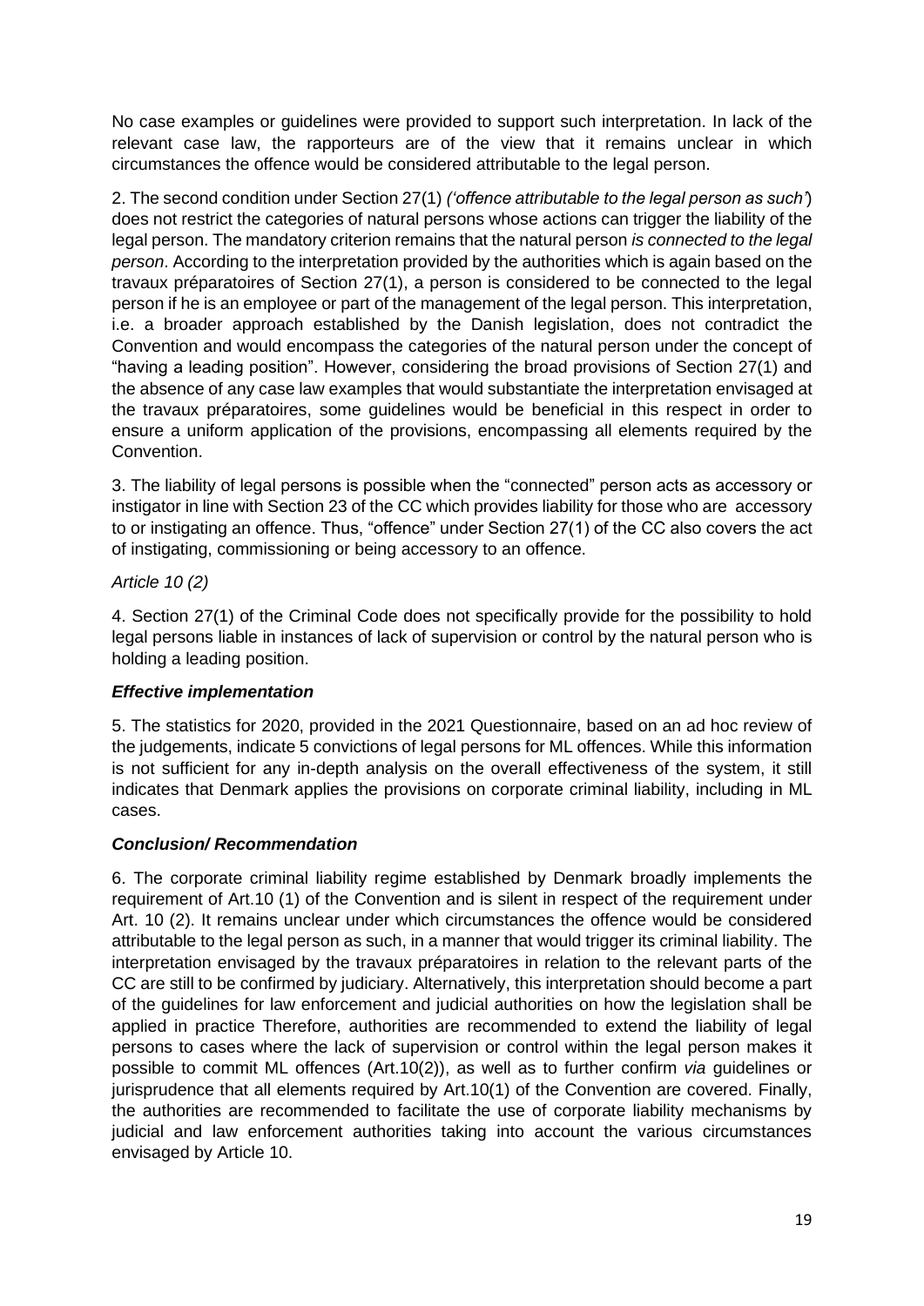No case examples or guidelines were provided to support such interpretation. In lack of the relevant case law, the rapporteurs are of the view that it remains unclear in which circumstances the offence would be considered attributable to the legal person.

2. The second condition under Section 27(1) *('offence attributable to the legal person as such'*) does not restrict the categories of natural persons whose actions can trigger the liability of the legal person. The mandatory criterion remains that the natural person *is connected to the legal person*. According to the interpretation provided by the authorities which is again based on the travaux préparatoires of Section 27(1), a person is considered to be connected to the legal person if he is an employee or part of the management of the legal person. This interpretation, i.e. a broader approach established by the Danish legislation, does not contradict the Convention and would encompass the categories of the natural person under the concept of "having a leading position". However, considering the broad provisions of Section 27(1) and the absence of any case law examples that would substantiate the interpretation envisaged at the travaux préparatoires, some guidelines would be beneficial in this respect in order to ensure a uniform application of the provisions, encompassing all elements required by the Convention.

3. The liability of legal persons is possible when the "connected" person acts as accessory or instigator in line with Section 23 of the CC which provides liability for those who are accessory to or instigating an offence. Thus, "offence" under Section 27(1) of the CC also covers the act of instigating, commissioning or being accessory to an offence.

*Article 10 (2)*

4. Section 27(1) of the Criminal Code does not specifically provide for the possibility to hold legal persons liable in instances of lack of supervision or control by the natural person who is holding a leading position.

***Effective implementation***

5. The statistics for 2020, provided in the 2021 Questionnaire, based on an ad hoc review of the judgements, indicate 5 convictions of legal persons for ML offences. While this information is not sufficient for any in-depth analysis on the overall effectiveness of the system, it still indicates that Denmark applies the provisions on corporate criminal liability, including in ML cases.

***Conclusion/ Recommendation***

6. The corporate criminal liability regime established by Denmark broadly implements the requirement of Art.10 (1) of the Convention and is silent in respect of the requirement under Art. 10 (2). It remains unclear under which circumstances the offence would be considered attributable to the legal person as such, in a manner that would trigger its criminal liability. The interpretation envisaged by the travaux préparatoires in relation to the relevant parts of the CC are still to be confirmed by judiciary. Alternatively, this interpretation should become a part of the guidelines for law enforcement and judicial authorities on how the legislation shall be applied in practice Therefore, authorities are recommended to extend the liability of legal persons to cases where the lack of supervision or control within the legal person makes it possible to commit ML offences (Art.10(2)), as well as to further confirm *via* guidelines or jurisprudence that all elements required by Art.10(1) of the Convention are covered. Finally, the authorities are recommended to facilitate the use of corporate liability mechanisms by judicial and law enforcement authorities taking into account the various circumstances envisaged by Article 10.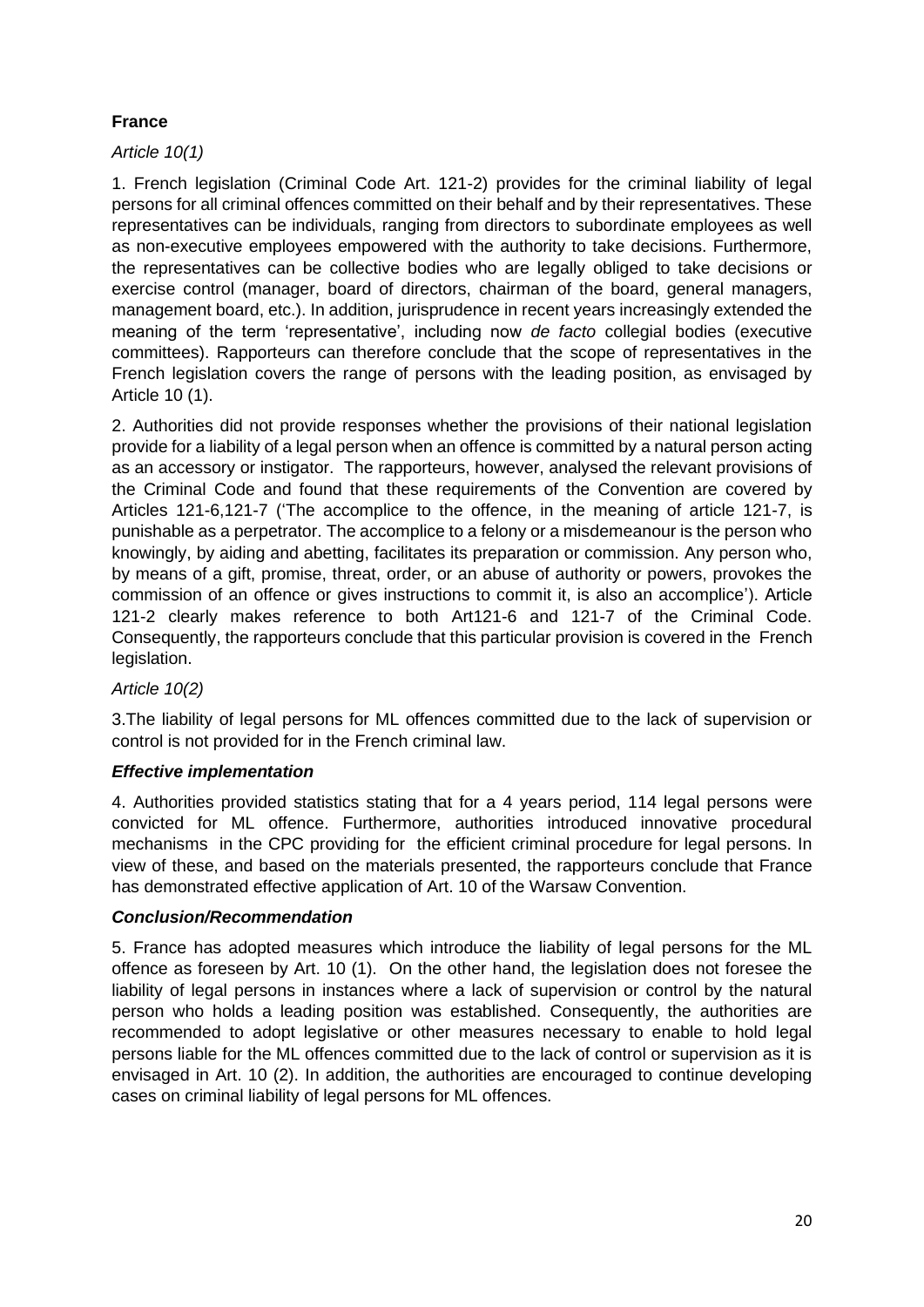**France**

*Article 10(1)*

1. French legislation (Criminal Code Art. 121-2) provides for the criminal liability of legal persons for all criminal offences committed on their behalf and by their representatives. These representatives can be individuals, ranging from directors to subordinate employees as well as non-executive employees empowered with the authority to take decisions. Furthermore, the representatives can be collective bodies who are legally obliged to take decisions or exercise control (manager, board of directors, chairman of the board, general managers, management board, etc.). In addition, jurisprudence in recent years increasingly extended the meaning of the term 'representative', including now *de facto* collegial bodies (executive committees). Rapporteurs can therefore conclude that the scope of representatives in the French legislation covers the range of persons with the leading position, as envisaged by Article 10 (1).

2. Authorities did not provide responses whether the provisions of their national legislation provide for a liability of a legal person when an offence is committed by a natural person acting as an accessory or instigator. The rapporteurs, however, analysed the relevant provisions of the Criminal Code and found that these requirements of the Convention are covered by Articles 121-6,121-7 ('The accomplice to the offence, in the meaning of article 121-7, is punishable as a perpetrator. The accomplice to a felony or a misdemeanour is the person who knowingly, by aiding and abetting, facilitates its preparation or commission. Any person who, by means of a gift, promise, threat, order, or an abuse of authority or powers, provokes the commission of an offence or gives instructions to commit it, is also an accomplice'). Article 121-2 clearly makes reference to both Art121-6 and 121-7 of the Criminal Code. Consequently, the rapporteurs conclude that this particular provision is covered in the French legislation.

*Article 10(2)*

3.The liability of legal persons for ML offences committed due to the lack of supervision or control is not provided for in the French criminal law.

***Effective implementation***

4. Authorities provided statistics stating that for a 4 years period, 114 legal persons were convicted for ML offence. Furthermore, authorities introduced innovative procedural mechanisms in the CPC providing for the efficient criminal procedure for legal persons. In view of these, and based on the materials presented, the rapporteurs conclude that France has demonstrated effective application of Art. 10 of the Warsaw Convention.

***Conclusion/Recommendation***

5. France has adopted measures which introduce the liability of legal persons for the ML offence as foreseen by Art. 10 (1). On the other hand, the legislation does not foresee the liability of legal persons in instances where a lack of supervision or control by the natural person who holds a leading position was established. Consequently, the authorities are recommended to adopt legislative or other measures necessary to enable to hold legal persons liable for the ML offences committed due to the lack of control or supervision as it is envisaged in Art. 10 (2). In addition, the authorities are encouraged to continue developing cases on criminal liability of legal persons for ML offences.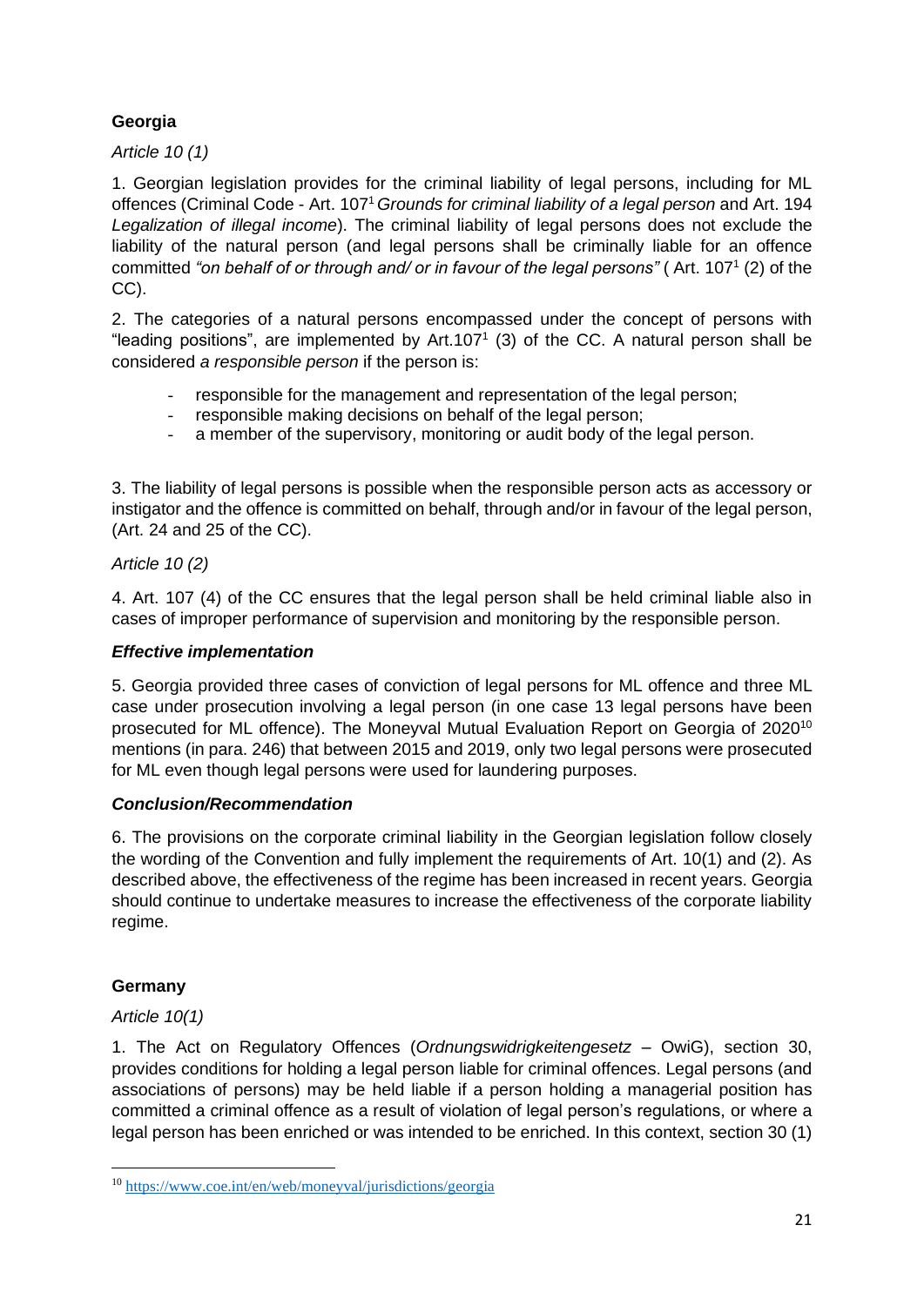### Georgia

*Article 10 (1)*

1. Georgian legislation provides for the criminal liability of legal persons, including for ML offences (Criminal Code - Art. 107[1] *Grounds for criminal liability of a legal person* and Art. 194 *Legalization of illegal income*). The criminal liability of legal persons does not exclude the liability of the natural person (and legal persons shall be criminally liable for an offence committed *"on behalf of or through and/ or in favour of the legal persons"* ( Art. 107[1] (2) of the CC).

2. The categories of a natural persons encompassed under the concept of persons with "leading positions", are implemented by Art.107[1] (3) of the CC. A natural person shall be considered *a responsible person* if the person is:

- responsible for the management and representation of the legal person;
- responsible making decisions on behalf of the legal person;
- a member of the supervisory, monitoring or audit body of the legal person.

3. The liability of legal persons is possible when the responsible person acts as accessory or instigator and the offence is committed on behalf, through and/or in favour of the legal person, (Art. 24 and 25 of the CC).

*Article 10 (2)*

4. Art. 107 (4) of the CC ensures that the legal person shall be held criminal liable also in cases of improper performance of supervision and monitoring by the responsible person.

***Effective implementation***

5. Georgia provided three cases of conviction of legal persons for ML offence and three ML case under prosecution involving a legal person (in one case 13 legal persons have been prosecuted for ML offence). The Moneyval Mutual Evaluation Report on Georgia of 2020[10] mentions (in para. 246) that between 2015 and 2019, only two legal persons were prosecuted for ML even though legal persons were used for laundering purposes.

***Conclusion/Recommendation***

6. The provisions on the corporate criminal liability in the Georgian legislation follow closely the wording of the Convention and fully implement the requirements of Art. 10(1) and (2). As described above, the effectiveness of the regime has been increased in recent years. Georgia should continue to undertake measures to increase the effectiveness of the corporate liability regime.

### Germany

*Article 10(1)*

1. The Act on Regulatory Offences (*Ordnungswidrigkeitengesetz* – OwiG), section 30, provides conditions for holding a legal person liable for criminal offences. Legal persons (and associations of persons) may be held liable if a person holding a managerial position has committed a criminal offence as a result of violation of legal person's regulations, or where a legal person has been enriched or was intended to be enriched. In this context, section 30 (1)

[10] https://www.coe.int/en/web/moneyval/jurisdictions/georgia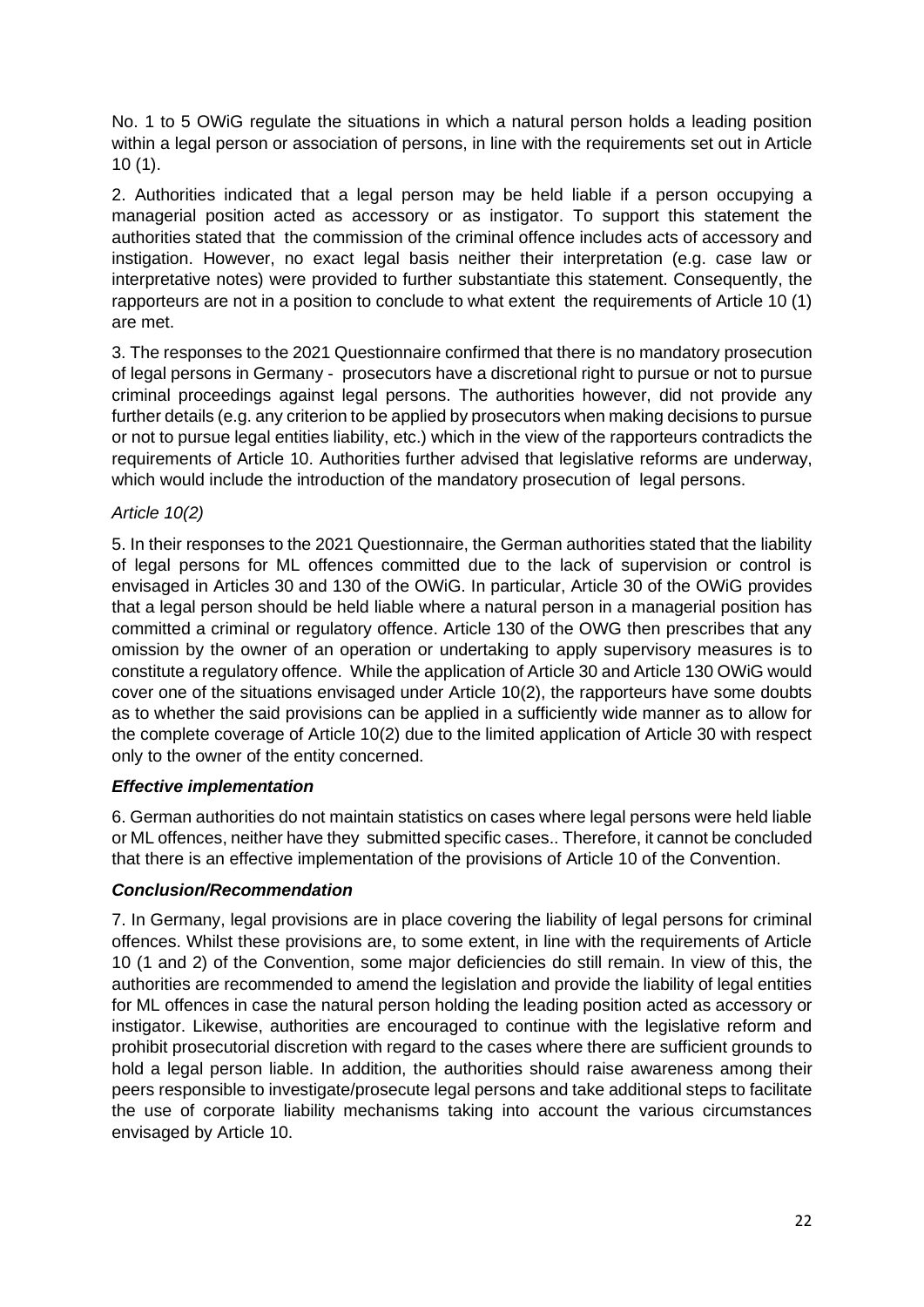No. 1 to 5 OWiG regulate the situations in which a natural person holds a leading position within a legal person or association of persons, in line with the requirements set out in Article 10 (1).

2. Authorities indicated that a legal person may be held liable if a person occupying a managerial position acted as accessory or as instigator. To support this statement the authorities stated that the commission of the criminal offence includes acts of accessory and instigation. However, no exact legal basis neither their interpretation (e.g. case law or interpretative notes) were provided to further substantiate this statement. Consequently, the rapporteurs are not in a position to conclude to what extent the requirements of Article 10 (1) are met.

3. The responses to the 2021 Questionnaire confirmed that there is no mandatory prosecution of legal persons in Germany - prosecutors have a discretional right to pursue or not to pursue criminal proceedings against legal persons. The authorities however, did not provide any further details (e.g. any criterion to be applied by prosecutors when making decisions to pursue or not to pursue legal entities liability, etc.) which in the view of the rapporteurs contradicts the requirements of Article 10. Authorities further advised that legislative reforms are underway, which would include the introduction of the mandatory prosecution of legal persons.

*Article 10(2)*

5. In their responses to the 2021 Questionnaire, the German authorities stated that the liability of legal persons for ML offences committed due to the lack of supervision or control is envisaged in Articles 30 and 130 of the OWiG. In particular, Article 30 of the OWiG provides that a legal person should be held liable where a natural person in a managerial position has committed a criminal or regulatory offence. Article 130 of the OWG then prescribes that any omission by the owner of an operation or undertaking to apply supervisory measures is to constitute a regulatory offence. While the application of Article 30 and Article 130 OWiG would cover one of the situations envisaged under Article 10(2), the rapporteurs have some doubts as to whether the said provisions can be applied in a sufficiently wide manner as to allow for the complete coverage of Article 10(2) due to the limited application of Article 30 with respect only to the owner of the entity concerned.

***Effective implementation***

6. German authorities do not maintain statistics on cases where legal persons were held liable or ML offences, neither have they submitted specific cases.. Therefore, it cannot be concluded that there is an effective implementation of the provisions of Article 10 of the Convention.

***Conclusion/Recommendation***

7. In Germany, legal provisions are in place covering the liability of legal persons for criminal offences. Whilst these provisions are, to some extent, in line with the requirements of Article 10 (1 and 2) of the Convention, some major deficiencies do still remain. In view of this, the authorities are recommended to amend the legislation and provide the liability of legal entities for ML offences in case the natural person holding the leading position acted as accessory or instigator. Likewise, authorities are encouraged to continue with the legislative reform and prohibit prosecutorial discretion with regard to the cases where there are sufficient grounds to hold a legal person liable. In addition, the authorities should raise awareness among their peers responsible to investigate/prosecute legal persons and take additional steps to facilitate the use of corporate liability mechanisms taking into account the various circumstances envisaged by Article 10.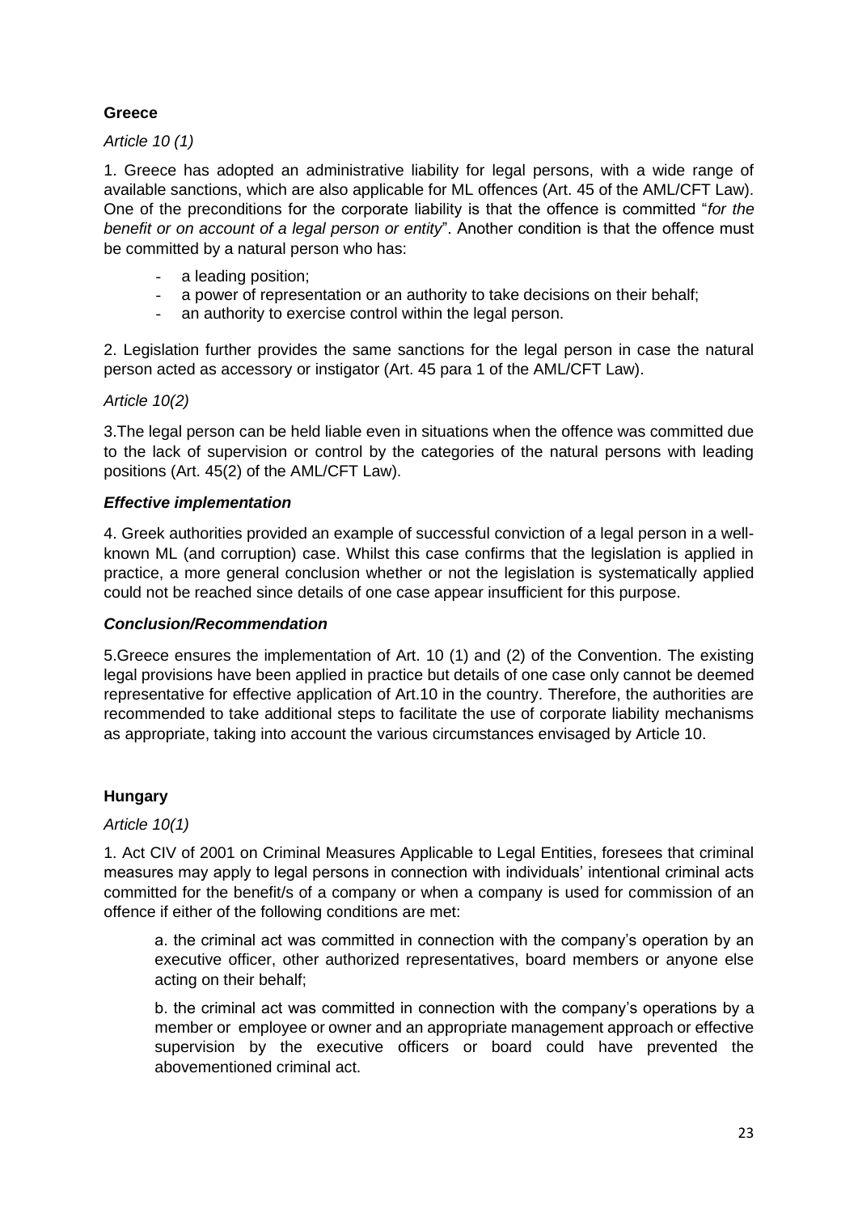**Greece**

*Article 10 (1)*

1. Greece has adopted an administrative liability for legal persons, with a wide range of available sanctions, which are also applicable for ML offences (Art. 45 of the AML/CFT Law). One of the preconditions for the corporate liability is that the offence is committed "*for the benefit or on account of a legal person or entity*". Another condition is that the offence must be committed by a natural person who has:

- a leading position;
- a power of representation or an authority to take decisions on their behalf;
- an authority to exercise control within the legal person.

2. Legislation further provides the same sanctions for the legal person in case the natural person acted as accessory or instigator (Art. 45 para 1 of the AML/CFT Law).

*Article 10(2)*

3.The legal person can be held liable even in situations when the offence was committed due to the lack of supervision or control by the categories of the natural persons with leading positions (Art. 45(2) of the AML/CFT Law).

***Effective implementation***

4. Greek authorities provided an example of successful conviction of a legal person in a well-known ML (and corruption) case. Whilst this case confirms that the legislation is applied in practice, a more general conclusion whether or not the legislation is systematically applied could not be reached since details of one case appear insufficient for this purpose.

***Conclusion/Recommendation***

5.Greece ensures the implementation of Art. 10 (1) and (2) of the Convention. The existing legal provisions have been applied in practice but details of one case only cannot be deemed representative for effective application of Art.10 in the country. Therefore, the authorities are recommended to take additional steps to facilitate the use of corporate liability mechanisms as appropriate, taking into account the various circumstances envisaged by Article 10.

**Hungary**

*Article 10(1)*

1. Act CIV of 2001 on Criminal Measures Applicable to Legal Entities, foresees that criminal measures may apply to legal persons in connection with individuals' intentional criminal acts committed for the benefit/s of a company or when a company is used for commission of an offence if either of the following conditions are met:

a. the criminal act was committed in connection with the company's operation by an executive officer, other authorized representatives, board members or anyone else acting on their behalf;

b. the criminal act was committed in connection with the company's operations by a member or employee or owner and an appropriate management approach or effective supervision by the executive officers or board could have prevented the abovementioned criminal act.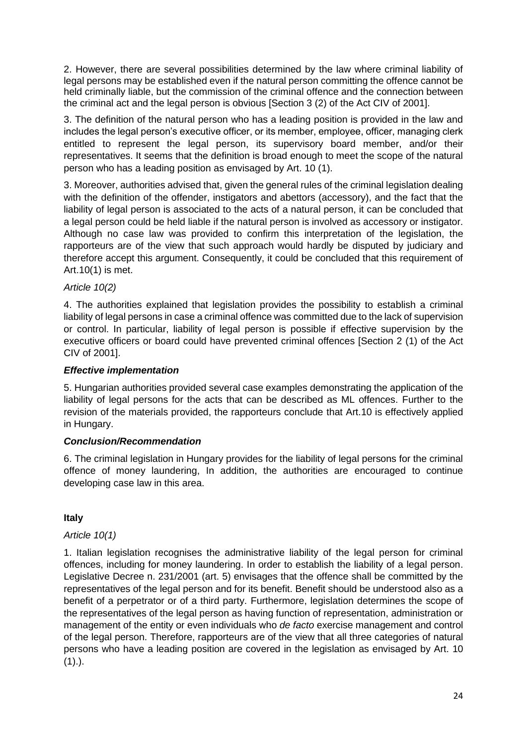2. However, there are several possibilities determined by the law where criminal liability of legal persons may be established even if the natural person committing the offence cannot be held criminally liable, but the commission of the criminal offence and the connection between the criminal act and the legal person is obvious [Section 3 (2) of the Act CIV of 2001].

3. The definition of the natural person who has a leading position is provided in the law and includes the legal person's executive officer, or its member, employee, officer, managing clerk entitled to represent the legal person, its supervisory board member, and/or their representatives. It seems that the definition is broad enough to meet the scope of the natural person who has a leading position as envisaged by Art. 10 (1).

3. Moreover, authorities advised that, given the general rules of the criminal legislation dealing with the definition of the offender, instigators and abettors (accessory), and the fact that the liability of legal person is associated to the acts of a natural person, it can be concluded that a legal person could be held liable if the natural person is involved as accessory or instigator. Although no case law was provided to confirm this interpretation of the legislation, the rapporteurs are of the view that such approach would hardly be disputed by judiciary and therefore accept this argument. Consequently, it could be concluded that this requirement of Art.10(1) is met.

*Article 10(2)*

4. The authorities explained that legislation provides the possibility to establish a criminal liability of legal persons in case a criminal offence was committed due to the lack of supervision or control. In particular, liability of legal person is possible if effective supervision by the executive officers or board could have prevented criminal offences [Section 2 (1) of the Act CIV of 2001].

***Effective implementation***

5. Hungarian authorities provided several case examples demonstrating the application of the liability of legal persons for the acts that can be described as ML offences. Further to the revision of the materials provided, the rapporteurs conclude that Art.10 is effectively applied in Hungary.

***Conclusion/Recommendation***

6. The criminal legislation in Hungary provides for the liability of legal persons for the criminal offence of money laundering, In addition, the authorities are encouraged to continue developing case law in this area.

**Italy**

*Article 10(1)*

1. Italian legislation recognises the administrative liability of the legal person for criminal offences, including for money laundering. In order to establish the liability of a legal person. Legislative Decree n. 231/2001 (art. 5) envisages that the offence shall be committed by the representatives of the legal person and for its benefit. Benefit should be understood also as a benefit of a perpetrator or of a third party. Furthermore, legislation determines the scope of the representatives of the legal person as having function of representation, administration or management of the entity or even individuals who *de facto* exercise management and control of the legal person. Therefore, rapporteurs are of the view that all three categories of natural persons who have a leading position are covered in the legislation as envisaged by Art. 10 (1).).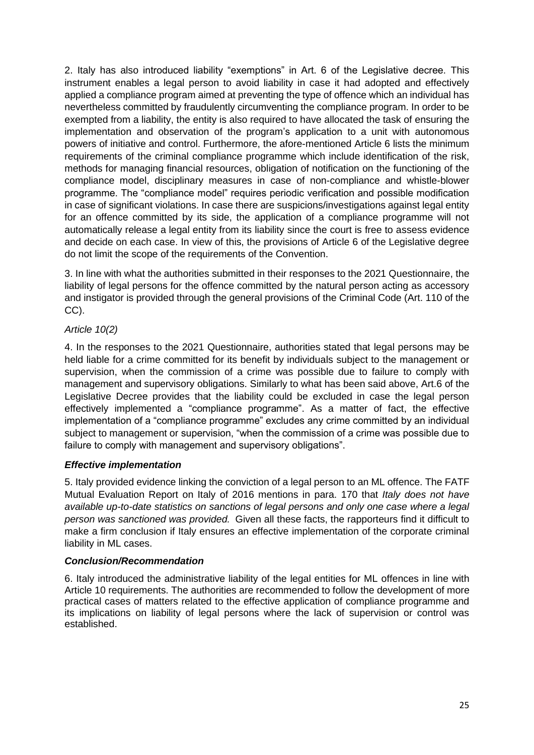2. Italy has also introduced liability "exemptions" in Art. 6 of the Legislative decree. This instrument enables a legal person to avoid liability in case it had adopted and effectively applied a compliance program aimed at preventing the type of offence which an individual has nevertheless committed by fraudulently circumventing the compliance program. In order to be exempted from a liability, the entity is also required to have allocated the task of ensuring the implementation and observation of the program's application to a unit with autonomous powers of initiative and control. Furthermore, the afore-mentioned Article 6 lists the minimum requirements of the criminal compliance programme which include identification of the risk, methods for managing financial resources, obligation of notification on the functioning of the compliance model, disciplinary measures in case of non-compliance and whistle-blower programme. The "compliance model" requires periodic verification and possible modification in case of significant violations. In case there are suspicions/investigations against legal entity for an offence committed by its side, the application of a compliance programme will not automatically release a legal entity from its liability since the court is free to assess evidence and decide on each case. In view of this, the provisions of Article 6 of the Legislative degree do not limit the scope of the requirements of the Convention.

3. In line with what the authorities submitted in their responses to the 2021 Questionnaire, the liability of legal persons for the offence committed by the natural person acting as accessory and instigator is provided through the general provisions of the Criminal Code (Art. 110 of the CC).

*Article 10(2)*

4. In the responses to the 2021 Questionnaire, authorities stated that legal persons may be held liable for a crime committed for its benefit by individuals subject to the management or supervision, when the commission of a crime was possible due to failure to comply with management and supervisory obligations. Similarly to what has been said above, Art.6 of the Legislative Decree provides that the liability could be excluded in case the legal person effectively implemented a "compliance programme". As a matter of fact, the effective implementation of a "compliance programme" excludes any crime committed by an individual subject to management or supervision, "when the commission of a crime was possible due to failure to comply with management and supervisory obligations".

***Effective implementation***

5. Italy provided evidence linking the conviction of a legal person to an ML offence. The FATF Mutual Evaluation Report on Italy of 2016 mentions in para. 170 that *Italy does not have available up-to-date statistics on sanctions of legal persons and only one case where a legal person was sanctioned was provided.* Given all these facts, the rapporteurs find it difficult to make a firm conclusion if Italy ensures an effective implementation of the corporate criminal liability in ML cases.

***Conclusion/Recommendation***

6. Italy introduced the administrative liability of the legal entities for ML offences in line with Article 10 requirements. The authorities are recommended to follow the development of more practical cases of matters related to the effective application of compliance programme and its implications on liability of legal persons where the lack of supervision or control was established.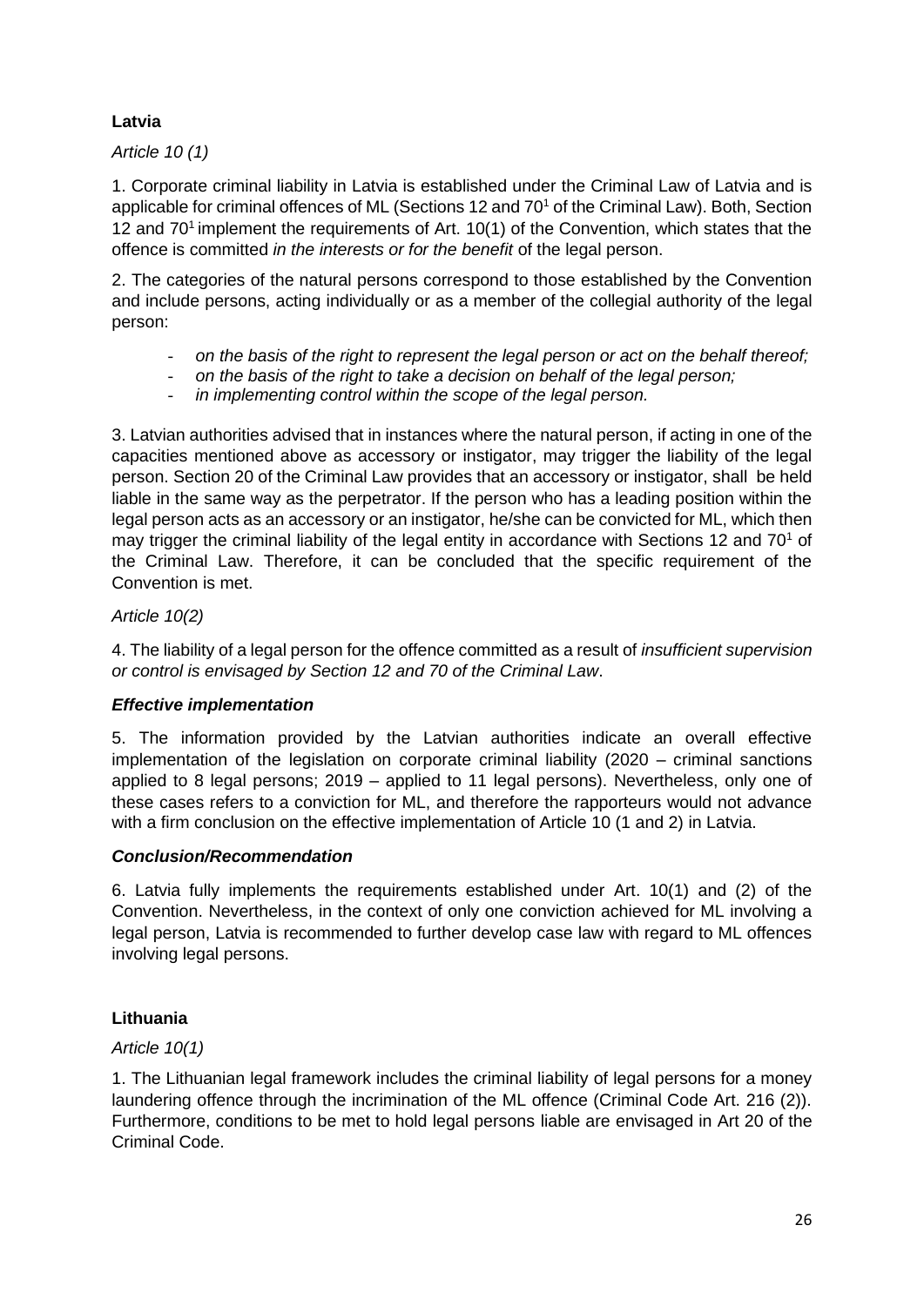## Latvia

*Article 10 (1)*

1. Corporate criminal liability in Latvia is established under the Criminal Law of Latvia and is applicable for criminal offences of ML (Sections 12 and $70^1$ of the Criminal Law). Both, Section 12 and $70^1$ implement the requirements of Art. 10(1) of the Convention, which states that the offence is committed *in the interests or for the benefit* of the legal person.

2. The categories of the natural persons correspond to those established by the Convention and include persons, acting individually or as a member of the collegial authority of the legal person:

- *on the basis of the right to represent the legal person or act on the behalf thereof;*
- *on the basis of the right to take a decision on behalf of the legal person;*
- *in implementing control within the scope of the legal person.*

3. Latvian authorities advised that in instances where the natural person, if acting in one of the capacities mentioned above as accessory or instigator, may trigger the liability of the legal person. Section 20 of the Criminal Law provides that an accessory or instigator, shall be held liable in the same way as the perpetrator. If the person who has a leading position within the legal person acts as an accessory or an instigator, he/she can be convicted for ML, which then may trigger the criminal liability of the legal entity in accordance with Sections 12 and $70^1$ of the Criminal Law. Therefore, it can be concluded that the specific requirement of the Convention is met.

*Article 10(2)*

4. The liability of a legal person for the offence committed as a result of *insufficient supervision or control is envisaged by Section 12 and 70 of the Criminal Law*.

### *Effective implementation*

5. The information provided by the Latvian authorities indicate an overall effective implementation of the legislation on corporate criminal liability (2020 – criminal sanctions applied to 8 legal persons; 2019 – applied to 11 legal persons). Nevertheless, only one of these cases refers to a conviction for ML, and therefore the rapporteurs would not advance with a firm conclusion on the effective implementation of Article 10 (1 and 2) in Latvia.

### *Conclusion/Recommendation*

6. Latvia fully implements the requirements established under Art. 10(1) and (2) of the Convention. Nevertheless, in the context of only one conviction achieved for ML involving a legal person, Latvia is recommended to further develop case law with regard to ML offences involving legal persons.

## Lithuania

*Article 10(1)*

1. The Lithuanian legal framework includes the criminal liability of legal persons for a money laundering offence through the incrimination of the ML offence (Criminal Code Art. 216 (2)). Furthermore, conditions to be met to hold legal persons liable are envisaged in Art 20 of the Criminal Code.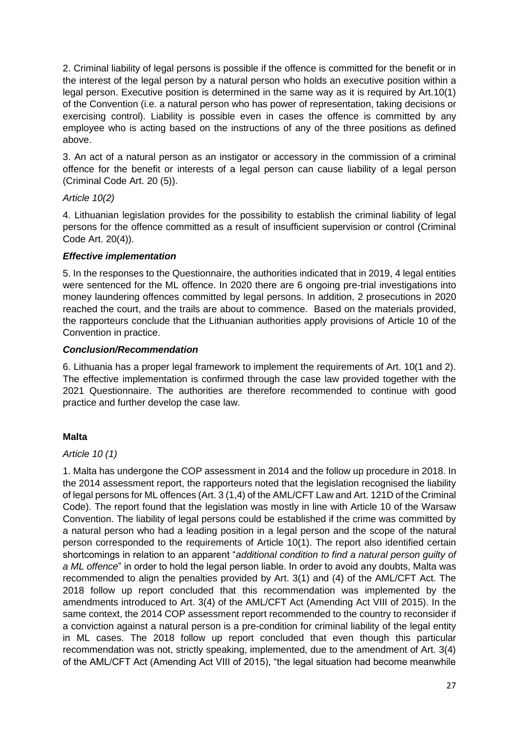2. Criminal liability of legal persons is possible if the offence is committed for the benefit or in the interest of the legal person by a natural person who holds an executive position within a legal person. Executive position is determined in the same way as it is required by Art.10(1) of the Convention (i.e. a natural person who has power of representation, taking decisions or exercising control). Liability is possible even in cases the offence is committed by any employee who is acting based on the instructions of any of the three positions as defined above.

3. An act of a natural person as an instigator or accessory in the commission of a criminal offence for the benefit or interests of a legal person can cause liability of a legal person (Criminal Code Art. 20 (5)).

*Article 10(2)*

4. Lithuanian legislation provides for the possibility to establish the criminal liability of legal persons for the offence committed as a result of insufficient supervision or control (Criminal Code Art. 20(4)).

***Effective implementation***

5. In the responses to the Questionnaire, the authorities indicated that in 2019, 4 legal entities were sentenced for the ML offence. In 2020 there are 6 ongoing pre-trial investigations into money laundering offences committed by legal persons. In addition, 2 prosecutions in 2020 reached the court, and the trails are about to commence. Based on the materials provided, the rapporteurs conclude that the Lithuanian authorities apply provisions of Article 10 of the Convention in practice.

***Conclusion/Recommendation***

6. Lithuania has a proper legal framework to implement the requirements of Art. 10(1 and 2). The effective implementation is confirmed through the case law provided together with the 2021 Questionnaire. The authorities are therefore recommended to continue with good practice and further develop the case law.

**Malta**

*Article 10 (1)*

1. Malta has undergone the COP assessment in 2014 and the follow up procedure in 2018. In the 2014 assessment report, the rapporteurs noted that the legislation recognised the liability of legal persons for ML offences (Art. 3 (1,4) of the AML/CFT Law and Art. 121D of the Criminal Code). The report found that the legislation was mostly in line with Article 10 of the Warsaw Convention. The liability of legal persons could be established if the crime was committed by a natural person who had a leading position in a legal person and the scope of the natural person corresponded to the requirements of Article 10(1). The report also identified certain shortcomings in relation to an apparent "*additional condition to find a natural person guilty of a ML offence*" in order to hold the legal person liable. In order to avoid any doubts, Malta was recommended to align the penalties provided by Art. 3(1) and (4) of the AML/CFT Act. The 2018 follow up report concluded that this recommendation was implemented by the amendments introduced to Art. 3(4) of the AML/CFT Act (Amending Act VIII of 2015). In the same context, the 2014 COP assessment report recommended to the country to reconsider if a conviction against a natural person is a pre-condition for criminal liability of the legal entity in ML cases. The 2018 follow up report concluded that even though this particular recommendation was not, strictly speaking, implemented, due to the amendment of Art. 3(4) of the AML/CFT Act (Amending Act VIII of 2015), "the legal situation had become meanwhile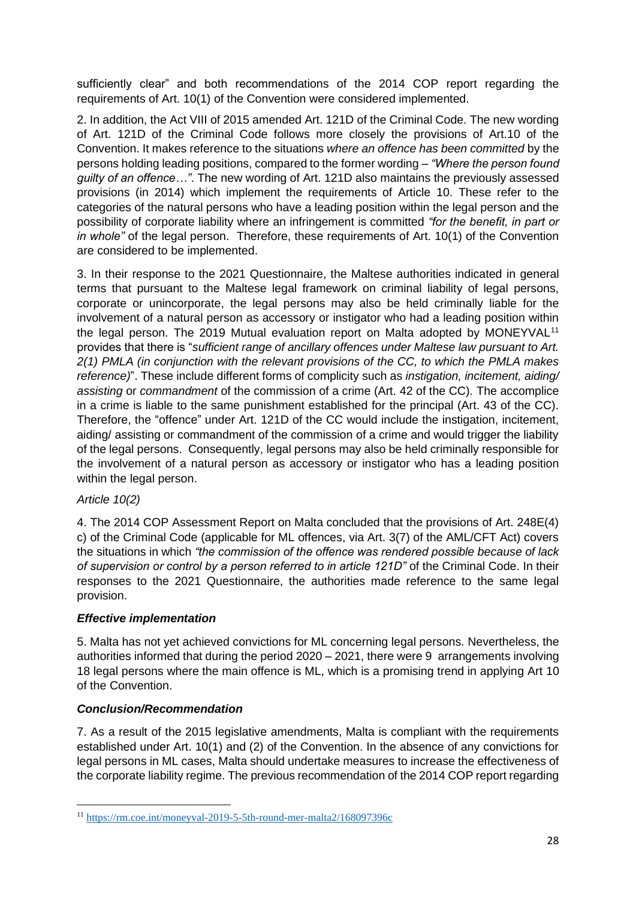sufficiently clear" and both recommendations of the 2014 COP report regarding the requirements of Art. 10(1) of the Convention were considered implemented.

2. In addition, the Act VIII of 2015 amended Art. 121D of the Criminal Code. The new wording of Art. 121D of the Criminal Code follows more closely the provisions of Art.10 of the Convention. It makes reference to the situations *where an offence has been committed* by the persons holding leading positions, compared to the former wording – *"Where the person found guilty of an offence…"*. The new wording of Art. 121D also maintains the previously assessed provisions (in 2014) which implement the requirements of Article 10. These refer to the categories of the natural persons who have a leading position within the legal person and the possibility of corporate liability where an infringement is committed *"for the benefit, in part or in whole"* of the legal person. Therefore, these requirements of Art. 10(1) of the Convention are considered to be implemented.

3. In their response to the 2021 Questionnaire, the Maltese authorities indicated in general terms that pursuant to the Maltese legal framework on criminal liability of legal persons, corporate or unincorporate, the legal persons may also be held criminally liable for the involvement of a natural person as accessory or instigator who had a leading position within the legal person. The 2019 Mutual evaluation report on Malta adopted by MONEYVAL[11] provides that there is "*sufficient range of ancillary offences under Maltese law pursuant to Art. 2(1) PMLA (in conjunction with the relevant provisions of the CC, to which the PMLA makes reference)*". These include different forms of complicity such as *instigation, incitement, aiding/ assisting* or *commandment* of the commission of a crime (Art. 42 of the CC). The accomplice in a crime is liable to the same punishment established for the principal (Art. 43 of the CC). Therefore, the "offence" under Art. 121D of the CC would include the instigation, incitement, aiding/ assisting or commandment of the commission of a crime and would trigger the liability of the legal persons. Consequently, legal persons may also be held criminally responsible for the involvement of a natural person as accessory or instigator who has a leading position within the legal person.

*Article 10(2)*

4. The 2014 COP Assessment Report on Malta concluded that the provisions of Art. 248E(4) c) of the Criminal Code (applicable for ML offences, via Art. 3(7) of the AML/CFT Act) covers the situations in which *"the commission of the offence was rendered possible because of lack of supervision or control by a person referred to in article 121D"* of the Criminal Code. In their responses to the 2021 Questionnaire, the authorities made reference to the same legal provision.

***Effective implementation***

5. Malta has not yet achieved convictions for ML concerning legal persons. Nevertheless, the authorities informed that during the period 2020 – 2021, there were 9 arrangements involving 18 legal persons where the main offence is ML, which is a promising trend in applying Art 10 of the Convention.

***Conclusion/Recommendation***

7. As a result of the 2015 legislative amendments, Malta is compliant with the requirements established under Art. 10(1) and (2) of the Convention. In the absence of any convictions for legal persons in ML cases, Malta should undertake measures to increase the effectiveness of the corporate liability regime. The previous recommendation of the 2014 COP report regarding

[11] https://rm.coe.int/moneyval-2019-5-5th-round-mer-malta2/168097396c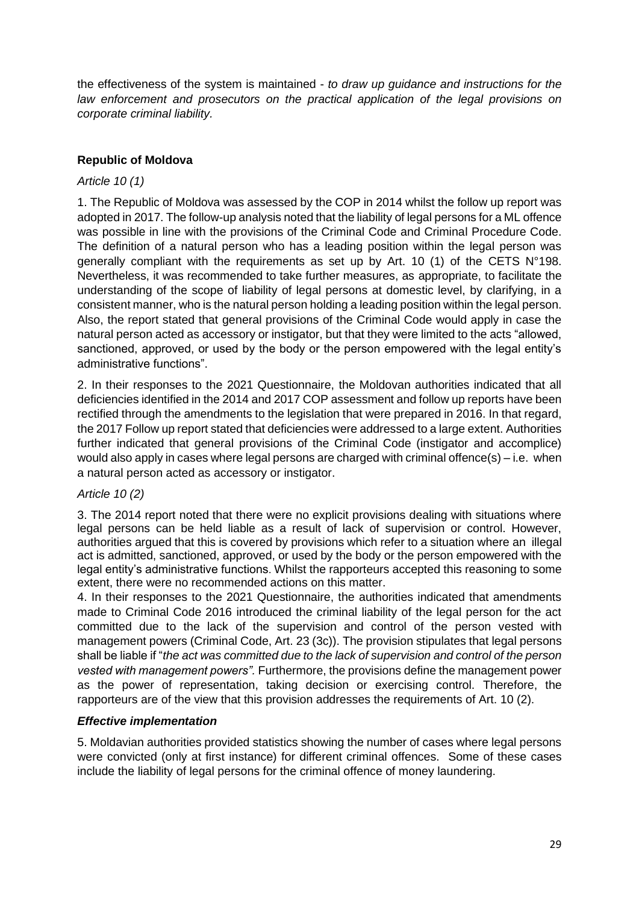the effectiveness of the system is maintained - *to draw up guidance and instructions for the law enforcement and prosecutors on the practical application of the legal provisions on corporate criminal liability.*

**Republic of Moldova**

*Article 10 (1)*

1. The Republic of Moldova was assessed by the COP in 2014 whilst the follow up report was adopted in 2017. The follow-up analysis noted that the liability of legal persons for a ML offence was possible in line with the provisions of the Criminal Code and Criminal Procedure Code. The definition of a natural person who has a leading position within the legal person was generally compliant with the requirements as set up by Art. 10 (1) of the CETS N°198. Nevertheless, it was recommended to take further measures, as appropriate, to facilitate the understanding of the scope of liability of legal persons at domestic level, by clarifying, in a consistent manner, who is the natural person holding a leading position within the legal person. Also, the report stated that general provisions of the Criminal Code would apply in case the natural person acted as accessory or instigator, but that they were limited to the acts "allowed, sanctioned, approved, or used by the body or the person empowered with the legal entity's administrative functions".

2. In their responses to the 2021 Questionnaire, the Moldovan authorities indicated that all deficiencies identified in the 2014 and 2017 COP assessment and follow up reports have been rectified through the amendments to the legislation that were prepared in 2016. In that regard, the 2017 Follow up report stated that deficiencies were addressed to a large extent. Authorities further indicated that general provisions of the Criminal Code (instigator and accomplice) would also apply in cases where legal persons are charged with criminal offence(s) – i.e. when a natural person acted as accessory or instigator.

*Article 10 (2)*

3. The 2014 report noted that there were no explicit provisions dealing with situations where legal persons can be held liable as a result of lack of supervision or control. However, authorities argued that this is covered by provisions which refer to a situation where an illegal act is admitted, sanctioned, approved, or used by the body or the person empowered with the legal entity's administrative functions. Whilst the rapporteurs accepted this reasoning to some extent, there were no recommended actions on this matter.

4. In their responses to the 2021 Questionnaire, the authorities indicated that amendments made to Criminal Code 2016 introduced the criminal liability of the legal person for the act committed due to the lack of the supervision and control of the person vested with management powers (Criminal Code, Art. 23 (3c)). The provision stipulates that legal persons shall be liable if "*the act was committed due to the lack of supervision and control of the person vested with management powers".* Furthermore, the provisions define the management power as the power of representation, taking decision or exercising control. Therefore, the rapporteurs are of the view that this provision addresses the requirements of Art. 10 (2).

***Effective implementation***

5. Moldavian authorities provided statistics showing the number of cases where legal persons were convicted (only at first instance) for different criminal offences. Some of these cases include the liability of legal persons for the criminal offence of money laundering.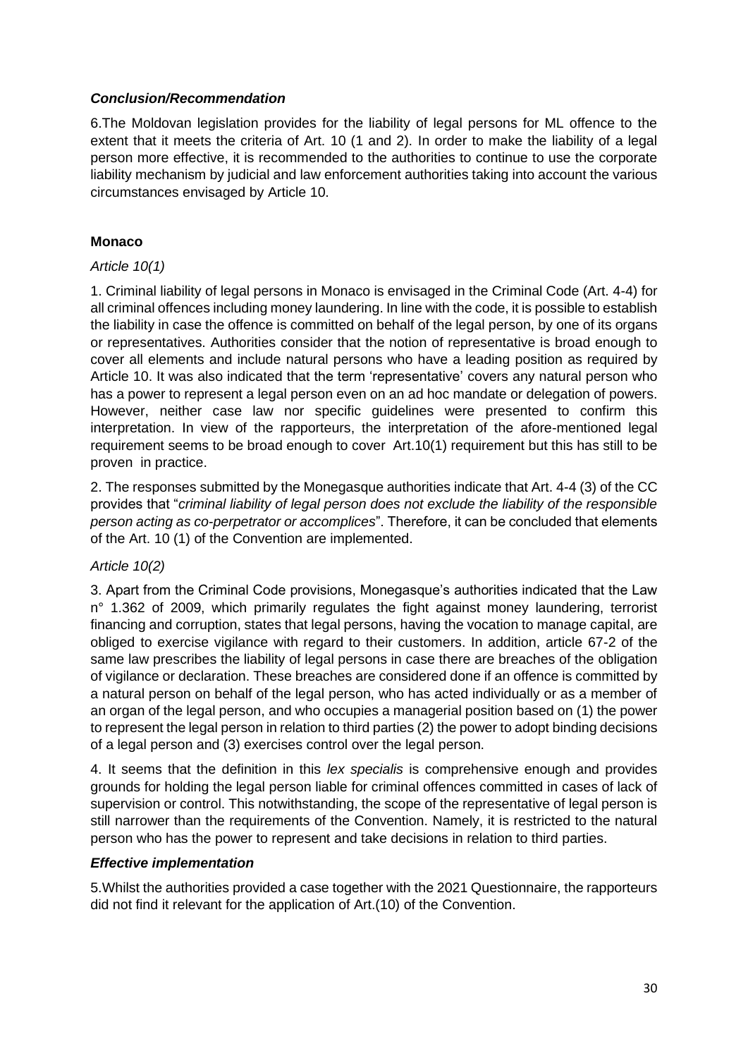### *Conclusion/Recommendation*

6.The Moldovan legislation provides for the liability of legal persons for ML offence to the extent that it meets the criteria of Art. 10 (1 and 2). In order to make the liability of a legal person more effective, it is recommended to the authorities to continue to use the corporate liability mechanism by judicial and law enforcement authorities taking into account the various circumstances envisaged by Article 10.

### **Monaco**

*Article 10(1)*

1. Criminal liability of legal persons in Monaco is envisaged in the Criminal Code (Art. 4-4) for all criminal offences including money laundering. In line with the code, it is possible to establish the liability in case the offence is committed on behalf of the legal person, by one of its organs or representatives. Authorities consider that the notion of representative is broad enough to cover all elements and include natural persons who have a leading position as required by Article 10. It was also indicated that the term 'representative' covers any natural person who has a power to represent a legal person even on an ad hoc mandate or delegation of powers. However, neither case law nor specific guidelines were presented to confirm this interpretation. In view of the rapporteurs, the interpretation of the afore-mentioned legal requirement seems to be broad enough to cover Art.10(1) requirement but this has still to be proven in practice.

2. The responses submitted by the Monegasque authorities indicate that Art. 4-4 (3) of the CC provides that "*criminal liability of legal person does not exclude the liability of the responsible person acting as co-perpetrator or accomplices*". Therefore, it can be concluded that elements of the Art. 10 (1) of the Convention are implemented.

*Article 10(2)*

3. Apart from the Criminal Code provisions, Monegasque's authorities indicated that the Law n° 1.362 of 2009, which primarily regulates the fight against money laundering, terrorist financing and corruption, states that legal persons, having the vocation to manage capital, are obliged to exercise vigilance with regard to their customers. In addition, article 67-2 of the same law prescribes the liability of legal persons in case there are breaches of the obligation of vigilance or declaration. These breaches are considered done if an offence is committed by a natural person on behalf of the legal person, who has acted individually or as a member of an organ of the legal person, and who occupies a managerial position based on (1) the power to represent the legal person in relation to third parties (2) the power to adopt binding decisions of a legal person and (3) exercises control over the legal person.

4. It seems that the definition in this *lex specialis* is comprehensive enough and provides grounds for holding the legal person liable for criminal offences committed in cases of lack of supervision or control. This notwithstanding, the scope of the representative of legal person is still narrower than the requirements of the Convention. Namely, it is restricted to the natural person who has the power to represent and take decisions in relation to third parties.

### *Effective implementation*

5.Whilst the authorities provided a case together with the 2021 Questionnaire, the rapporteurs did not find it relevant for the application of Art.(10) of the Convention.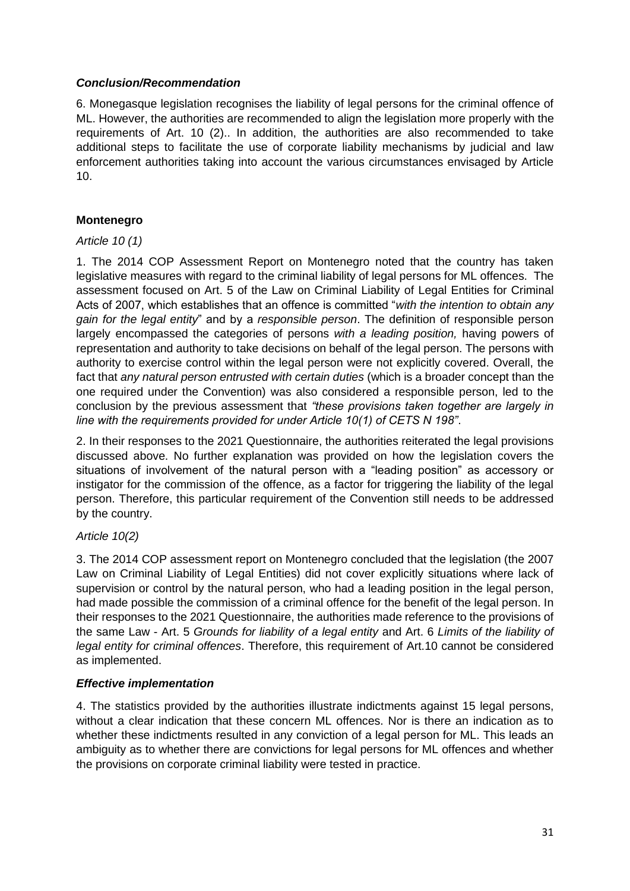***Conclusion/Recommendation***

6. Monegasque legislation recognises the liability of legal persons for the criminal offence of ML. However, the authorities are recommended to align the legislation more properly with the requirements of Art. 10 (2).. In addition, the authorities are also recommended to take additional steps to facilitate the use of corporate liability mechanisms by judicial and law enforcement authorities taking into account the various circumstances envisaged by Article 10.

**Montenegro**

*Article 10 (1)*

1. The 2014 COP Assessment Report on Montenegro noted that the country has taken legislative measures with regard to the criminal liability of legal persons for ML offences. The assessment focused on Art. 5 of the Law on Criminal Liability of Legal Entities for Criminal Acts of 2007, which establishes that an offence is committed "*with the intention to obtain any gain for the legal entity*" and by a *responsible person*. The definition of responsible person largely encompassed the categories of persons *with a leading position,* having powers of representation and authority to take decisions on behalf of the legal person. The persons with authority to exercise control within the legal person were not explicitly covered. Overall, the fact that *any natural person entrusted with certain duties* (which is a broader concept than the one required under the Convention) was also considered a responsible person, led to the conclusion by the previous assessment that *"these provisions taken together are largely in line with the requirements provided for under Article 10(1) of CETS N 198"*.

2. In their responses to the 2021 Questionnaire, the authorities reiterated the legal provisions discussed above. No further explanation was provided on how the legislation covers the situations of involvement of the natural person with a "leading position" as accessory or instigator for the commission of the offence, as a factor for triggering the liability of the legal person. Therefore, this particular requirement of the Convention still needs to be addressed by the country.

*Article 10(2)*

3. The 2014 COP assessment report on Montenegro concluded that the legislation (the 2007 Law on Criminal Liability of Legal Entities) did not cover explicitly situations where lack of supervision or control by the natural person, who had a leading position in the legal person, had made possible the commission of a criminal offence for the benefit of the legal person. In their responses to the 2021 Questionnaire, the authorities made reference to the provisions of the same Law - Art. 5 *Grounds for liability of a legal entity* and Art. 6 *Limits of the liability of legal entity for criminal offences*. Therefore, this requirement of Art.10 cannot be considered as implemented.

***Effective implementation***

4. The statistics provided by the authorities illustrate indictments against 15 legal persons, without a clear indication that these concern ML offences. Nor is there an indication as to whether these indictments resulted in any conviction of a legal person for ML. This leads an ambiguity as to whether there are convictions for legal persons for ML offences and whether the provisions on corporate criminal liability were tested in practice.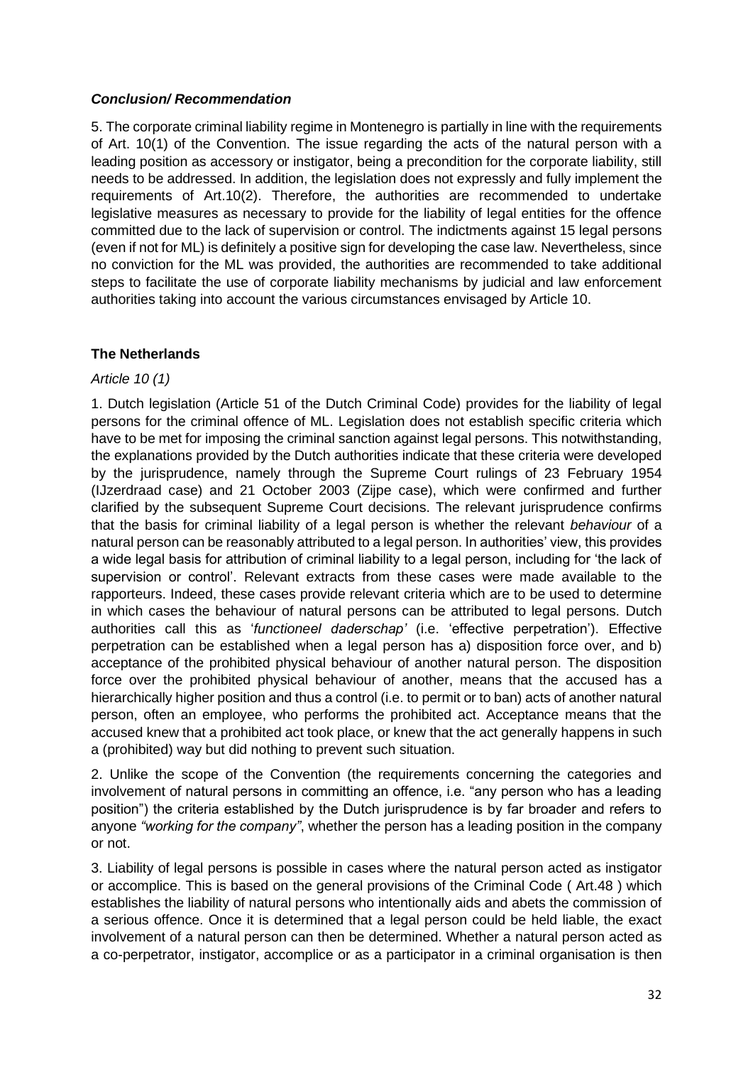### *Conclusion/ Recommendation*

5. The corporate criminal liability regime in Montenegro is partially in line with the requirements of Art. 10(1) of the Convention. The issue regarding the acts of the natural person with a leading position as accessory or instigator, being a precondition for the corporate liability, still needs to be addressed. In addition, the legislation does not expressly and fully implement the requirements of Art.10(2). Therefore, the authorities are recommended to undertake legislative measures as necessary to provide for the liability of legal entities for the offence committed due to the lack of supervision or control. The indictments against 15 legal persons (even if not for ML) is definitely a positive sign for developing the case law. Nevertheless, since no conviction for the ML was provided, the authorities are recommended to take additional steps to facilitate the use of corporate liability mechanisms by judicial and law enforcement authorities taking into account the various circumstances envisaged by Article 10.

## The Netherlands

*Article 10 (1)*

1. Dutch legislation (Article 51 of the Dutch Criminal Code) provides for the liability of legal persons for the criminal offence of ML. Legislation does not establish specific criteria which have to be met for imposing the criminal sanction against legal persons. This notwithstanding, the explanations provided by the Dutch authorities indicate that these criteria were developed by the jurisprudence, namely through the Supreme Court rulings of 23 February 1954 (IJzerdraad case) and 21 October 2003 (Zijpe case), which were confirmed and further clarified by the subsequent Supreme Court decisions. The relevant jurisprudence confirms that the basis for criminal liability of a legal person is whether the relevant *behaviour* of a natural person can be reasonably attributed to a legal person. In authorities' view, this provides a wide legal basis for attribution of criminal liability to a legal person, including for 'the lack of supervision or control'. Relevant extracts from these cases were made available to the rapporteurs. Indeed, these cases provide relevant criteria which are to be used to determine in which cases the behaviour of natural persons can be attributed to legal persons. Dutch authorities call this as '*functioneel daderschap'* (i.e. 'effective perpetration'). Effective perpetration can be established when a legal person has a) disposition force over, and b) acceptance of the prohibited physical behaviour of another natural person. The disposition force over the prohibited physical behaviour of another, means that the accused has a hierarchically higher position and thus a control (i.e. to permit or to ban) acts of another natural person, often an employee, who performs the prohibited act. Acceptance means that the accused knew that a prohibited act took place, or knew that the act generally happens in such a (prohibited) way but did nothing to prevent such situation.

2. Unlike the scope of the Convention (the requirements concerning the categories and involvement of natural persons in committing an offence, i.e. "any person who has a leading position") the criteria established by the Dutch jurisprudence is by far broader and refers to anyone *"working for the company"*, whether the person has a leading position in the company or not.

3. Liability of legal persons is possible in cases where the natural person acted as instigator or accomplice. This is based on the general provisions of the Criminal Code ( Art.48 ) which establishes the liability of natural persons who intentionally aids and abets the commission of a serious offence. Once it is determined that a legal person could be held liable, the exact involvement of a natural person can then be determined. Whether a natural person acted as a co-perpetrator, instigator, accomplice or as a participator in a criminal organisation is then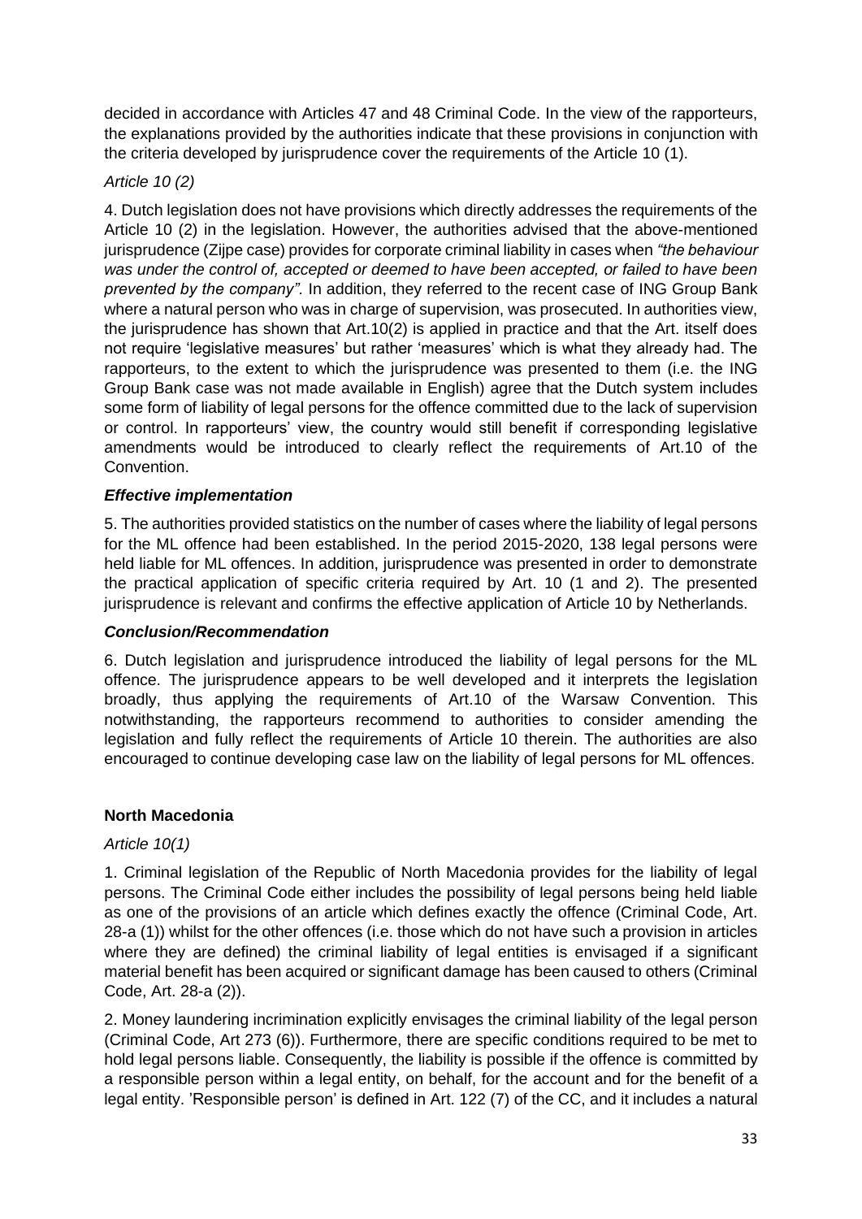decided in accordance with Articles 47 and 48 Criminal Code. In the view of the rapporteurs, the explanations provided by the authorities indicate that these provisions in conjunction with the criteria developed by jurisprudence cover the requirements of the Article 10 (1).

*Article 10 (2)*

4. Dutch legislation does not have provisions which directly addresses the requirements of the Article 10 (2) in the legislation. However, the authorities advised that the above-mentioned jurisprudence (Zijpe case) provides for corporate criminal liability in cases when *"the behaviour was under the control of, accepted or deemed to have been accepted, or failed to have been prevented by the company".* In addition, they referred to the recent case of ING Group Bank where a natural person who was in charge of supervision, was prosecuted. In authorities view, the jurisprudence has shown that Art.10(2) is applied in practice and that the Art. itself does not require 'legislative measures' but rather 'measures' which is what they already had. The rapporteurs, to the extent to which the jurisprudence was presented to them (i.e. the ING Group Bank case was not made available in English) agree that the Dutch system includes some form of liability of legal persons for the offence committed due to the lack of supervision or control. In rapporteurs' view, the country would still benefit if corresponding legislative amendments would be introduced to clearly reflect the requirements of Art.10 of the Convention.

***Effective implementation***

5. The authorities provided statistics on the number of cases where the liability of legal persons for the ML offence had been established. In the period 2015-2020, 138 legal persons were held liable for ML offences. In addition, jurisprudence was presented in order to demonstrate the practical application of specific criteria required by Art. 10 (1 and 2). The presented jurisprudence is relevant and confirms the effective application of Article 10 by Netherlands.

***Conclusion/Recommendation***

6. Dutch legislation and jurisprudence introduced the liability of legal persons for the ML offence. The jurisprudence appears to be well developed and it interprets the legislation broadly, thus applying the requirements of Art.10 of the Warsaw Convention. This notwithstanding, the rapporteurs recommend to authorities to consider amending the legislation and fully reflect the requirements of Article 10 therein. The authorities are also encouraged to continue developing case law on the liability of legal persons for ML offences.

**North Macedonia**

*Article 10(1)*

1. Criminal legislation of the Republic of North Macedonia provides for the liability of legal persons. The Criminal Code either includes the possibility of legal persons being held liable as one of the provisions of an article which defines exactly the offence (Criminal Code, Art. 28-a (1)) whilst for the other offences (i.e. those which do not have such a provision in articles where they are defined) the criminal liability of legal entities is envisaged if a significant material benefit has been acquired or significant damage has been caused to others (Criminal Code, Art. 28-a (2)).

2. Money laundering incrimination explicitly envisages the criminal liability of the legal person (Criminal Code, Art 273 (6)). Furthermore, there are specific conditions required to be met to hold legal persons liable. Consequently, the liability is possible if the offence is committed by a responsible person within a legal entity, on behalf, for the account and for the benefit of a legal entity. 'Responsible person' is defined in Art. 122 (7) of the CC, and it includes a natural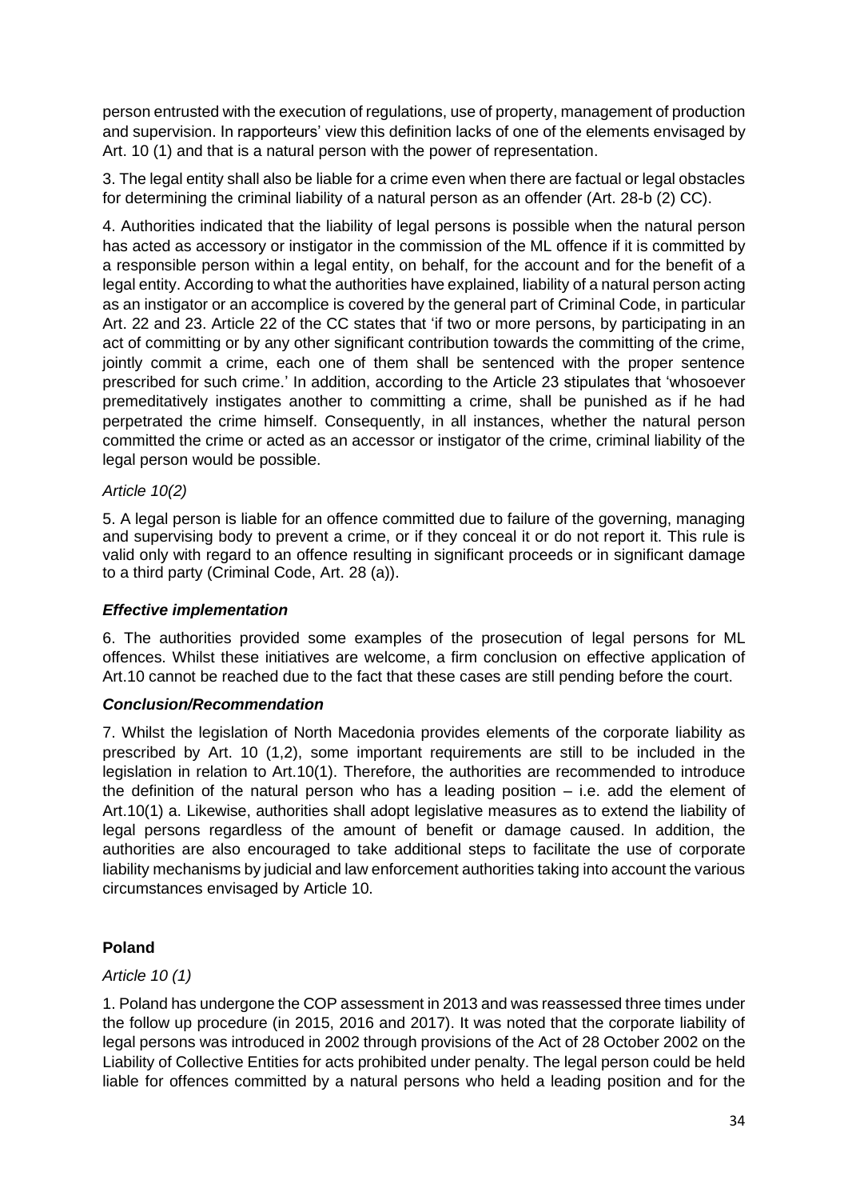person entrusted with the execution of regulations, use of property, management of production and supervision. In rapporteurs' view this definition lacks of one of the elements envisaged by Art. 10 (1) and that is a natural person with the power of representation.

3. The legal entity shall also be liable for a crime even when there are factual or legal obstacles for determining the criminal liability of a natural person as an offender (Art. 28-b (2) CC).

4. Authorities indicated that the liability of legal persons is possible when the natural person has acted as accessory or instigator in the commission of the ML offence if it is committed by a responsible person within a legal entity, on behalf, for the account and for the benefit of a legal entity. According to what the authorities have explained, liability of a natural person acting as an instigator or an accomplice is covered by the general part of Criminal Code, in particular Art. 22 and 23. Article 22 of the CC states that 'if two or more persons, by participating in an act of committing or by any other significant contribution towards the committing of the crime, jointly commit a crime, each one of them shall be sentenced with the proper sentence prescribed for such crime.' In addition, according to the Article 23 stipulates that 'whosoever premeditatively instigates another to committing a crime, shall be punished as if he had perpetrated the crime himself. Consequently, in all instances, whether the natural person committed the crime or acted as an accessor or instigator of the crime, criminal liability of the legal person would be possible.

*Article 10(2)*

5. A legal person is liable for an offence committed due to failure of the governing, managing and supervising body to prevent a crime, or if they conceal it or do not report it. This rule is valid only with regard to an offence resulting in significant proceeds or in significant damage to a third party (Criminal Code, Art. 28 (a)).

***Effective implementation***

6. The authorities provided some examples of the prosecution of legal persons for ML offences. Whilst these initiatives are welcome, a firm conclusion on effective application of Art.10 cannot be reached due to the fact that these cases are still pending before the court.

***Conclusion/Recommendation***

7. Whilst the legislation of North Macedonia provides elements of the corporate liability as prescribed by Art. 10 (1,2), some important requirements are still to be included in the legislation in relation to Art.10(1). Therefore, the authorities are recommended to introduce the definition of the natural person who has a leading position – i.e. add the element of Art.10(1) a. Likewise, authorities shall adopt legislative measures as to extend the liability of legal persons regardless of the amount of benefit or damage caused. In addition, the authorities are also encouraged to take additional steps to facilitate the use of corporate liability mechanisms by judicial and law enforcement authorities taking into account the various circumstances envisaged by Article 10.

**Poland**

*Article 10 (1)*

1. Poland has undergone the COP assessment in 2013 and was reassessed three times under the follow up procedure (in 2015, 2016 and 2017). It was noted that the corporate liability of legal persons was introduced in 2002 through provisions of the Act of 28 October 2002 on the Liability of Collective Entities for acts prohibited under penalty. The legal person could be held liable for offences committed by a natural persons who held a leading position and for the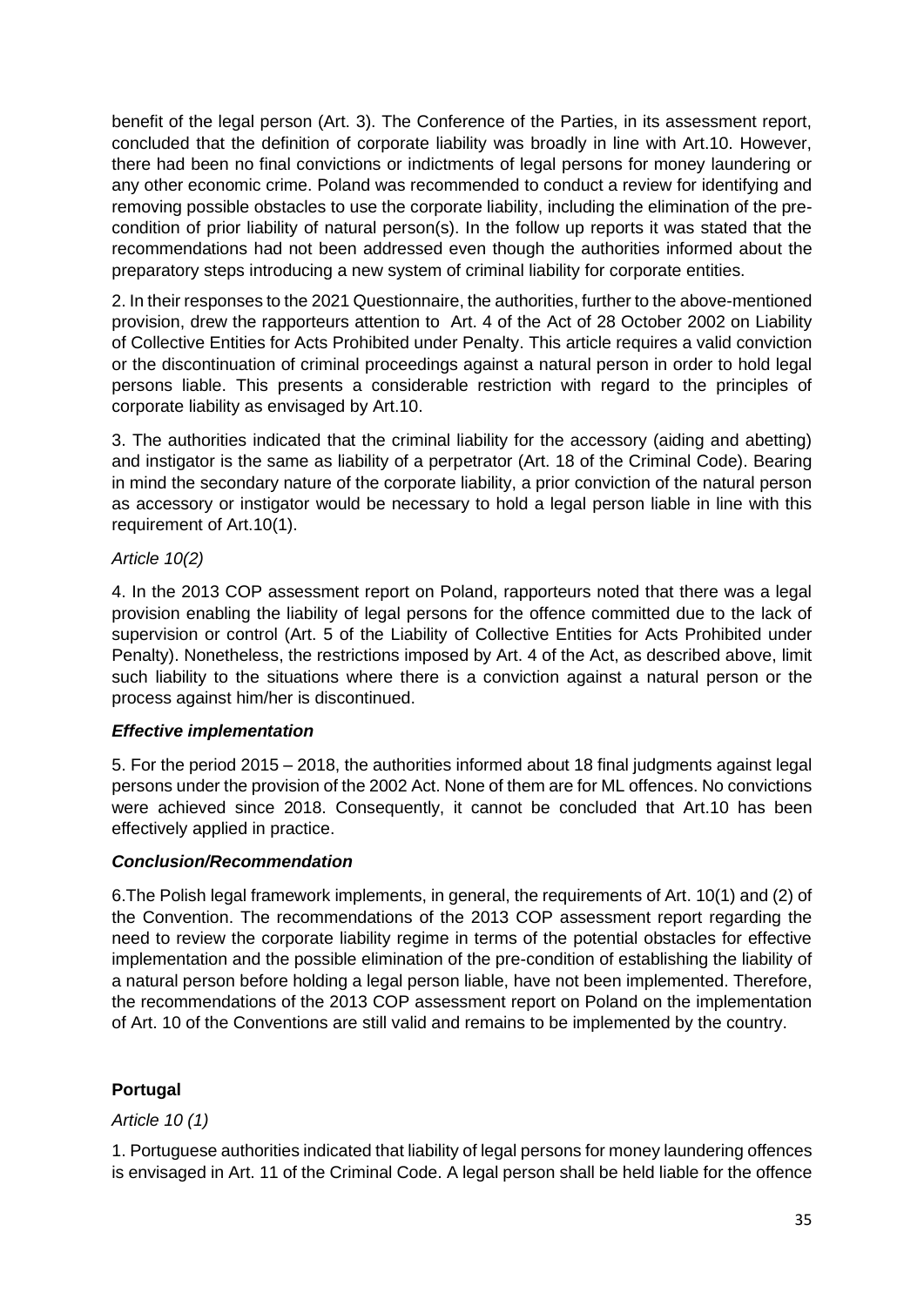benefit of the legal person (Art. 3). The Conference of the Parties, in its assessment report, concluded that the definition of corporate liability was broadly in line with Art.10. However, there had been no final convictions or indictments of legal persons for money laundering or any other economic crime. Poland was recommended to conduct a review for identifying and removing possible obstacles to use the corporate liability, including the elimination of the pre-condition of prior liability of natural person(s). In the follow up reports it was stated that the recommendations had not been addressed even though the authorities informed about the preparatory steps introducing a new system of criminal liability for corporate entities.

2. In their responses to the 2021 Questionnaire, the authorities, further to the above-mentioned provision, drew the rapporteurs attention to Art. 4 of the Act of 28 October 2002 on Liability of Collective Entities for Acts Prohibited under Penalty. This article requires a valid conviction or the discontinuation of criminal proceedings against a natural person in order to hold legal persons liable. This presents a considerable restriction with regard to the principles of corporate liability as envisaged by Art.10.

3. The authorities indicated that the criminal liability for the accessory (aiding and abetting) and instigator is the same as liability of a perpetrator (Art. 18 of the Criminal Code). Bearing in mind the secondary nature of the corporate liability, a prior conviction of the natural person as accessory or instigator would be necessary to hold a legal person liable in line with this requirement of Art.10(1).

*Article 10(2)*

4. In the 2013 COP assessment report on Poland, rapporteurs noted that there was a legal provision enabling the liability of legal persons for the offence committed due to the lack of supervision or control (Art. 5 of the Liability of Collective Entities for Acts Prohibited under Penalty). Nonetheless, the restrictions imposed by Art. 4 of the Act, as described above, limit such liability to the situations where there is a conviction against a natural person or the process against him/her is discontinued.

***Effective implementation***

5. For the period 2015 – 2018, the authorities informed about 18 final judgments against legal persons under the provision of the 2002 Act. None of them are for ML offences. No convictions were achieved since 2018. Consequently, it cannot be concluded that Art.10 has been effectively applied in practice.

***Conclusion/Recommendation***

6.The Polish legal framework implements, in general, the requirements of Art. 10(1) and (2) of the Convention. The recommendations of the 2013 COP assessment report regarding the need to review the corporate liability regime in terms of the potential obstacles for effective implementation and the possible elimination of the pre-condition of establishing the liability of a natural person before holding a legal person liable, have not been implemented. Therefore, the recommendations of the 2013 COP assessment report on Poland on the implementation of Art. 10 of the Conventions are still valid and remains to be implemented by the country.

**Portugal**

*Article 10 (1)*

1. Portuguese authorities indicated that liability of legal persons for money laundering offences is envisaged in Art. 11 of the Criminal Code. A legal person shall be held liable for the offence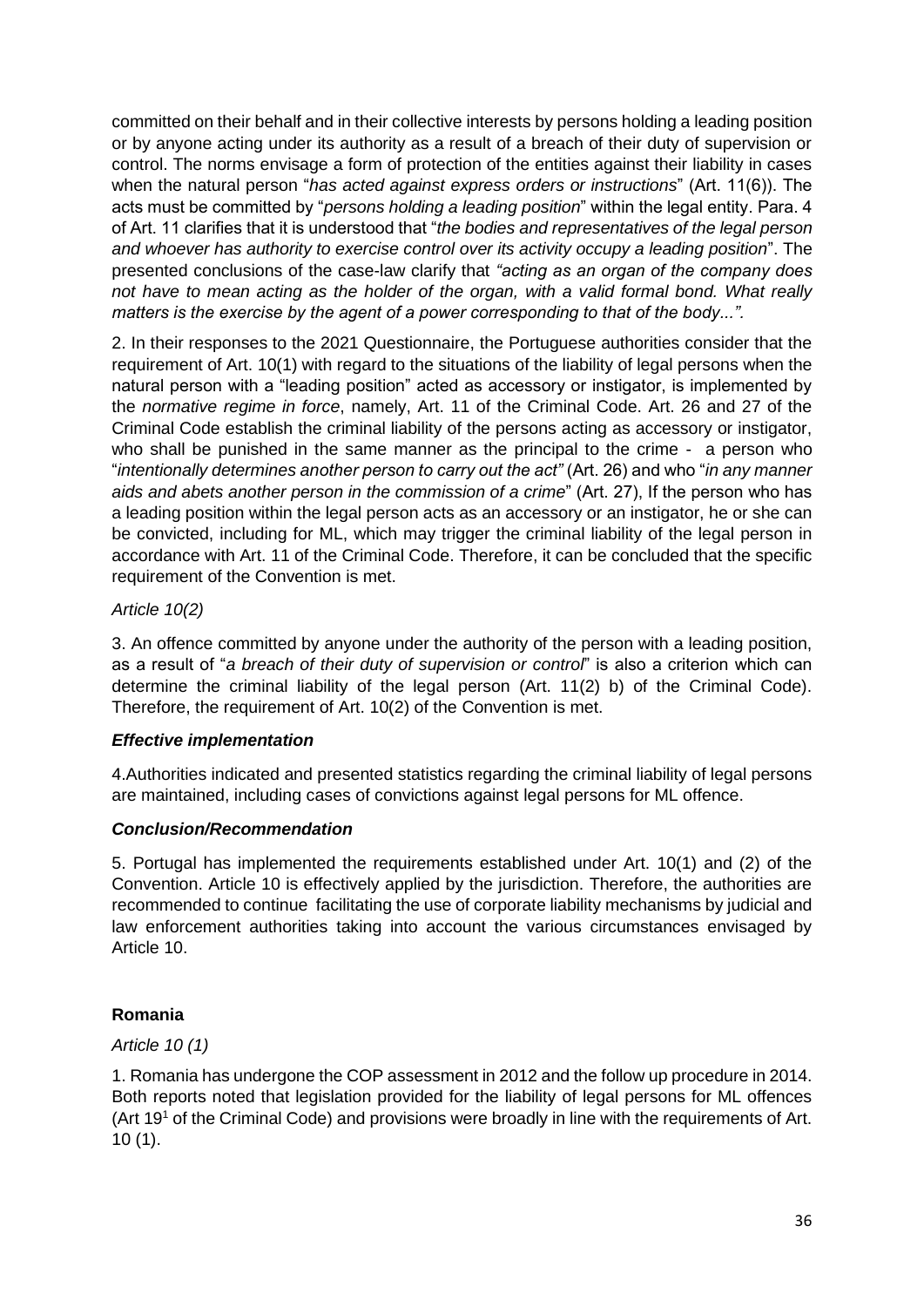committed on their behalf and in their collective interests by persons holding a leading position or by anyone acting under its authority as a result of a breach of their duty of supervision or control. The norms envisage a form of protection of the entities against their liability in cases when the natural person "*has acted against express orders or instructions*" (Art. 11(6)). The acts must be committed by "*persons holding a leading position*" within the legal entity. Para. 4 of Art. 11 clarifies that it is understood that "*the bodies and representatives of the legal person and whoever has authority to exercise control over its activity occupy a leading position*". The presented conclusions of the case-law clarify that *"acting as an organ of the company does not have to mean acting as the holder of the organ, with a valid formal bond. What really matters is the exercise by the agent of a power corresponding to that of the body...".*

2. In their responses to the 2021 Questionnaire, the Portuguese authorities consider that the requirement of Art. 10(1) with regard to the situations of the liability of legal persons when the natural person with a "leading position" acted as accessory or instigator, is implemented by the *normative regime in force*, namely, Art. 11 of the Criminal Code. Art. 26 and 27 of the Criminal Code establish the criminal liability of the persons acting as accessory or instigator, who shall be punished in the same manner as the principal to the crime - a person who "*intentionally determines another person to carry out the act"* (Art. 26) and who "*in any manner aids and abets another person in the commission of a crime*" (Art. 27), If the person who has a leading position within the legal person acts as an accessory or an instigator, he or she can be convicted, including for ML, which may trigger the criminal liability of the legal person in accordance with Art. 11 of the Criminal Code. Therefore, it can be concluded that the specific requirement of the Convention is met.

*Article 10(2)*

3. An offence committed by anyone under the authority of the person with a leading position, as a result of "*a breach of their duty of supervision or control*" is also a criterion which can determine the criminal liability of the legal person (Art. 11(2) b) of the Criminal Code). Therefore, the requirement of Art. 10(2) of the Convention is met.

***Effective implementation***

4.Authorities indicated and presented statistics regarding the criminal liability of legal persons are maintained, including cases of convictions against legal persons for ML offence.

***Conclusion/Recommendation***

5. Portugal has implemented the requirements established under Art. 10(1) and (2) of the Convention. Article 10 is effectively applied by the jurisdiction. Therefore, the authorities are recommended to continue facilitating the use of corporate liability mechanisms by judicial and law enforcement authorities taking into account the various circumstances envisaged by Article 10.

**Romania**

*Article 10 (1)*

1. Romania has undergone the COP assessment in 2012 and the follow up procedure in 2014. Both reports noted that legislation provided for the liability of legal persons for ML offences (Art 19[1] of the Criminal Code) and provisions were broadly in line with the requirements of Art. 10 (1).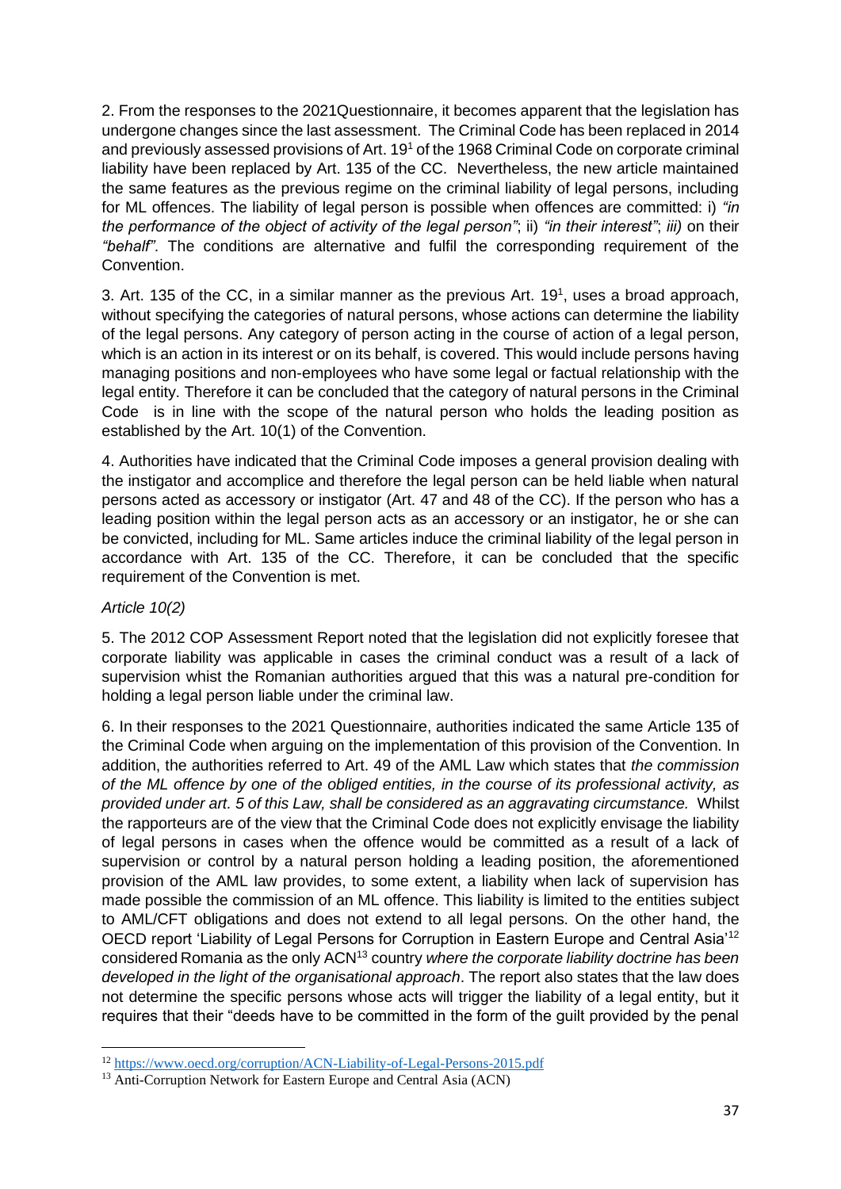2. From the responses to the 2021Questionnaire, it becomes apparent that the legislation has undergone changes since the last assessment. The Criminal Code has been replaced in 2014 and previously assessed provisions of Art. 19[1] of the 1968 Criminal Code on corporate criminal liability have been replaced by Art. 135 of the CC. Nevertheless, the new article maintained the same features as the previous regime on the criminal liability of legal persons, including for ML offences. The liability of legal person is possible when offences are committed: i) *"in the performance of the object of activity of the legal person"*; ii) *"in their interest"*; *iii)* on their *"behalf"*. The conditions are alternative and fulfil the corresponding requirement of the Convention.

3. Art. 135 of the CC, in a similar manner as the previous Art. 19[1], uses a broad approach, without specifying the categories of natural persons, whose actions can determine the liability of the legal persons. Any category of person acting in the course of action of a legal person, which is an action in its interest or on its behalf, is covered. This would include persons having managing positions and non-employees who have some legal or factual relationship with the legal entity. Therefore it can be concluded that the category of natural persons in the Criminal Code is in line with the scope of the natural person who holds the leading position as established by the Art. 10(1) of the Convention.

4. Authorities have indicated that the Criminal Code imposes a general provision dealing with the instigator and accomplice and therefore the legal person can be held liable when natural persons acted as accessory or instigator (Art. 47 and 48 of the CC). If the person who has a leading position within the legal person acts as an accessory or an instigator, he or she can be convicted, including for ML. Same articles induce the criminal liability of the legal person in accordance with Art. 135 of the CC. Therefore, it can be concluded that the specific requirement of the Convention is met.

*Article 10(2)*

5. The 2012 COP Assessment Report noted that the legislation did not explicitly foresee that corporate liability was applicable in cases the criminal conduct was a result of a lack of supervision whist the Romanian authorities argued that this was a natural pre-condition for holding a legal person liable under the criminal law.

6. In their responses to the 2021 Questionnaire, authorities indicated the same Article 135 of the Criminal Code when arguing on the implementation of this provision of the Convention. In addition, the authorities referred to Art. 49 of the AML Law which states that *the commission of the ML offence by one of the obliged entities, in the course of its professional activity, as provided under art. 5 of this Law, shall be considered as an aggravating circumstance.* Whilst the rapporteurs are of the view that the Criminal Code does not explicitly envisage the liability of legal persons in cases when the offence would be committed as a result of a lack of supervision or control by a natural person holding a leading position, the aforementioned provision of the AML law provides, to some extent, a liability when lack of supervision has made possible the commission of an ML offence. This liability is limited to the entities subject to AML/CFT obligations and does not extend to all legal persons. On the other hand, the OECD report 'Liability of Legal Persons for Corruption in Eastern Europe and Central Asia'[12] considered Romania as the only ACN[13] country *where the corporate liability doctrine has been developed in the light of the organisational approach*. The report also states that the law does not determine the specific persons whose acts will trigger the liability of a legal entity, but it requires that their "deeds have to be committed in the form of the guilt provided by the penal

[12] https://www.oecd.org/corruption/ACN-Liability-of-Legal-Persons-2015.pdf

[13] Anti-Corruption Network for Eastern Europe and Central Asia (ACN)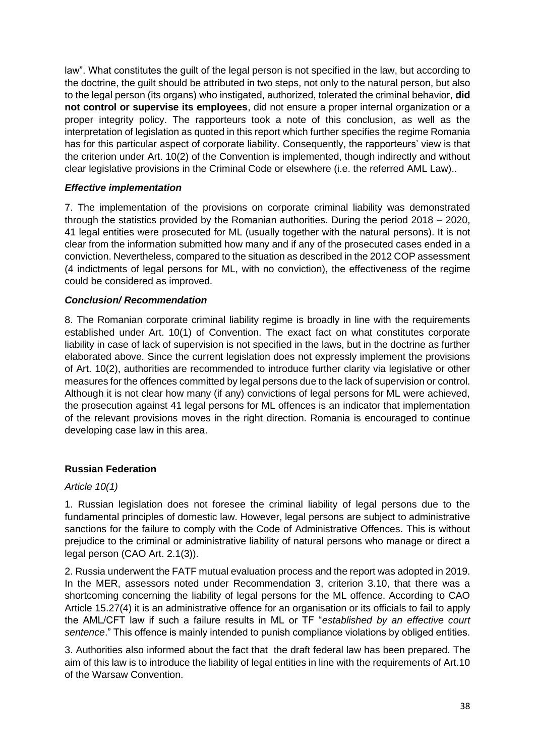law". What constitutes the guilt of the legal person is not specified in the law, but according to the doctrine, the guilt should be attributed in two steps, not only to the natural person, but also to the legal person (its organs) who instigated, authorized, tolerated the criminal behavior, **did not control or supervise its employees**, did not ensure a proper internal organization or a proper integrity policy. The rapporteurs took a note of this conclusion, as well as the interpretation of legislation as quoted in this report which further specifies the regime Romania has for this particular aspect of corporate liability. Consequently, the rapporteurs' view is that the criterion under Art. 10(2) of the Convention is implemented, though indirectly and without clear legislative provisions in the Criminal Code or elsewhere (i.e. the referred AML Law)..

### *Effective implementation*

7. The implementation of the provisions on corporate criminal liability was demonstrated through the statistics provided by the Romanian authorities. During the period 2018 – 2020, 41 legal entities were prosecuted for ML (usually together with the natural persons). It is not clear from the information submitted how many and if any of the prosecuted cases ended in a conviction. Nevertheless, compared to the situation as described in the 2012 COP assessment (4 indictments of legal persons for ML, with no conviction), the effectiveness of the regime could be considered as improved.

### *Conclusion/ Recommendation*

8. The Romanian corporate criminal liability regime is broadly in line with the requirements established under Art. 10(1) of Convention. The exact fact on what constitutes corporate liability in case of lack of supervision is not specified in the laws, but in the doctrine as further elaborated above. Since the current legislation does not expressly implement the provisions of Art. 10(2), authorities are recommended to introduce further clarity via legislative or other measures for the offences committed by legal persons due to the lack of supervision or control. Although it is not clear how many (if any) convictions of legal persons for ML were achieved, the prosecution against 41 legal persons for ML offences is an indicator that implementation of the relevant provisions moves in the right direction. Romania is encouraged to continue developing case law in this area.

## Russian Federation

*Article 10(1)*

1. Russian legislation does not foresee the criminal liability of legal persons due to the fundamental principles of domestic law. However, legal persons are subject to administrative sanctions for the failure to comply with the Code of Administrative Offences. This is without prejudice to the criminal or administrative liability of natural persons who manage or direct a legal person (CAO Art. 2.1(3)).

2. Russia underwent the FATF mutual evaluation process and the report was adopted in 2019. In the MER, assessors noted under Recommendation 3, criterion 3.10, that there was a shortcoming concerning the liability of legal persons for the ML offence. According to CAO Article 15.27(4) it is an administrative offence for an organisation or its officials to fail to apply the AML/CFT law if such a failure results in ML or TF "*established by an effective court sentence*." This offence is mainly intended to punish compliance violations by obliged entities.

3. Authorities also informed about the fact that the draft federal law has been prepared. The aim of this law is to introduce the liability of legal entities in line with the requirements of Art.10 of the Warsaw Convention.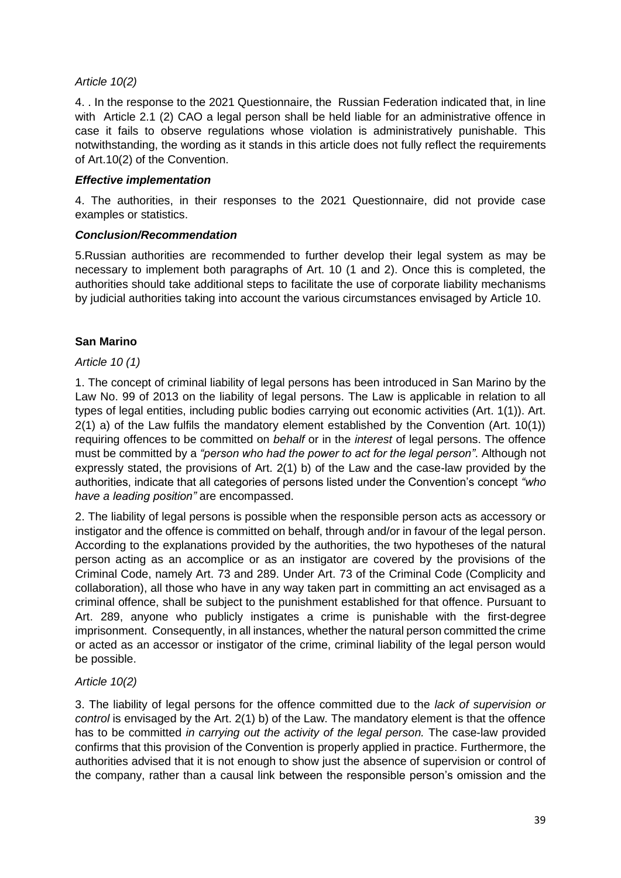*Article 10(2)*

4. . In the response to the 2021 Questionnaire, the Russian Federation indicated that, in line with Article 2.1 (2) CAO a legal person shall be held liable for an administrative offence in case it fails to observe regulations whose violation is administratively punishable. This notwithstanding, the wording as it stands in this article does not fully reflect the requirements of Art.10(2) of the Convention.

***Effective implementation***

4. The authorities, in their responses to the 2021 Questionnaire, did not provide case examples or statistics.

***Conclusion/Recommendation***

5.Russian authorities are recommended to further develop their legal system as may be necessary to implement both paragraphs of Art. 10 (1 and 2). Once this is completed, the authorities should take additional steps to facilitate the use of corporate liability mechanisms by judicial authorities taking into account the various circumstances envisaged by Article 10.

**San Marino**

*Article 10 (1)*

1. The concept of criminal liability of legal persons has been introduced in San Marino by the Law No. 99 of 2013 on the liability of legal persons. The Law is applicable in relation to all types of legal entities, including public bodies carrying out economic activities (Art. 1(1)). Art. 2(1) a) of the Law fulfils the mandatory element established by the Convention (Art. 10(1)) requiring offences to be committed on *behalf* or in the *interest* of legal persons. The offence must be committed by a *"person who had the power to act for the legal person"*. Although not expressly stated, the provisions of Art. 2(1) b) of the Law and the case-law provided by the authorities, indicate that all categories of persons listed under the Convention's concept *"who have a leading position"* are encompassed.

2. The liability of legal persons is possible when the responsible person acts as accessory or instigator and the offence is committed on behalf, through and/or in favour of the legal person. According to the explanations provided by the authorities, the two hypotheses of the natural person acting as an accomplice or as an instigator are covered by the provisions of the Criminal Code, namely Art. 73 and 289. Under Art. 73 of the Criminal Code (Complicity and collaboration), all those who have in any way taken part in committing an act envisaged as a criminal offence, shall be subject to the punishment established for that offence. Pursuant to Art. 289, anyone who publicly instigates a crime is punishable with the first-degree imprisonment. Consequently, in all instances, whether the natural person committed the crime or acted as an accessor or instigator of the crime, criminal liability of the legal person would be possible.

*Article 10(2)*

3. The liability of legal persons for the offence committed due to the *lack of supervision or control* is envisaged by the Art. 2(1) b) of the Law. The mandatory element is that the offence has to be committed *in carrying out the activity of the legal person.* The case-law provided confirms that this provision of the Convention is properly applied in practice. Furthermore, the authorities advised that it is not enough to show just the absence of supervision or control of the company, rather than a causal link between the responsible person's omission and the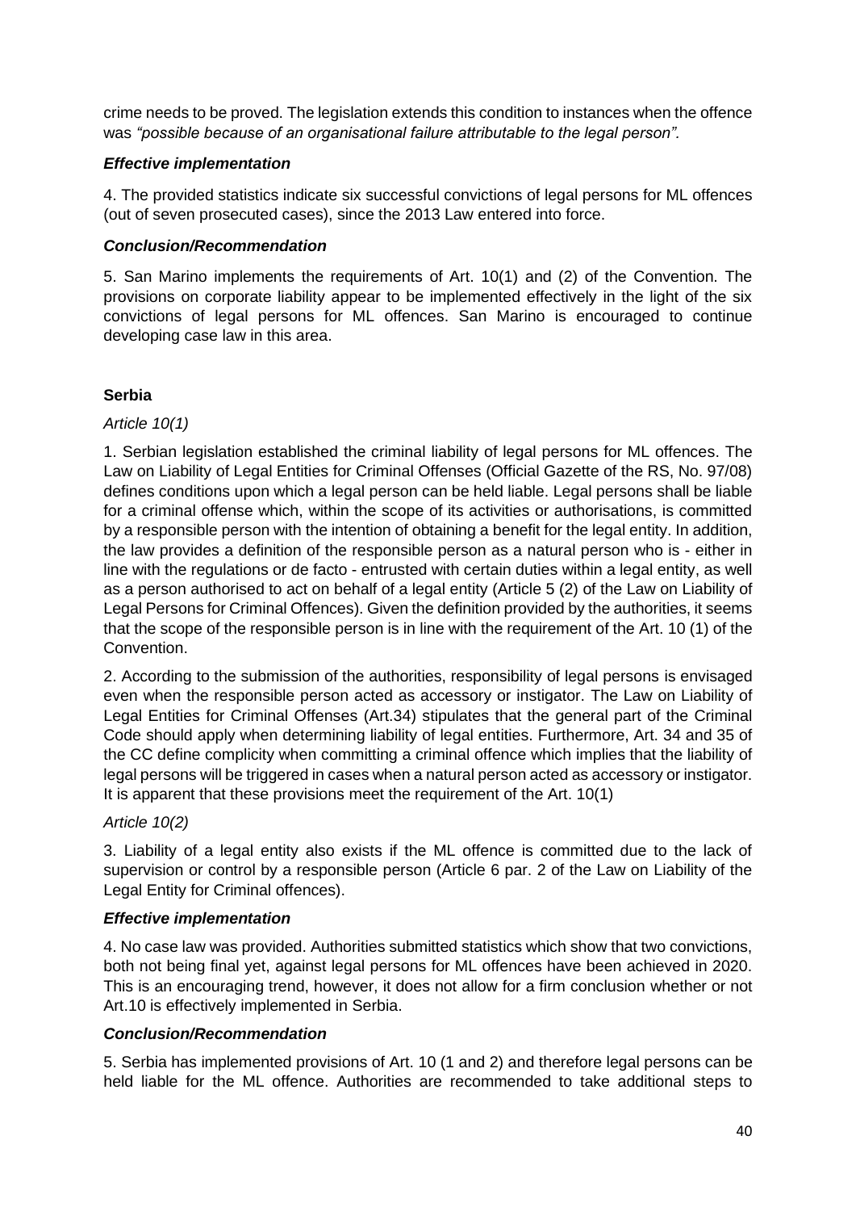crime needs to be proved. The legislation extends this condition to instances when the offence was *"possible because of an organisational failure attributable to the legal person".*

***Effective implementation***

4. The provided statistics indicate six successful convictions of legal persons for ML offences (out of seven prosecuted cases), since the 2013 Law entered into force.

***Conclusion/Recommendation***

5. San Marino implements the requirements of Art. 10(1) and (2) of the Convention. The provisions on corporate liability appear to be implemented effectively in the light of the six convictions of legal persons for ML offences. San Marino is encouraged to continue developing case law in this area.

**Serbia**

*Article 10(1)*

1. Serbian legislation established the criminal liability of legal persons for ML offences. The Law on Liability of Legal Entities for Criminal Offenses (Official Gazette of the RS, No. 97/08) defines conditions upon which a legal person can be held liable. Legal persons shall be liable for a criminal offense which, within the scope of its activities or authorisations, is committed by a responsible person with the intention of obtaining a benefit for the legal entity. In addition, the law provides a definition of the responsible person as a natural person who is - either in line with the regulations or de facto - entrusted with certain duties within a legal entity, as well as a person authorised to act on behalf of a legal entity (Article 5 (2) of the Law on Liability of Legal Persons for Criminal Offences). Given the definition provided by the authorities, it seems that the scope of the responsible person is in line with the requirement of the Art. 10 (1) of the Convention.

2. According to the submission of the authorities, responsibility of legal persons is envisaged even when the responsible person acted as accessory or instigator. The Law on Liability of Legal Entities for Criminal Offenses (Art.34) stipulates that the general part of the Criminal Code should apply when determining liability of legal entities. Furthermore, Art. 34 and 35 of the CC define complicity when committing a criminal offence which implies that the liability of legal persons will be triggered in cases when a natural person acted as accessory or instigator. It is apparent that these provisions meet the requirement of the Art. 10(1)

*Article 10(2)*

3. Liability of a legal entity also exists if the ML offence is committed due to the lack of supervision or control by a responsible person (Article 6 par. 2 of the Law on Liability of the Legal Entity for Criminal offences).

***Effective implementation***

4. No case law was provided. Authorities submitted statistics which show that two convictions, both not being final yet, against legal persons for ML offences have been achieved in 2020. This is an encouraging trend, however, it does not allow for a firm conclusion whether or not Art.10 is effectively implemented in Serbia.

***Conclusion/Recommendation***

5. Serbia has implemented provisions of Art. 10 (1 and 2) and therefore legal persons can be held liable for the ML offence. Authorities are recommended to take additional steps to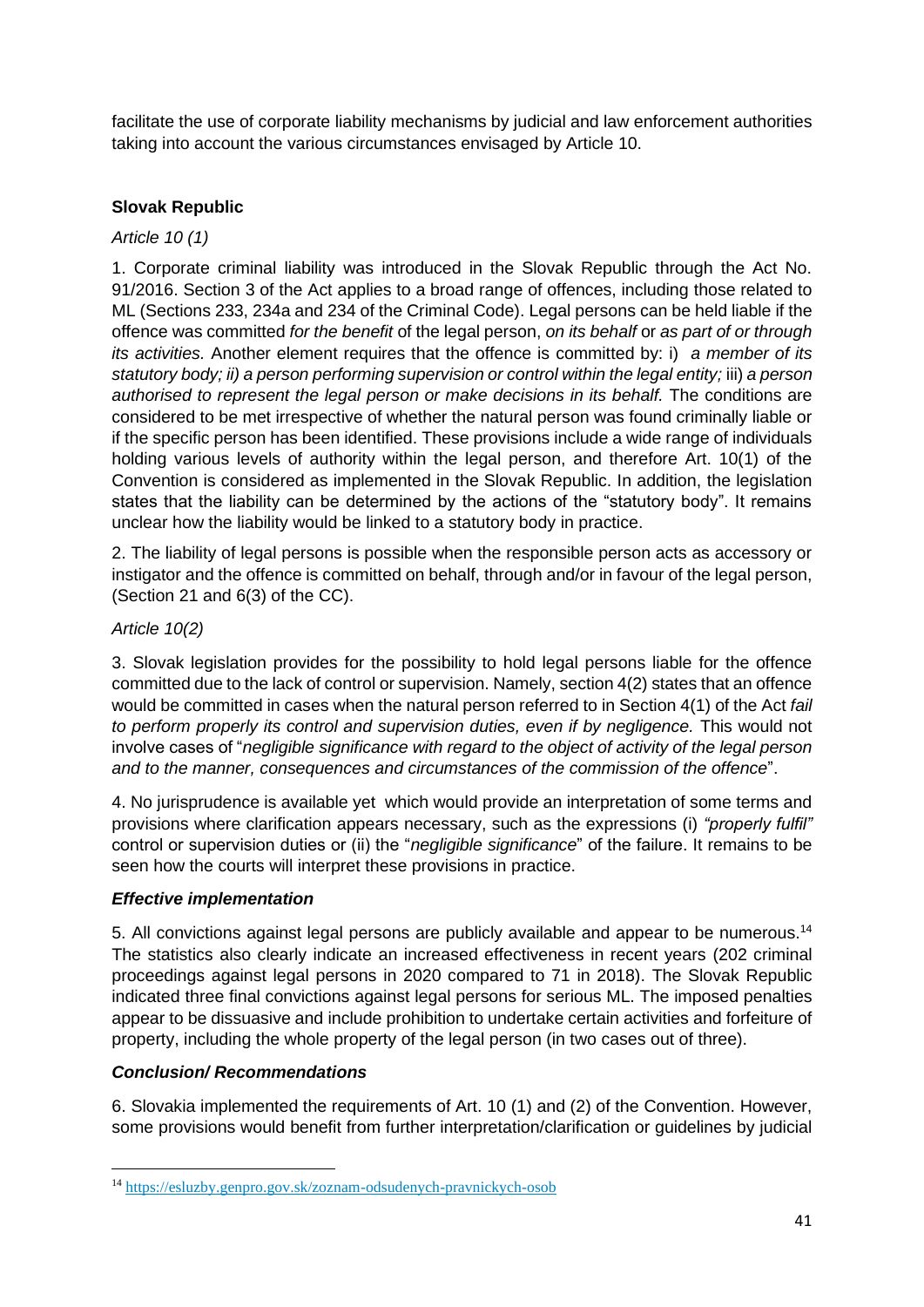facilitate the use of corporate liability mechanisms by judicial and law enforcement authorities taking into account the various circumstances envisaged by Article 10.

**Slovak Republic**

*Article 10 (1)*

1. Corporate criminal liability was introduced in the Slovak Republic through the Act No. 91/2016. Section 3 of the Act applies to a broad range of offences, including those related to ML (Sections 233, 234a and 234 of the Criminal Code). Legal persons can be held liable if the offence was committed *for the benefit* of the legal person, *on its behalf* or *as part of or through its activities.* Another element requires that the offence is committed by: i) *a member of its statutory body; ii) a person performing supervision or control within the legal entity;* iii) *a person authorised to represent the legal person or make decisions in its behalf.* The conditions are considered to be met irrespective of whether the natural person was found criminally liable or if the specific person has been identified. These provisions include a wide range of individuals holding various levels of authority within the legal person, and therefore Art. 10(1) of the Convention is considered as implemented in the Slovak Republic. In addition, the legislation states that the liability can be determined by the actions of the "statutory body". It remains unclear how the liability would be linked to a statutory body in practice.

2. The liability of legal persons is possible when the responsible person acts as accessory or instigator and the offence is committed on behalf, through and/or in favour of the legal person, (Section 21 and 6(3) of the CC).

*Article 10(2)*

3. Slovak legislation provides for the possibility to hold legal persons liable for the offence committed due to the lack of control or supervision. Namely, section 4(2) states that an offence would be committed in cases when the natural person referred to in Section 4(1) of the Act *fail to perform properly its control and supervision duties, even if by negligence.* This would not involve cases of "*negligible significance with regard to the object of activity of the legal person and to the manner, consequences and circumstances of the commission of the offence*".

4. No jurisprudence is available yet which would provide an interpretation of some terms and provisions where clarification appears necessary, such as the expressions (i) *"properly fulfil"* control or supervision duties or (ii) the "*negligible significance*" of the failure. It remains to be seen how the courts will interpret these provisions in practice.

***Effective implementation***

5. All convictions against legal persons are publicly available and appear to be numerous.[14] The statistics also clearly indicate an increased effectiveness in recent years (202 criminal proceedings against legal persons in 2020 compared to 71 in 2018). The Slovak Republic indicated three final convictions against legal persons for serious ML. The imposed penalties appear to be dissuasive and include prohibition to undertake certain activities and forfeiture of property, including the whole property of the legal person (in two cases out of three).

***Conclusion/ Recommendations***

6. Slovakia implemented the requirements of Art. 10 (1) and (2) of the Convention. However, some provisions would benefit from further interpretation/clarification or guidelines by judicial

[14] https://esluzby.genpro.gov.sk/zoznam-odsudenych-pravnickych-osob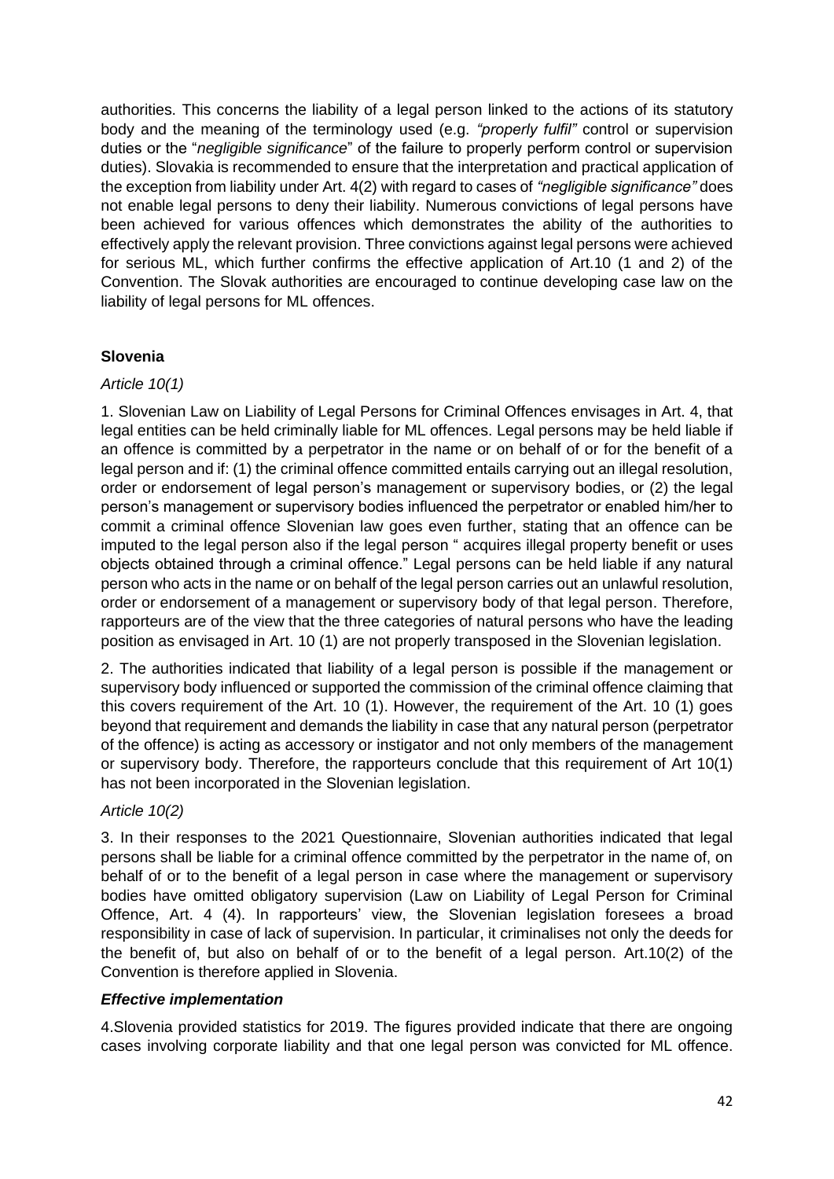authorities. This concerns the liability of a legal person linked to the actions of its statutory body and the meaning of the terminology used (e.g. *"properly fulfil"* control or supervision duties or the "*negligible significance*" of the failure to properly perform control or supervision duties). Slovakia is recommended to ensure that the interpretation and practical application of the exception from liability under Art. 4(2) with regard to cases of *"negligible significance"* does not enable legal persons to deny their liability. Numerous convictions of legal persons have been achieved for various offences which demonstrates the ability of the authorities to effectively apply the relevant provision. Three convictions against legal persons were achieved for serious ML, which further confirms the effective application of Art.10 (1 and 2) of the Convention. The Slovak authorities are encouraged to continue developing case law on the liability of legal persons for ML offences.

**Slovenia**

*Article 10(1)*

1. Slovenian Law on Liability of Legal Persons for Criminal Offences envisages in Art. 4, that legal entities can be held criminally liable for ML offences. Legal persons may be held liable if an offence is committed by a perpetrator in the name or on behalf of or for the benefit of a legal person and if: (1) the criminal offence committed entails carrying out an illegal resolution, order or endorsement of legal person's management or supervisory bodies, or (2) the legal person's management or supervisory bodies influenced the perpetrator or enabled him/her to commit a criminal offence Slovenian law goes even further, stating that an offence can be imputed to the legal person also if the legal person " acquires illegal property benefit or uses objects obtained through a criminal offence." Legal persons can be held liable if any natural person who acts in the name or on behalf of the legal person carries out an unlawful resolution, order or endorsement of a management or supervisory body of that legal person. Therefore, rapporteurs are of the view that the three categories of natural persons who have the leading position as envisaged in Art. 10 (1) are not properly transposed in the Slovenian legislation.

2. The authorities indicated that liability of a legal person is possible if the management or supervisory body influenced or supported the commission of the criminal offence claiming that this covers requirement of the Art. 10 (1). However, the requirement of the Art. 10 (1) goes beyond that requirement and demands the liability in case that any natural person (perpetrator of the offence) is acting as accessory or instigator and not only members of the management or supervisory body. Therefore, the rapporteurs conclude that this requirement of Art 10(1) has not been incorporated in the Slovenian legislation.

*Article 10(2)*

3. In their responses to the 2021 Questionnaire, Slovenian authorities indicated that legal persons shall be liable for a criminal offence committed by the perpetrator in the name of, on behalf of or to the benefit of a legal person in case where the management or supervisory bodies have omitted obligatory supervision (Law on Liability of Legal Person for Criminal Offence, Art. 4 (4). In rapporteurs' view, the Slovenian legislation foresees a broad responsibility in case of lack of supervision. In particular, it criminalises not only the deeds for the benefit of, but also on behalf of or to the benefit of a legal person. Art.10(2) of the Convention is therefore applied in Slovenia.

***Effective implementation***

4.Slovenia provided statistics for 2019. The figures provided indicate that there are ongoing cases involving corporate liability and that one legal person was convicted for ML offence.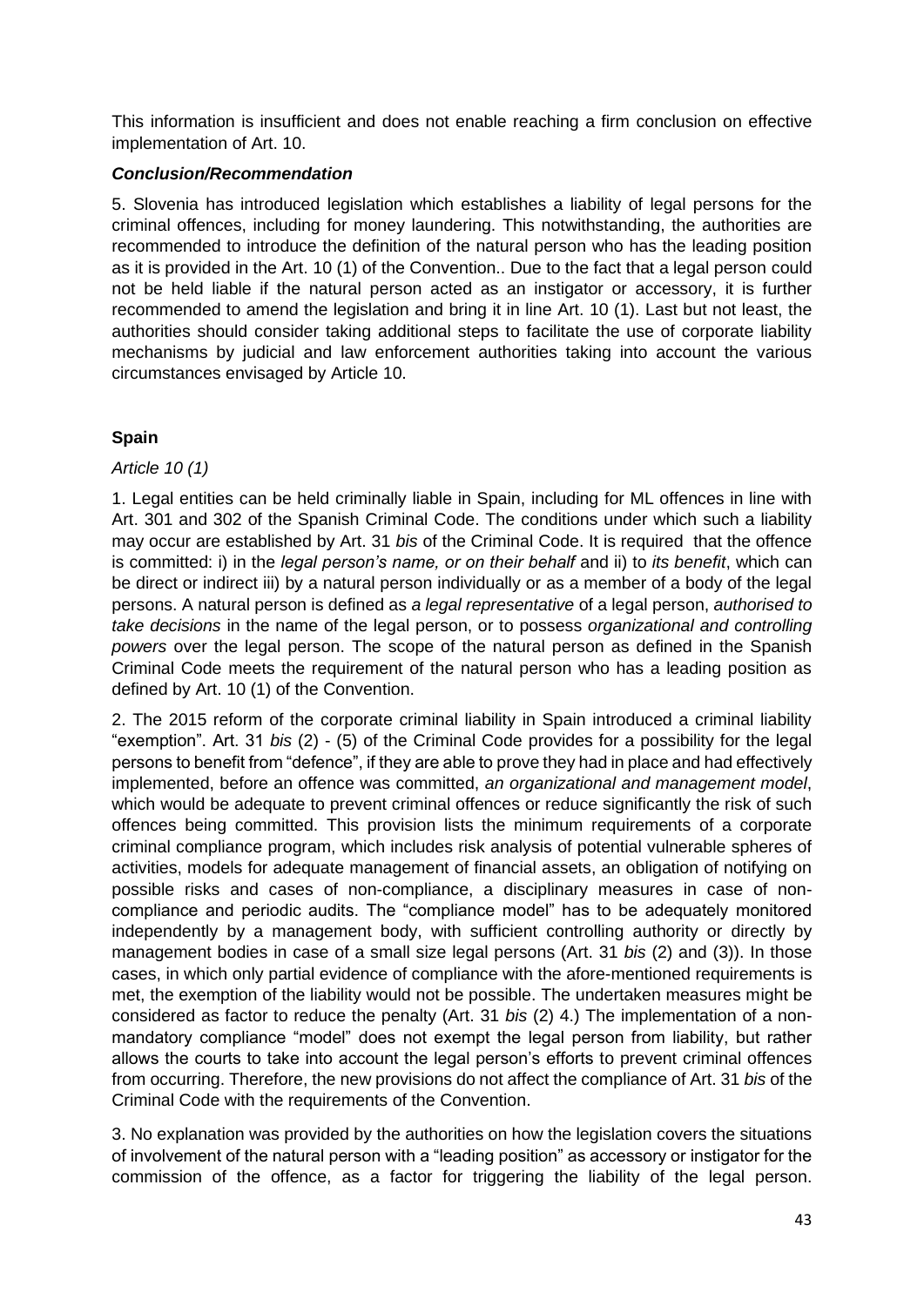This information is insufficient and does not enable reaching a firm conclusion on effective implementation of Art. 10.

***Conclusion/Recommendation***

5. Slovenia has introduced legislation which establishes a liability of legal persons for the criminal offences, including for money laundering. This notwithstanding, the authorities are recommended to introduce the definition of the natural person who has the leading position as it is provided in the Art. 10 (1) of the Convention.. Due to the fact that a legal person could not be held liable if the natural person acted as an instigator or accessory, it is further recommended to amend the legislation and bring it in line Art. 10 (1). Last but not least, the authorities should consider taking additional steps to facilitate the use of corporate liability mechanisms by judicial and law enforcement authorities taking into account the various circumstances envisaged by Article 10.

**Spain**

*Article 10 (1)*

1. Legal entities can be held criminally liable in Spain, including for ML offences in line with Art. 301 and 302 of the Spanish Criminal Code. The conditions under which such a liability may occur are established by Art. 31 *bis* of the Criminal Code. It is required that the offence is committed: i) in the *legal person's name, or on their behalf* and ii) to *its benefit*, which can be direct or indirect iii) by a natural person individually or as a member of a body of the legal persons. A natural person is defined as *a legal representative* of a legal person, *authorised to take decisions* in the name of the legal person, or to possess *organizational and controlling powers* over the legal person. The scope of the natural person as defined in the Spanish Criminal Code meets the requirement of the natural person who has a leading position as defined by Art. 10 (1) of the Convention.

2. The 2015 reform of the corporate criminal liability in Spain introduced a criminal liability "exemption". Art. 31 *bis* (2) - (5) of the Criminal Code provides for a possibility for the legal persons to benefit from "defence", if they are able to prove they had in place and had effectively implemented, before an offence was committed, *an organizational and management model*, which would be adequate to prevent criminal offences or reduce significantly the risk of such offences being committed. This provision lists the minimum requirements of a corporate criminal compliance program, which includes risk analysis of potential vulnerable spheres of activities, models for adequate management of financial assets, an obligation of notifying on possible risks and cases of non-compliance, a disciplinary measures in case of non-compliance and periodic audits. The "compliance model" has to be adequately monitored independently by a management body, with sufficient controlling authority or directly by management bodies in case of a small size legal persons (Art. 31 *bis* (2) and (3)). In those cases, in which only partial evidence of compliance with the afore-mentioned requirements is met, the exemption of the liability would not be possible. The undertaken measures might be considered as factor to reduce the penalty (Art. 31 *bis* (2) 4.) The implementation of a non-mandatory compliance "model" does not exempt the legal person from liability, but rather allows the courts to take into account the legal person's efforts to prevent criminal offences from occurring. Therefore, the new provisions do not affect the compliance of Art. 31 *bis* of the Criminal Code with the requirements of the Convention.

3. No explanation was provided by the authorities on how the legislation covers the situations of involvement of the natural person with a "leading position" as accessory or instigator for the commission of the offence, as a factor for triggering the liability of the legal person.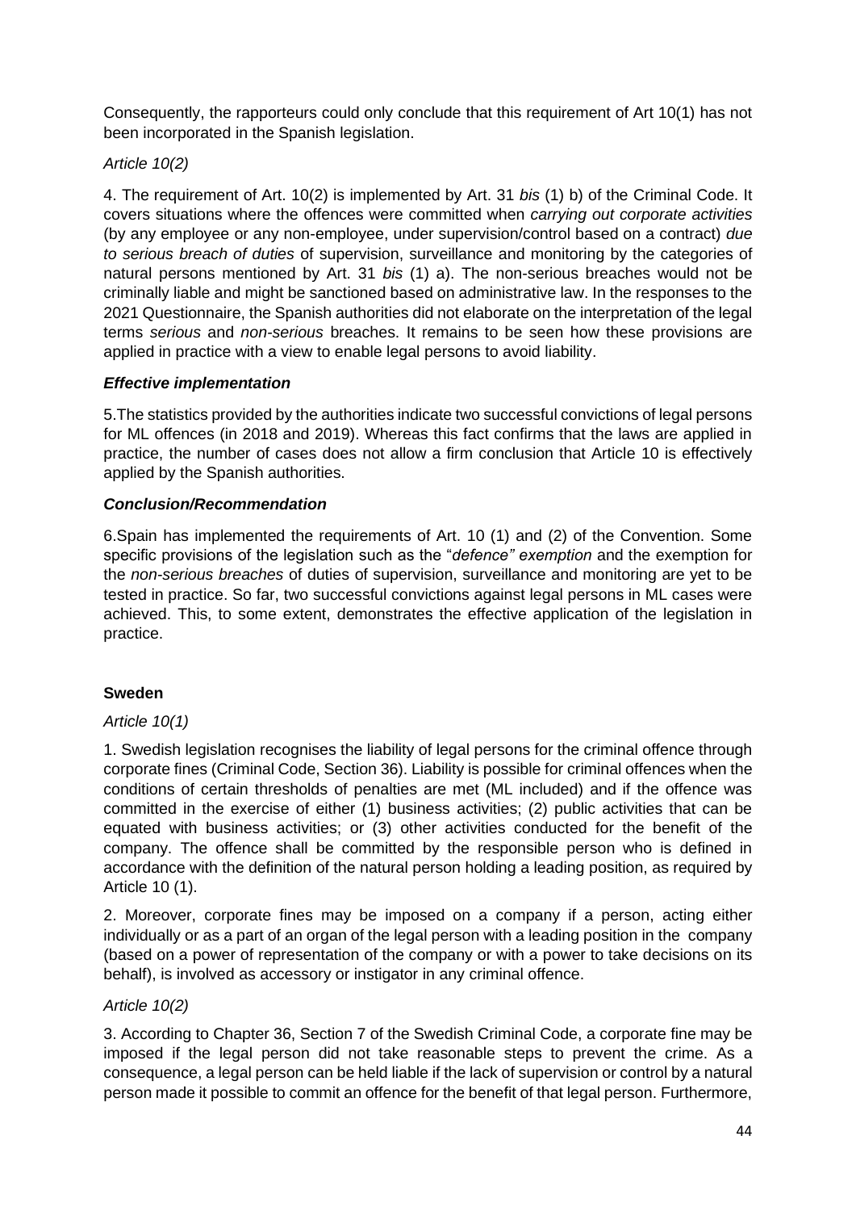Consequently, the rapporteurs could only conclude that this requirement of Art 10(1) has not been incorporated in the Spanish legislation.

*Article 10(2)*

4. The requirement of Art. 10(2) is implemented by Art. 31 *bis* (1) b) of the Criminal Code. It covers situations where the offences were committed when *carrying out corporate activities* (by any employee or any non-employee, under supervision/control based on a contract) *due to serious breach of duties* of supervision, surveillance and monitoring by the categories of natural persons mentioned by Art. 31 *bis* (1) a). The non-serious breaches would not be criminally liable and might be sanctioned based on administrative law. In the responses to the 2021 Questionnaire, the Spanish authorities did not elaborate on the interpretation of the legal terms *serious* and *non-serious* breaches. It remains to be seen how these provisions are applied in practice with a view to enable legal persons to avoid liability.

***Effective implementation***

5.The statistics provided by the authorities indicate two successful convictions of legal persons for ML offences (in 2018 and 2019). Whereas this fact confirms that the laws are applied in practice, the number of cases does not allow a firm conclusion that Article 10 is effectively applied by the Spanish authorities.

***Conclusion/Recommendation***

6.Spain has implemented the requirements of Art. 10 (1) and (2) of the Convention. Some specific provisions of the legislation such as the "*defence" exemption* and the exemption for the *non-serious breaches* of duties of supervision, surveillance and monitoring are yet to be tested in practice. So far, two successful convictions against legal persons in ML cases were achieved. This, to some extent, demonstrates the effective application of the legislation in practice.

**Sweden**

*Article 10(1)*

1. Swedish legislation recognises the liability of legal persons for the criminal offence through corporate fines (Criminal Code, Section 36). Liability is possible for criminal offences when the conditions of certain thresholds of penalties are met (ML included) and if the offence was committed in the exercise of either (1) business activities; (2) public activities that can be equated with business activities; or (3) other activities conducted for the benefit of the company. The offence shall be committed by the responsible person who is defined in accordance with the definition of the natural person holding a leading position, as required by Article 10 (1).

2. Moreover, corporate fines may be imposed on a company if a person, acting either individually or as a part of an organ of the legal person with a leading position in the company (based on a power of representation of the company or with a power to take decisions on its behalf), is involved as accessory or instigator in any criminal offence.

*Article 10(2)*

3. According to Chapter 36, Section 7 of the Swedish Criminal Code, a corporate fine may be imposed if the legal person did not take reasonable steps to prevent the crime. As a consequence, a legal person can be held liable if the lack of supervision or control by a natural person made it possible to commit an offence for the benefit of that legal person. Furthermore,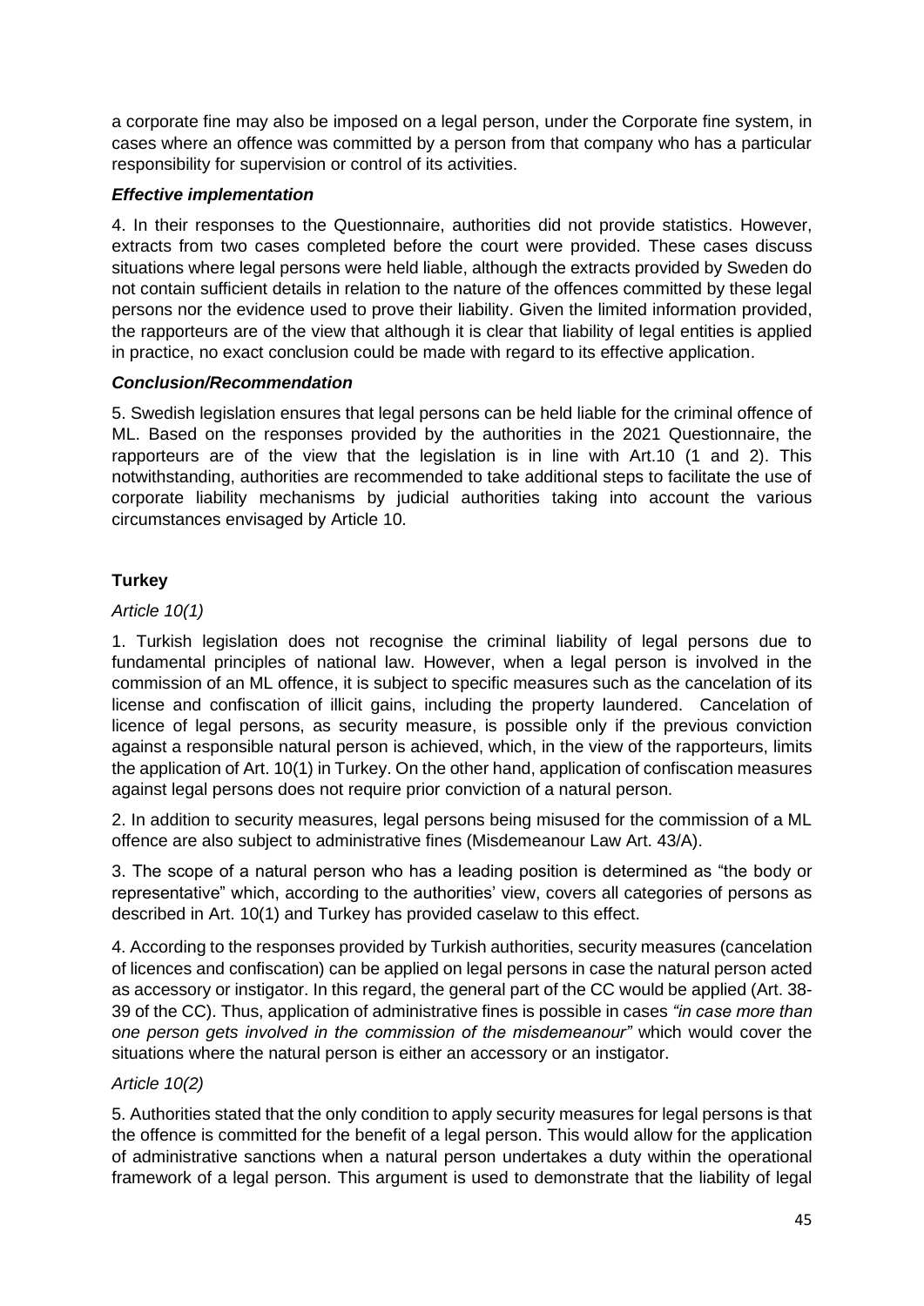a corporate fine may also be imposed on a legal person, under the Corporate fine system, in cases where an offence was committed by a person from that company who has a particular responsibility for supervision or control of its activities.

***Effective implementation***

4. In their responses to the Questionnaire, authorities did not provide statistics. However, extracts from two cases completed before the court were provided. These cases discuss situations where legal persons were held liable, although the extracts provided by Sweden do not contain sufficient details in relation to the nature of the offences committed by these legal persons nor the evidence used to prove their liability. Given the limited information provided, the rapporteurs are of the view that although it is clear that liability of legal entities is applied in practice, no exact conclusion could be made with regard to its effective application.

***Conclusion/Recommendation***

5. Swedish legislation ensures that legal persons can be held liable for the criminal offence of ML. Based on the responses provided by the authorities in the 2021 Questionnaire, the rapporteurs are of the view that the legislation is in line with Art.10 (1 and 2). This notwithstanding, authorities are recommended to take additional steps to facilitate the use of corporate liability mechanisms by judicial authorities taking into account the various circumstances envisaged by Article 10.

**Turkey**

*Article 10(1)*

1. Turkish legislation does not recognise the criminal liability of legal persons due to fundamental principles of national law. However, when a legal person is involved in the commission of an ML offence, it is subject to specific measures such as the cancelation of its license and confiscation of illicit gains, including the property laundered. Cancelation of licence of legal persons, as security measure, is possible only if the previous conviction against a responsible natural person is achieved, which, in the view of the rapporteurs, limits the application of Art. 10(1) in Turkey. On the other hand, application of confiscation measures against legal persons does not require prior conviction of a natural person.

2. In addition to security measures, legal persons being misused for the commission of a ML offence are also subject to administrative fines (Misdemeanour Law Art. 43/A).

3. The scope of a natural person who has a leading position is determined as "the body or representative" which, according to the authorities' view, covers all categories of persons as described in Art. 10(1) and Turkey has provided caselaw to this effect.

4. According to the responses provided by Turkish authorities, security measures (cancelation of licences and confiscation) can be applied on legal persons in case the natural person acted as accessory or instigator. In this regard, the general part of the CC would be applied (Art. 38-39 of the CC). Thus, application of administrative fines is possible in cases *"in case more than one person gets involved in the commission of the misdemeanour"* which would cover the situations where the natural person is either an accessory or an instigator.

*Article 10(2)*

5. Authorities stated that the only condition to apply security measures for legal persons is that the offence is committed for the benefit of a legal person. This would allow for the application of administrative sanctions when a natural person undertakes a duty within the operational framework of a legal person. This argument is used to demonstrate that the liability of legal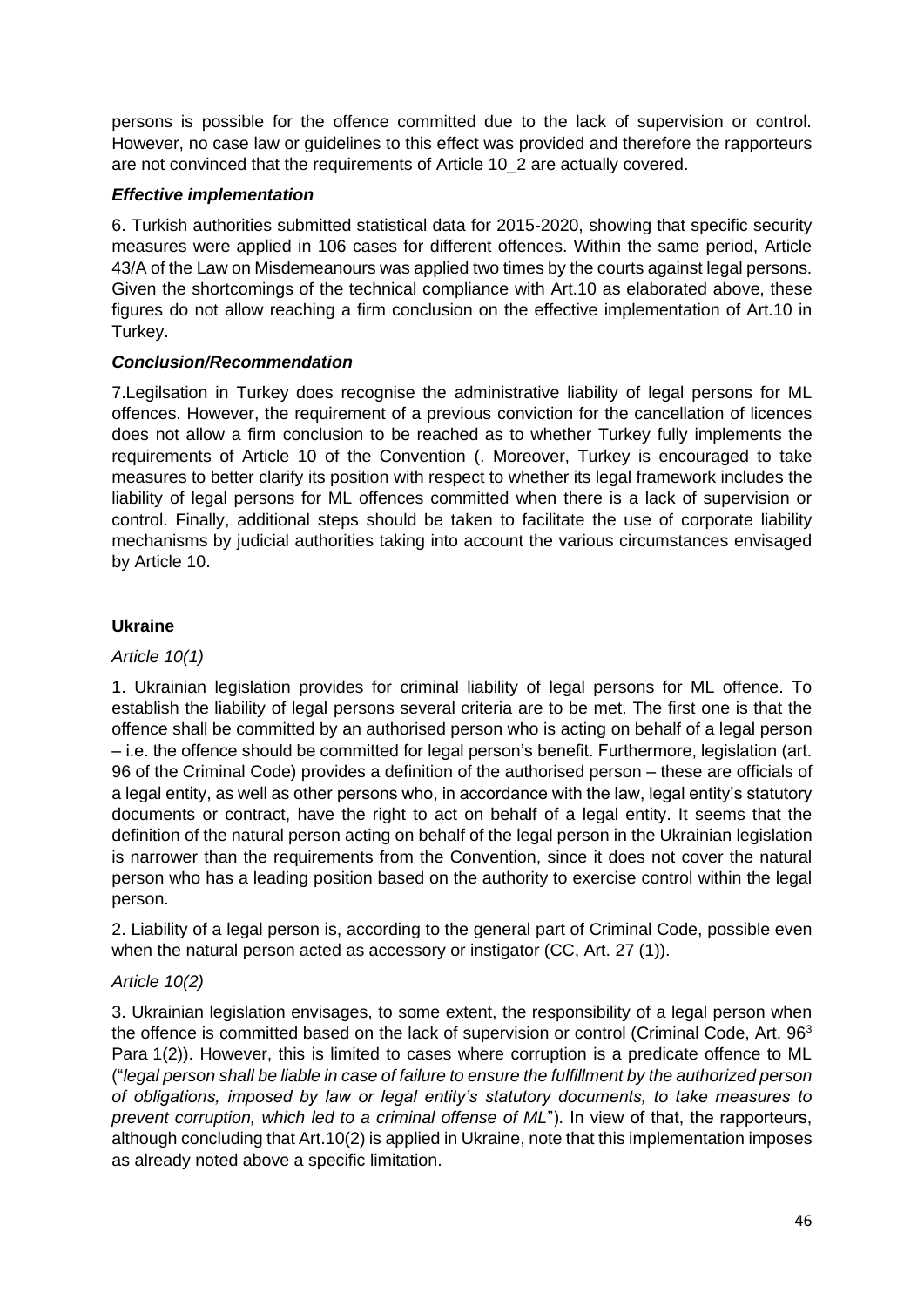persons is possible for the offence committed due to the lack of supervision or control. However, no case law or guidelines to this effect was provided and therefore the rapporteurs are not convinced that the requirements of Article 10_2 are actually covered.

***Effective implementation***

6. Turkish authorities submitted statistical data for 2015-2020, showing that specific security measures were applied in 106 cases for different offences. Within the same period, Article 43/A of the Law on Misdemeanours was applied two times by the courts against legal persons. Given the shortcomings of the technical compliance with Art.10 as elaborated above, these figures do not allow reaching a firm conclusion on the effective implementation of Art.10 in Turkey.

***Conclusion/Recommendation***

7.Legilsation in Turkey does recognise the administrative liability of legal persons for ML offences. However, the requirement of a previous conviction for the cancellation of licences does not allow a firm conclusion to be reached as to whether Turkey fully implements the requirements of Article 10 of the Convention (. Moreover, Turkey is encouraged to take measures to better clarify its position with respect to whether its legal framework includes the liability of legal persons for ML offences committed when there is a lack of supervision or control. Finally, additional steps should be taken to facilitate the use of corporate liability mechanisms by judicial authorities taking into account the various circumstances envisaged by Article 10.

**Ukraine**

*Article 10(1)*

1. Ukrainian legislation provides for criminal liability of legal persons for ML offence. To establish the liability of legal persons several criteria are to be met. The first one is that the offence shall be committed by an authorised person who is acting on behalf of a legal person – i.e. the offence should be committed for legal person's benefit. Furthermore, legislation (art. 96 of the Criminal Code) provides a definition of the authorised person – these are officials of a legal entity, as well as other persons who, in accordance with the law, legal entity's statutory documents or contract, have the right to act on behalf of a legal entity. It seems that the definition of the natural person acting on behalf of the legal person in the Ukrainian legislation is narrower than the requirements from the Convention, since it does not cover the natural person who has a leading position based on the authority to exercise control within the legal person.

2. Liability of a legal person is, according to the general part of Criminal Code, possible even when the natural person acted as accessory or instigator (CC, Art. 27 (1)).

*Article 10(2)*

3. Ukrainian legislation envisages, to some extent, the responsibility of a legal person when the offence is committed based on the lack of supervision or control (Criminal Code, Art. 96[3] Para 1(2)). However, this is limited to cases where corruption is a predicate offence to ML ("*legal person shall be liable in case of failure to ensure the fulfillment by the authorized person of obligations, imposed by law or legal entity's statutory documents, to take measures to prevent corruption, which led to a criminal offense of ML*"). In view of that, the rapporteurs, although concluding that Art.10(2) is applied in Ukraine, note that this implementation imposes as already noted above a specific limitation.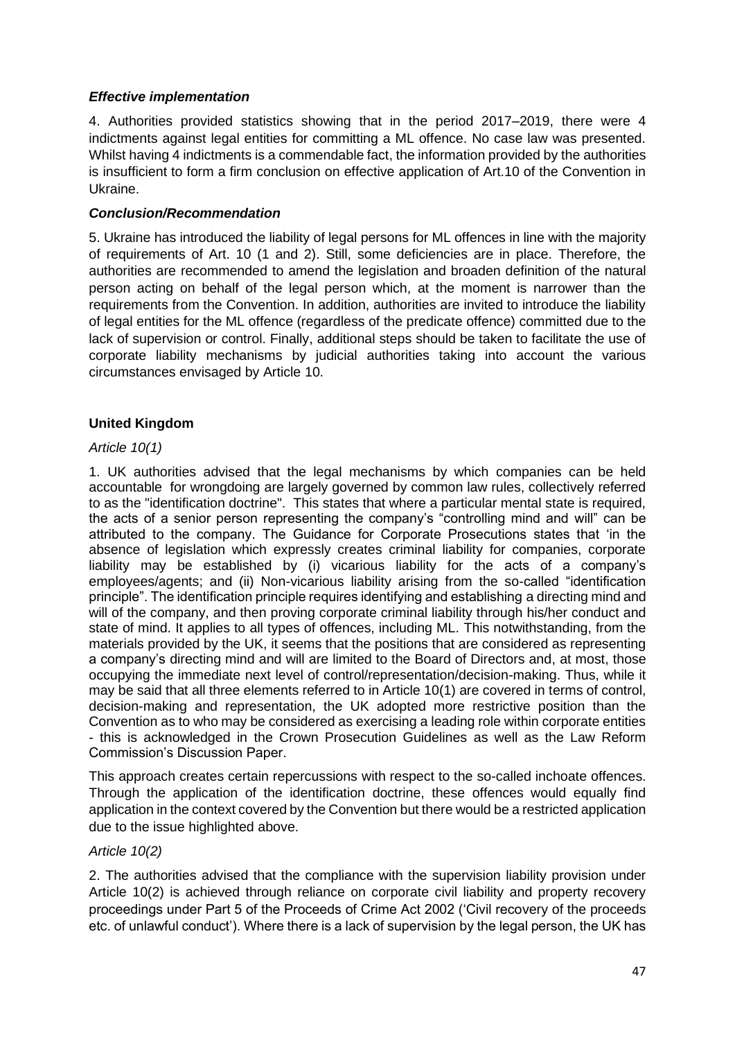### *Effective implementation*

4. Authorities provided statistics showing that in the period 2017–2019, there were 4 indictments against legal entities for committing a ML offence. No case law was presented. Whilst having 4 indictments is a commendable fact, the information provided by the authorities is insufficient to form a firm conclusion on effective application of Art.10 of the Convention in Ukraine.

### *Conclusion/Recommendation*

5. Ukraine has introduced the liability of legal persons for ML offences in line with the majority of requirements of Art. 10 (1 and 2). Still, some deficiencies are in place. Therefore, the authorities are recommended to amend the legislation and broaden definition of the natural person acting on behalf of the legal person which, at the moment is narrower than the requirements from the Convention. In addition, authorities are invited to introduce the liability of legal entities for the ML offence (regardless of the predicate offence) committed due to the lack of supervision or control. Finally, additional steps should be taken to facilitate the use of corporate liability mechanisms by judicial authorities taking into account the various circumstances envisaged by Article 10.

## **United Kingdom**

*Article 10(1)*

1. UK authorities advised that the legal mechanisms by which companies can be held accountable for wrongdoing are largely governed by common law rules, collectively referred to as the "identification doctrine". This states that where a particular mental state is required, the acts of a senior person representing the company's "controlling mind and will" can be attributed to the company. The Guidance for Corporate Prosecutions states that 'in the absence of legislation which expressly creates criminal liability for companies, corporate liability may be established by (i) vicarious liability for the acts of a company's employees/agents; and (ii) Non-vicarious liability arising from the so-called "identification principle". The identification principle requires identifying and establishing a directing mind and will of the company, and then proving corporate criminal liability through his/her conduct and state of mind. It applies to all types of offences, including ML. This notwithstanding, from the materials provided by the UK, it seems that the positions that are considered as representing a company's directing mind and will are limited to the Board of Directors and, at most, those occupying the immediate next level of control/representation/decision-making. Thus, while it may be said that all three elements referred to in Article 10(1) are covered in terms of control, decision-making and representation, the UK adopted more restrictive position than the Convention as to who may be considered as exercising a leading role within corporate entities - this is acknowledged in the Crown Prosecution Guidelines as well as the Law Reform Commission's Discussion Paper.

This approach creates certain repercussions with respect to the so-called inchoate offences. Through the application of the identification doctrine, these offences would equally find application in the context covered by the Convention but there would be a restricted application due to the issue highlighted above.

*Article 10(2)*

2. The authorities advised that the compliance with the supervision liability provision under Article 10(2) is achieved through reliance on corporate civil liability and property recovery proceedings under Part 5 of the Proceeds of Crime Act 2002 ('Civil recovery of the proceeds etc. of unlawful conduct'). Where there is a lack of supervision by the legal person, the UK has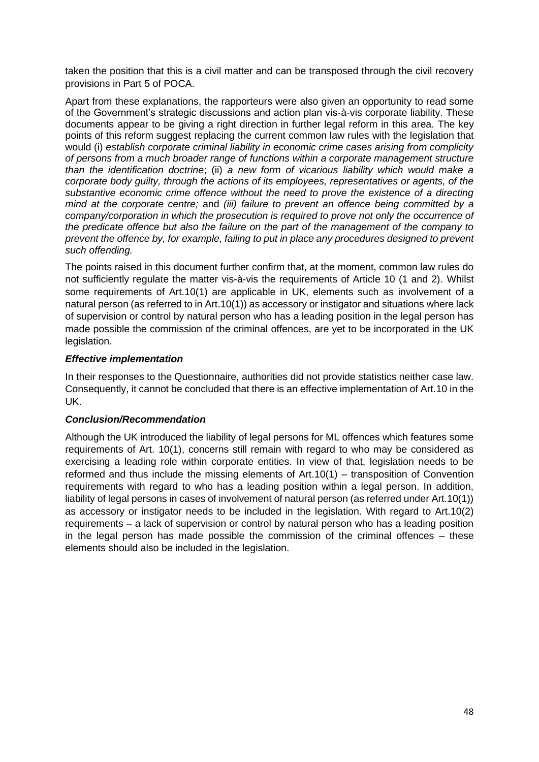taken the position that this is a civil matter and can be transposed through the civil recovery provisions in Part 5 of POCA.

Apart from these explanations, the rapporteurs were also given an opportunity to read some of the Government's strategic discussions and action plan vis-à-vis corporate liability. These documents appear to be giving a right direction in further legal reform in this area. The key points of this reform suggest replacing the current common law rules with the legislation that would (i) *establish corporate criminal liability in economic crime cases arising from complicity of persons from a much broader range of functions within a corporate management structure than the identification doctrine*; (ii) *a new form of vicarious liability which would make a corporate body guilty, through the actions of its employees, representatives or agents, of the substantive economic crime offence without the need to prove the existence of a directing mind at the corporate centre;* and *(iii) failure to prevent an offence being committed by a company/corporation in which the prosecution is required to prove not only the occurrence of the predicate offence but also the failure on the part of the management of the company to prevent the offence by, for example, failing to put in place any procedures designed to prevent such offending.*

The points raised in this document further confirm that, at the moment, common law rules do not sufficiently regulate the matter vis-à-vis the requirements of Article 10 (1 and 2). Whilst some requirements of Art.10(1) are applicable in UK, elements such as involvement of a natural person (as referred to in Art.10(1)) as accessory or instigator and situations where lack of supervision or control by natural person who has a leading position in the legal person has made possible the commission of the criminal offences, are yet to be incorporated in the UK legislation.

***Effective implementation***

In their responses to the Questionnaire, authorities did not provide statistics neither case law. Consequently, it cannot be concluded that there is an effective implementation of Art.10 in the UK.

***Conclusion/Recommendation***

Although the UK introduced the liability of legal persons for ML offences which features some requirements of Art. 10(1), concerns still remain with regard to who may be considered as exercising a leading role within corporate entities. In view of that, legislation needs to be reformed and thus include the missing elements of Art.10(1) – transposition of Convention requirements with regard to who has a leading position within a legal person. In addition, liability of legal persons in cases of involvement of natural person (as referred under Art.10(1)) as accessory or instigator needs to be included in the legislation. With regard to Art.10(2) requirements – a lack of supervision or control by natural person who has a leading position in the legal person has made possible the commission of the criminal offences – these elements should also be included in the legislation.